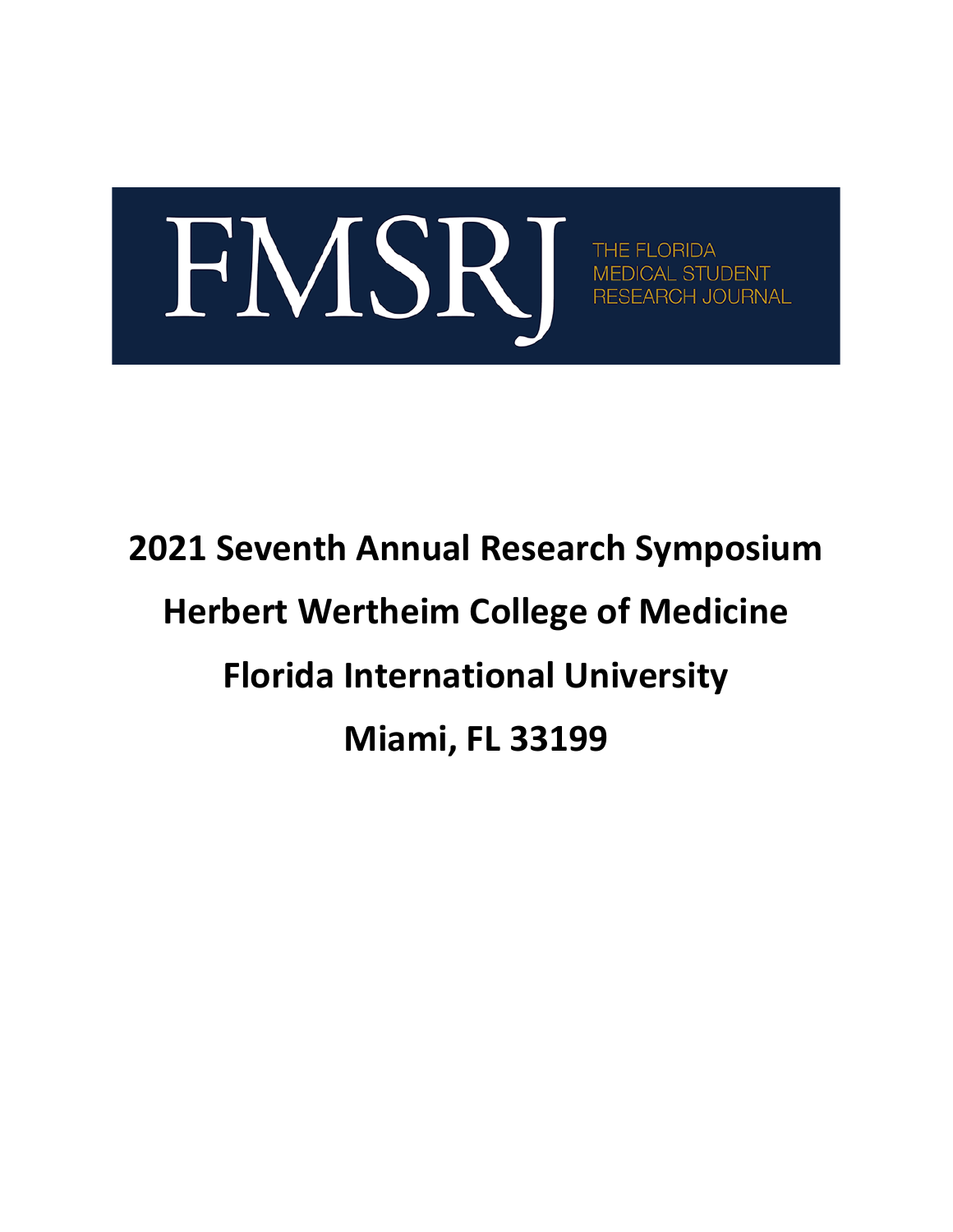FMSRJ

THE FLORIDA MEDICAL STUDENT RESEARCH JOURNAL

# 2021 Seventh Annual Research Symposium

# Herbert Wertheim College of Medicine

# Florida International University

# Miami, FL 33199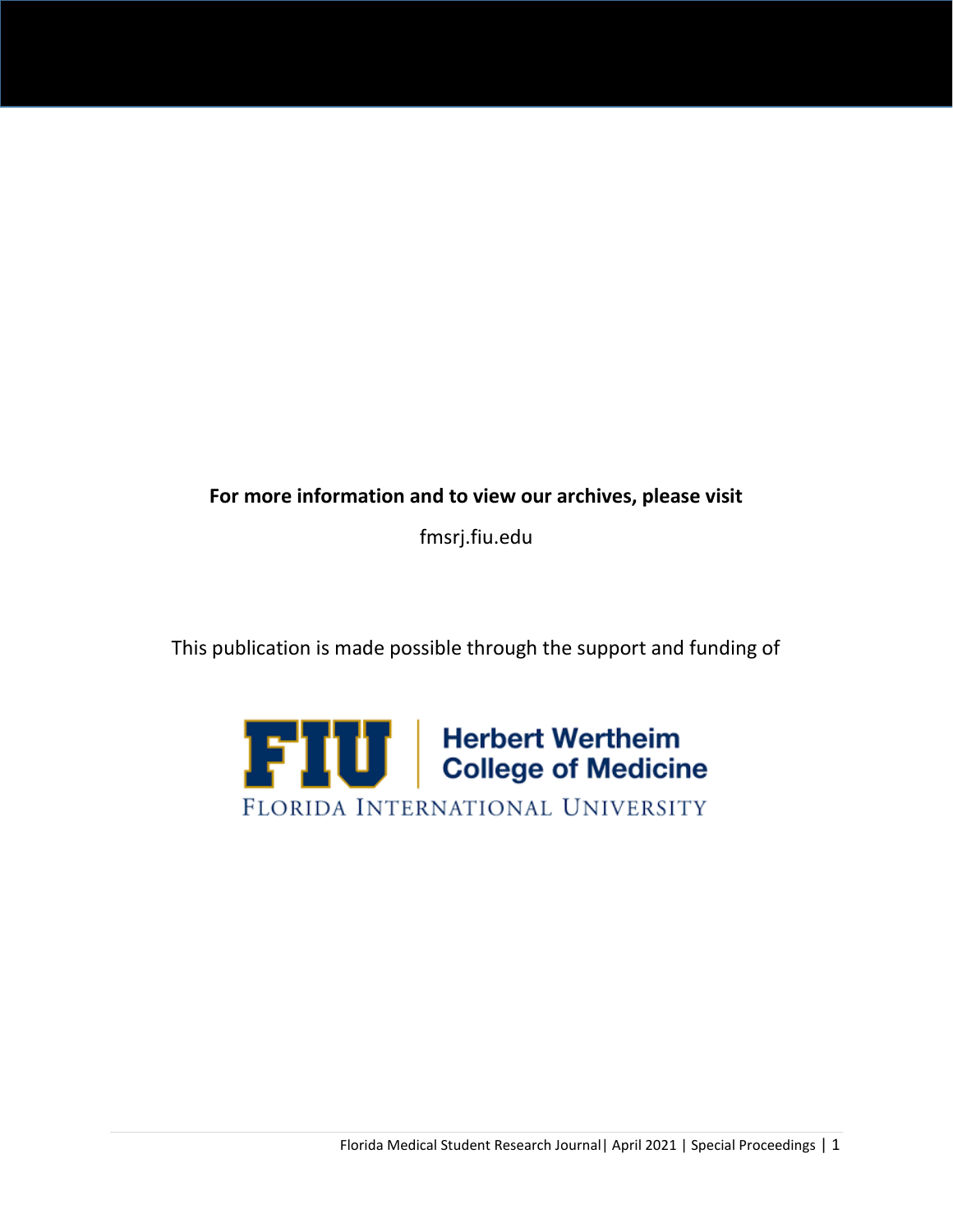**For more information and to view our archives, please visit**

fmsrj.fiu.edu

This publication is made possible through the support and funding of

FIU | Herbert Wertheim College of Medicine

FLORIDA INTERNATIONAL UNIVERSITY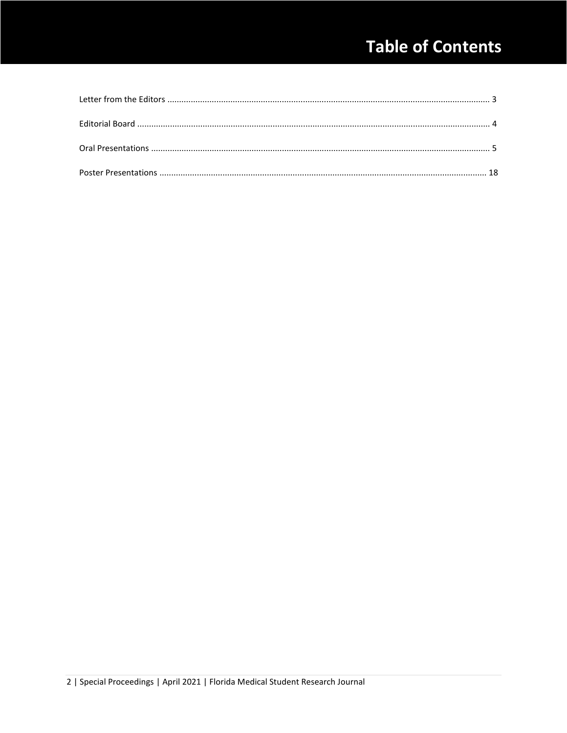# Table of Contents

Letter from the Editors ........................................................................ 3

Editorial Board ........................................................................ 4

Oral Presentations ........................................................................ 5

Poster Presentations ........................................................................ 18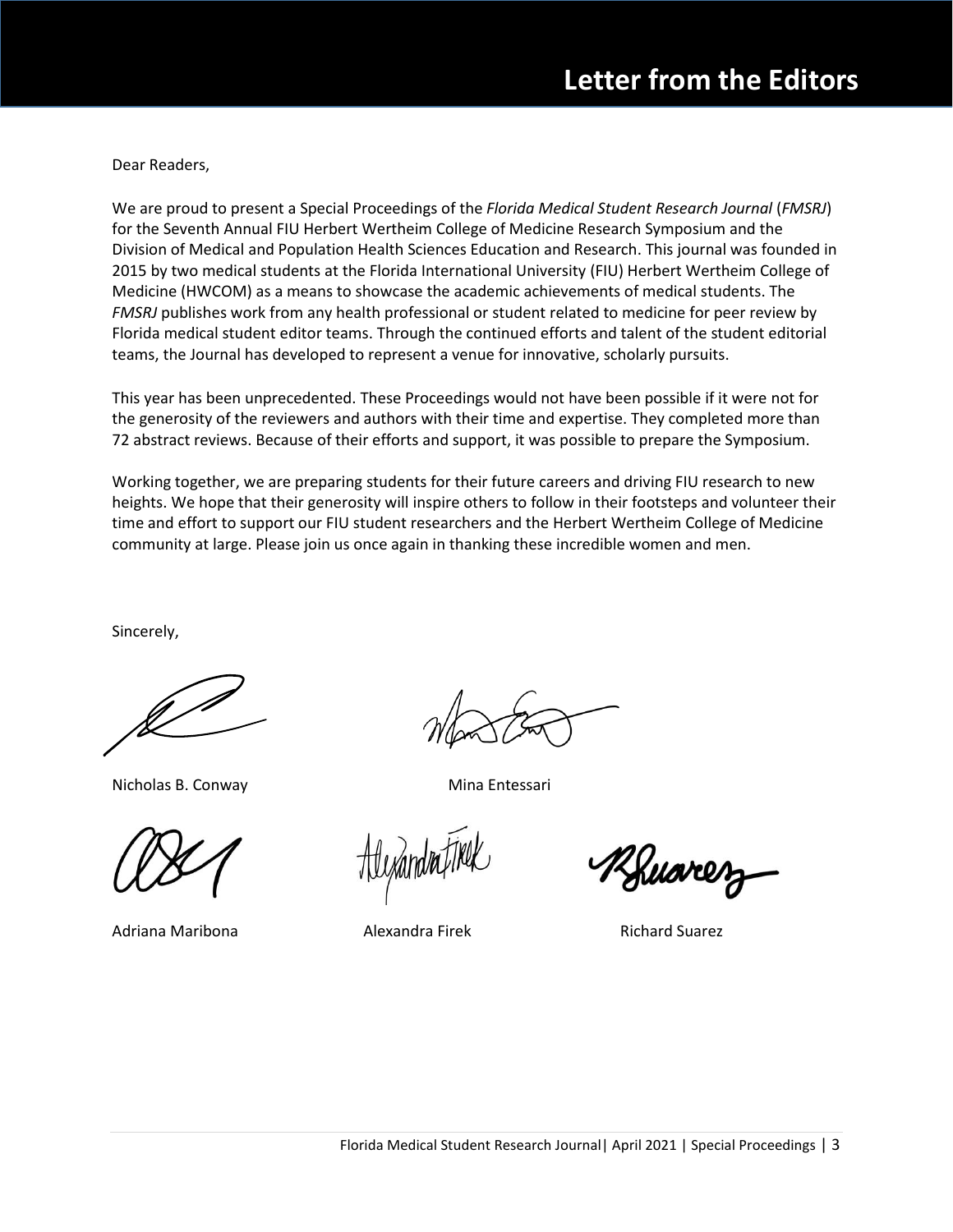# Letter from the Editors

Dear Readers,

We are proud to present a Special Proceedings of the *Florida Medical Student Research Journal* (*FMSRJ*) for the Seventh Annual FIU Herbert Wertheim College of Medicine Research Symposium and the Division of Medical and Population Health Sciences Education and Research. This journal was founded in 2015 by two medical students at the Florida International University (FIU) Herbert Wertheim College of Medicine (HWCOM) as a means to showcase the academic achievements of medical students. The *FMSRJ* publishes work from any health professional or student related to medicine for peer review by Florida medical student editor teams. Through the continued efforts and talent of the student editorial teams, the Journal has developed to represent a venue for innovative, scholarly pursuits.

This year has been unprecedented. These Proceedings would not have been possible if it were not for the generosity of the reviewers and authors with their time and expertise. They completed more than 72 abstract reviews. Because of their efforts and support, it was possible to prepare the Symposium.

Working together, we are preparing students for their future careers and driving FIU research to new heights. We hope that their generosity will inspire others to follow in their footsteps and volunteer their time and effort to support our FIU student researchers and the Herbert Wertheim College of Medicine community at large. Please join us once again in thanking these incredible women and men.

Sincerely,

Nicholas B. Conway

Mina Entessari

Adriana Maribona

Alexandra Firek

Richard Suarez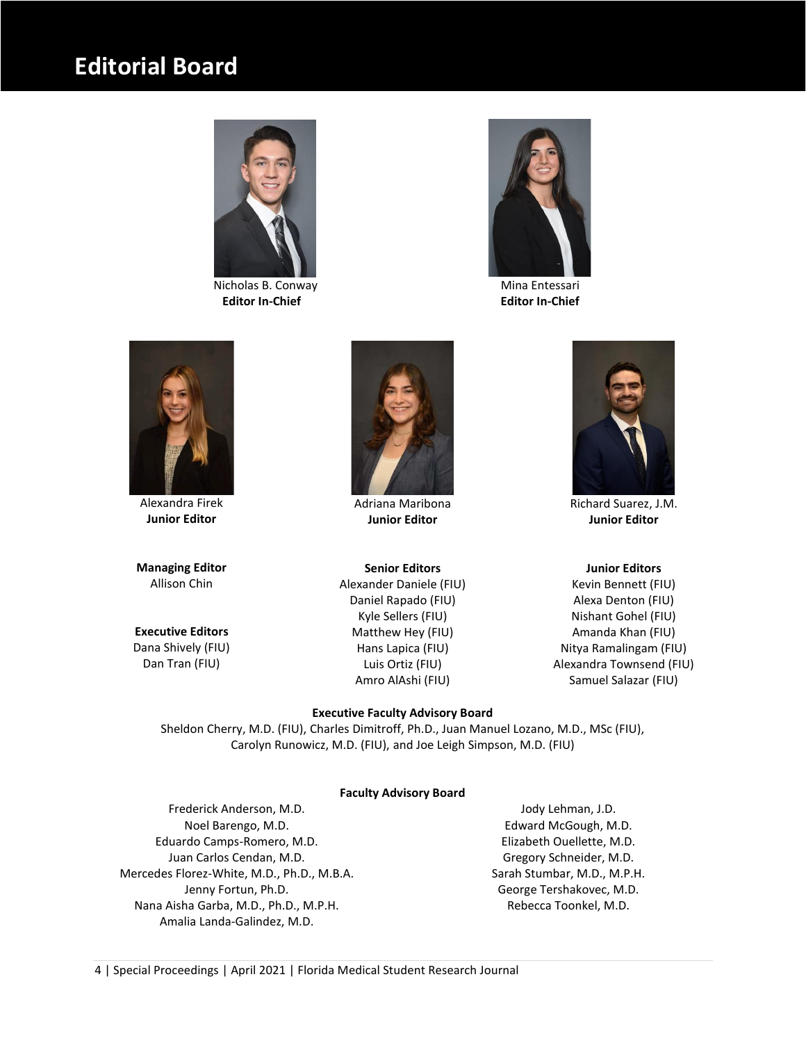# Editorial Board

Nicholas B. Conway
**Editor In-Chief**

Mina Entessari
**Editor In-Chief**

Alexandra Firek
**Junior Editor**

Adriana Maribona
**Junior Editor**

Richard Suarez, J.M.
**Junior Editor**

**Managing Editor**
Allison Chin

**Executive Editors**
Dana Shively (FIU)
Dan Tran (FIU)

**Senior Editors**
Alexander Daniele (FIU)
Daniel Rapado (FIU)
Kyle Sellers (FIU)
Matthew Hey (FIU)
Hans Lapica (FIU)
Luis Ortiz (FIU)
Amro AlAshi (FIU)

**Junior Editors**
Kevin Bennett (FIU)
Alexa Denton (FIU)
Nishant Gohel (FIU)
Amanda Khan (FIU)
Nitya Ramalingam (FIU)
Alexandra Townsend (FIU)
Samuel Salazar (FIU)

**Executive Faculty Advisory Board**
Sheldon Cherry, M.D. (FIU), Charles Dimitroff, Ph.D., Juan Manuel Lozano, M.D., MSc (FIU), Carolyn Runowicz, M.D. (FIU), and Joe Leigh Simpson, M.D. (FIU)

**Faculty Advisory Board**

Frederick Anderson, M.D.
Noel Barengo, M.D.
Eduardo Camps-Romero, M.D.
Juan Carlos Cendan, M.D.
Mercedes Florez-White, M.D., Ph.D., M.B.A.
Jenny Fortun, Ph.D.
Nana Aisha Garba, M.D., Ph.D., M.P.H.
Amalia Landa-Galindez, M.D.
Jody Lehman, J.D.
Edward McGough, M.D.
Elizabeth Ouellette, M.D.
Gregory Schneider, M.D.
Sarah Stumbar, M.D., M.P.H.
George Tershakovec, M.D.
Rebecca Toonkel, M.D.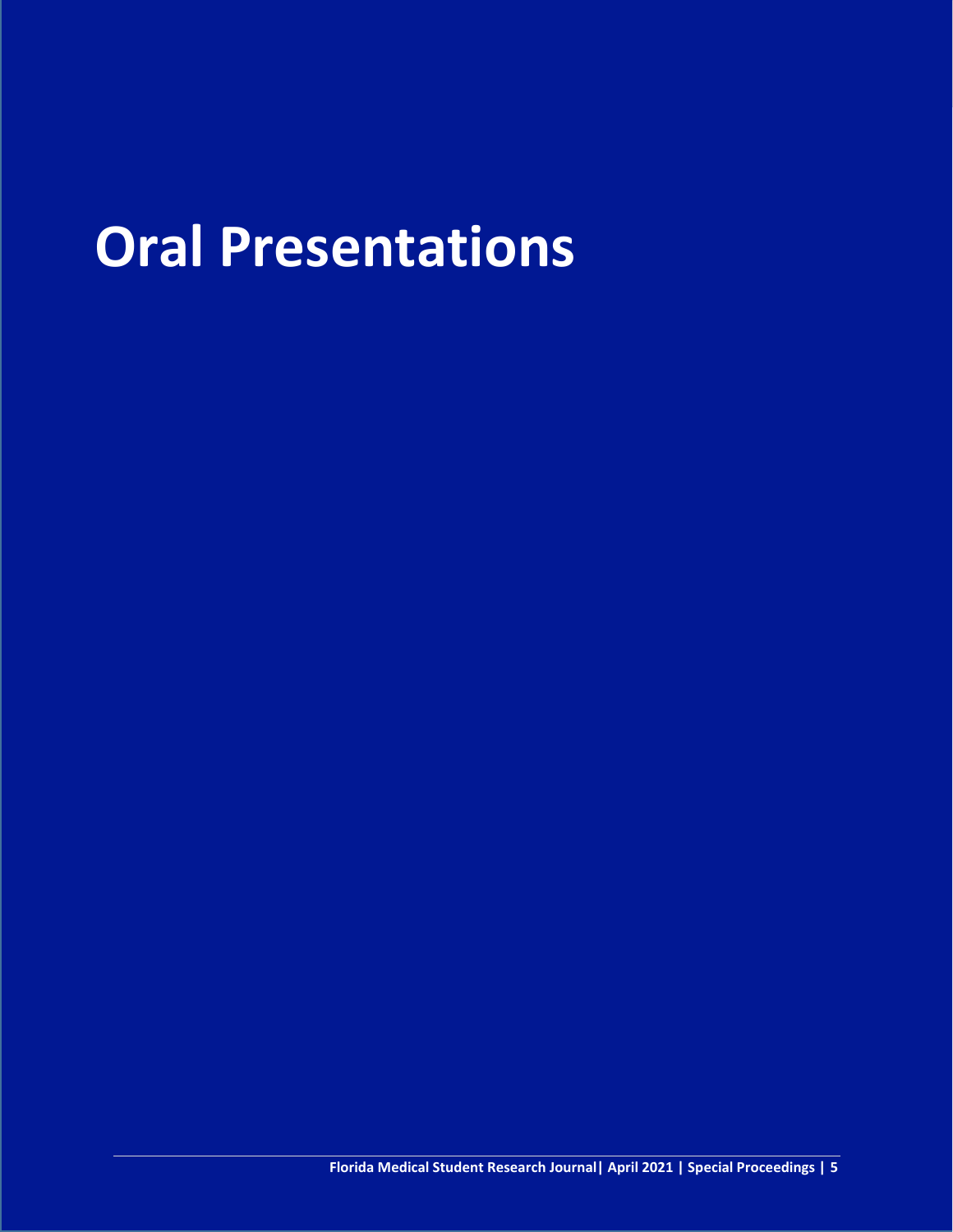# Oral Presentations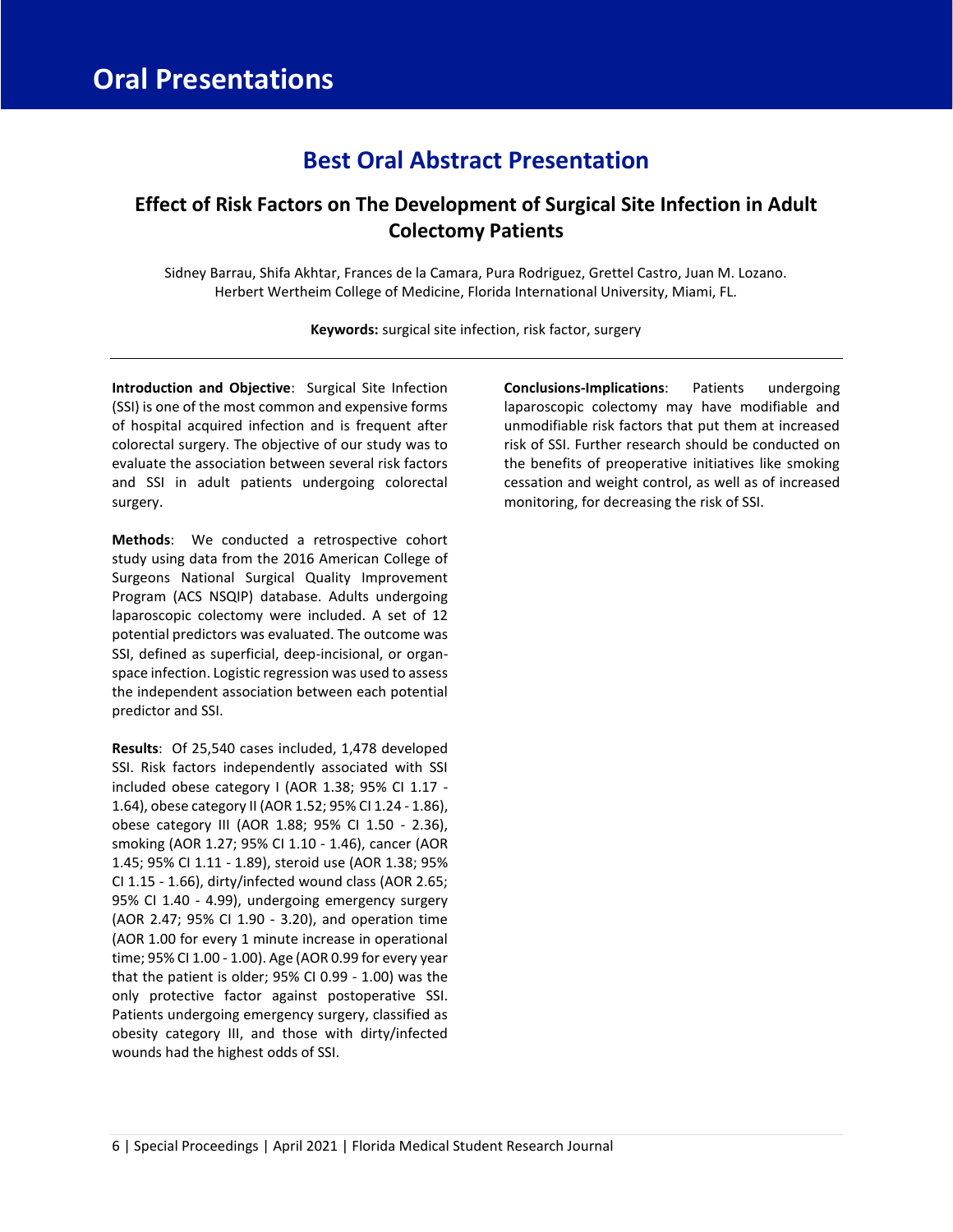# Oral Presentations

## Best Oral Abstract Presentation

### Effect of Risk Factors on The Development of Surgical Site Infection in Adult Colectomy Patients

Sidney Barrau, Shifa Akhtar, Frances de la Camara, Pura Rodriguez, Grettel Castro, Juan M. Lozano.
Herbert Wertheim College of Medicine, Florida International University, Miami, FL.

**Keywords:** surgical site infection, risk factor, surgery

---

**Introduction and Objective**: Surgical Site Infection (SSI) is one of the most common and expensive forms of hospital acquired infection and is frequent after colorectal surgery. The objective of our study was to evaluate the association between several risk factors and SSI in adult patients undergoing colorectal surgery.

**Methods**: We conducted a retrospective cohort study using data from the 2016 American College of Surgeons National Surgical Quality Improvement Program (ACS NSQIP) database. Adults undergoing laparoscopic colectomy were included. A set of 12 potential predictors was evaluated. The outcome was SSI, defined as superficial, deep-incisional, or organ-space infection. Logistic regression was used to assess the independent association between each potential predictor and SSI.

**Results**: Of 25,540 cases included, 1,478 developed SSI. Risk factors independently associated with SSI included obese category I (AOR 1.38; 95% CI 1.17 - 1.64), obese category II (AOR 1.52; 95% CI 1.24 - 1.86), obese category III (AOR 1.88; 95% CI 1.50 - 2.36), smoking (AOR 1.27; 95% CI 1.10 - 1.46), cancer (AOR 1.45; 95% CI 1.11 - 1.89), steroid use (AOR 1.38; 95% CI 1.15 - 1.66), dirty/infected wound class (AOR 2.65; 95% CI 1.40 - 4.99), undergoing emergency surgery (AOR 2.47; 95% CI 1.90 - 3.20), and operation time (AOR 1.00 for every 1 minute increase in operational time; 95% CI 1.00 - 1.00). Age (AOR 0.99 for every year that the patient is older; 95% CI 0.99 - 1.00) was the only protective factor against postoperative SSI. Patients undergoing emergency surgery, classified as obesity category III, and those with dirty/infected wounds had the highest odds of SSI.

**Conclusions-Implications**: Patients undergoing laparoscopic colectomy may have modifiable and unmodifiable risk factors that put them at increased risk of SSI. Further research should be conducted on the benefits of preoperative initiatives like smoking cessation and weight control, as well as of increased monitoring, for decreasing the risk of SSI.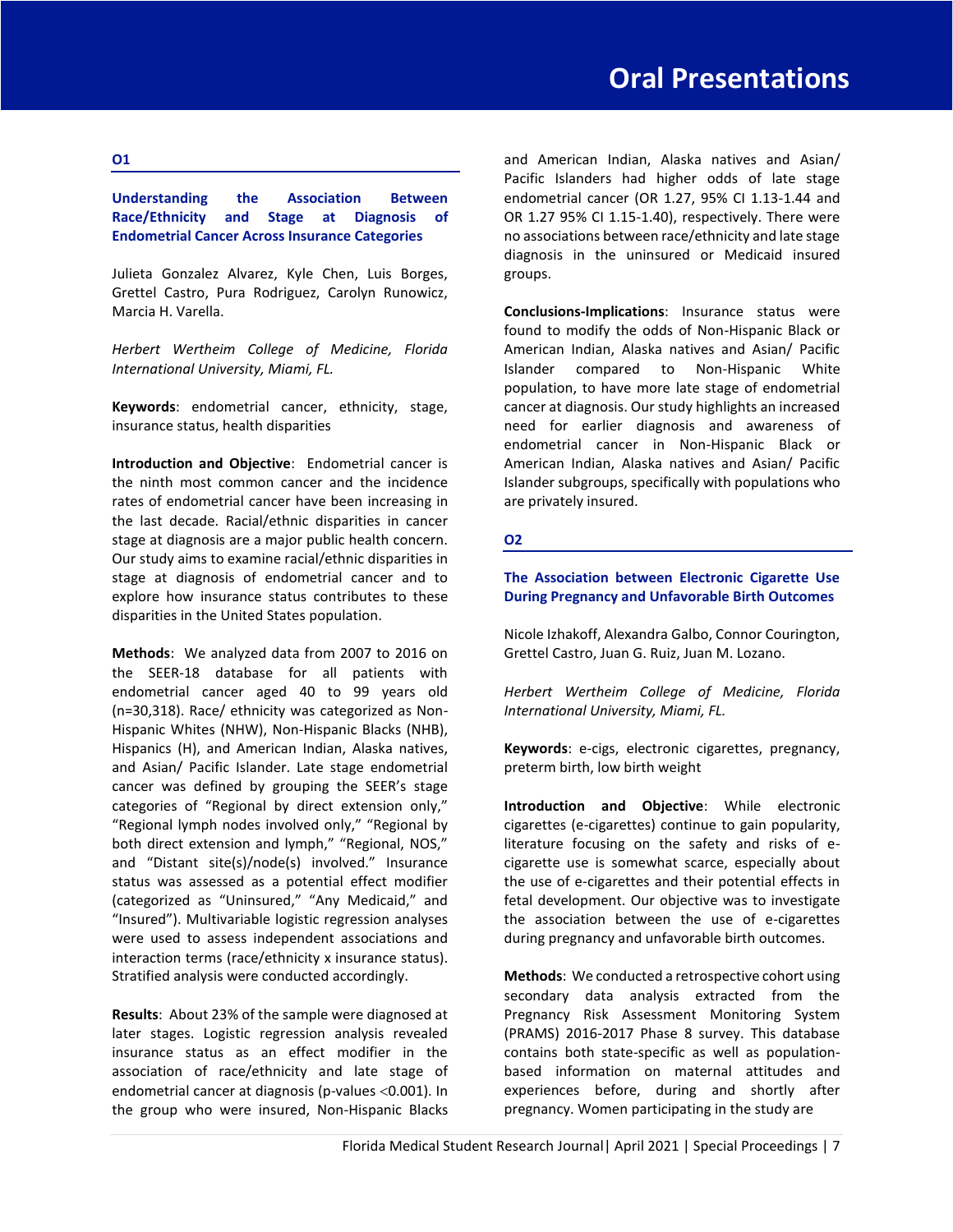# Oral Presentations

## O1

### Understanding the Association Between Race/Ethnicity and Stage at Diagnosis of Endometrial Cancer Across Insurance Categories

Julieta Gonzalez Alvarez, Kyle Chen, Luis Borges, Grettel Castro, Pura Rodriguez, Carolyn Runowicz, Marcia H. Varella.

*Herbert Wertheim College of Medicine, Florida International University, Miami, FL.*

**Keywords**: endometrial cancer, ethnicity, stage, insurance status, health disparities

**Introduction and Objective**: Endometrial cancer is the ninth most common cancer and the incidence rates of endometrial cancer have been increasing in the last decade. Racial/ethnic disparities in cancer stage at diagnosis are a major public health concern. Our study aims to examine racial/ethnic disparities in stage at diagnosis of endometrial cancer and to explore how insurance status contributes to these disparities in the United States population.

**Methods**: We analyzed data from 2007 to 2016 on the SEER-18 database for all patients with endometrial cancer aged 40 to 99 years old (n=30,318). Race/ ethnicity was categorized as Non-Hispanic Whites (NHW), Non-Hispanic Blacks (NHB), Hispanics (H), and American Indian, Alaska natives, and Asian/ Pacific Islander. Late stage endometrial cancer was defined by grouping the SEER's stage categories of "Regional by direct extension only," "Regional lymph nodes involved only," "Regional by both direct extension and lymph," "Regional, NOS," and "Distant site(s)/node(s) involved." Insurance status was assessed as a potential effect modifier (categorized as "Uninsured," "Any Medicaid," and "Insured"). Multivariable logistic regression analyses were used to assess independent associations and interaction terms (race/ethnicity x insurance status). Stratified analysis were conducted accordingly.

**Results**: About 23% of the sample were diagnosed at later stages. Logistic regression analysis revealed insurance status as an effect modifier in the association of race/ethnicity and late stage of endometrial cancer at diagnosis (p-values $<0.001$). In the group who were insured, Non-Hispanic Blacks and American Indian, Alaska natives and Asian/ Pacific Islanders had higher odds of late stage endometrial cancer (OR 1.27, 95% CI 1.13-1.44 and OR 1.27 95% CI 1.15-1.40), respectively. There were no associations between race/ethnicity and late stage diagnosis in the uninsured or Medicaid insured groups.

**Conclusions-Implications**: Insurance status were found to modify the odds of Non-Hispanic Black or American Indian, Alaska natives and Asian/ Pacific Islander compared to Non-Hispanic White population, to have more late stage of endometrial cancer at diagnosis. Our study highlights an increased need for earlier diagnosis and awareness of endometrial cancer in Non-Hispanic Black or American Indian, Alaska natives and Asian/ Pacific Islander subgroups, specifically with populations who are privately insured.

## O2

### The Association between Electronic Cigarette Use During Pregnancy and Unfavorable Birth Outcomes

Nicole Izhakoff, Alexandra Galbo, Connor Courington, Grettel Castro, Juan G. Ruiz, Juan M. Lozano.

*Herbert Wertheim College of Medicine, Florida International University, Miami, FL.*

**Keywords**: e-cigs, electronic cigarettes, pregnancy, preterm birth, low birth weight

**Introduction and Objective**: While electronic cigarettes (e-cigarettes) continue to gain popularity, literature focusing on the safety and risks of e-cigarette use is somewhat scarce, especially about the use of e-cigarettes and their potential effects in fetal development. Our objective was to investigate the association between the use of e-cigarettes during pregnancy and unfavorable birth outcomes.

**Methods**: We conducted a retrospective cohort using secondary data analysis extracted from the Pregnancy Risk Assessment Monitoring System (PRAMS) 2016-2017 Phase 8 survey. This database contains both state-specific as well as population-based information on maternal attitudes and experiences before, during and shortly after pregnancy. Women participating in the study are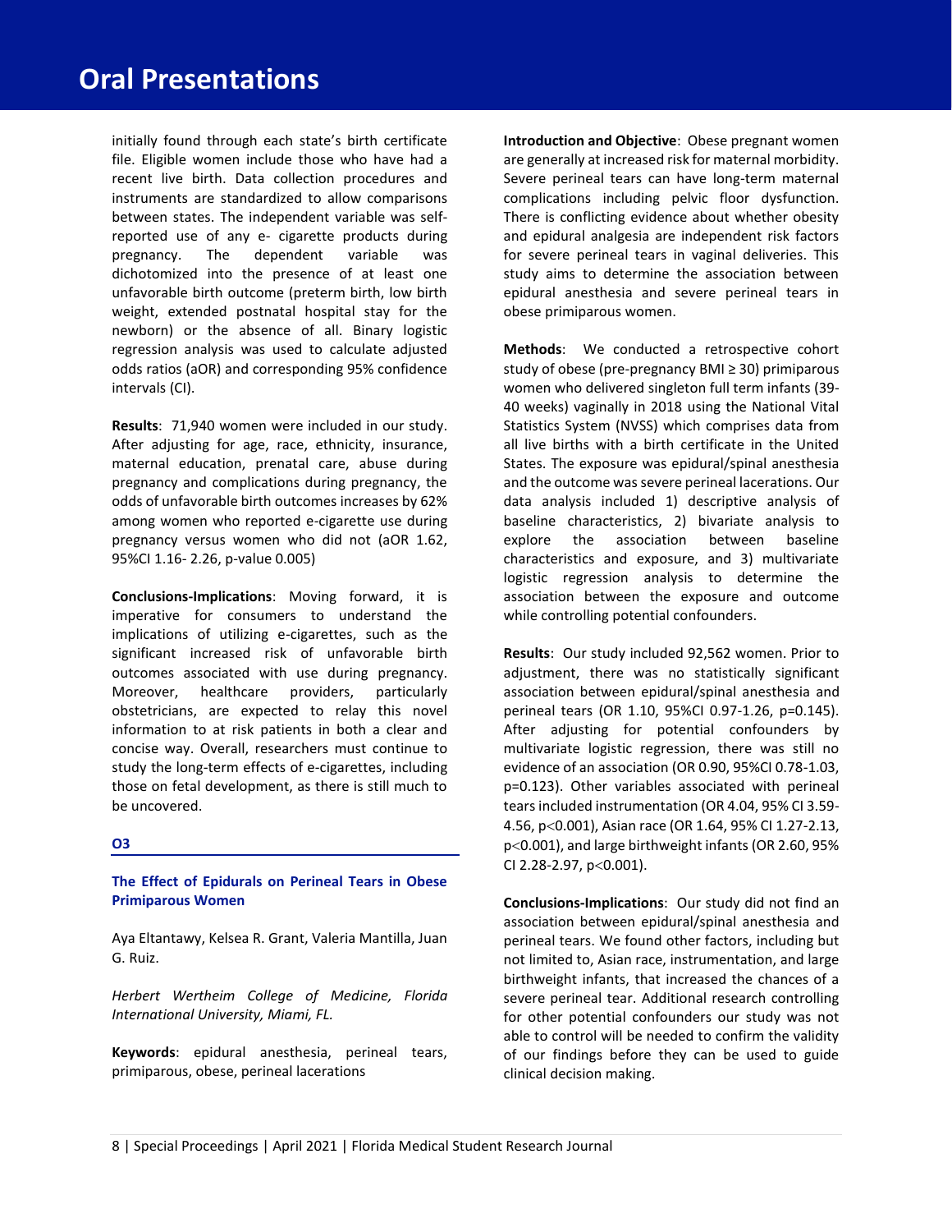initially found through each state's birth certificate file. Eligible women include those who have had a recent live birth. Data collection procedures and instruments are standardized to allow comparisons between states. The independent variable was self-reported use of any e- cigarette products during pregnancy. The dependent variable was dichotomized into the presence of at least one unfavorable birth outcome (preterm birth, low birth weight, extended postnatal hospital stay for the newborn) or the absence of all. Binary logistic regression analysis was used to calculate adjusted odds ratios (aOR) and corresponding 95% confidence intervals (CI).

**Results**: 71,940 women were included in our study. After adjusting for age, race, ethnicity, insurance, maternal education, prenatal care, abuse during pregnancy and complications during pregnancy, the odds of unfavorable birth outcomes increases by 62% among women who reported e-cigarette use during pregnancy versus women who did not (aOR 1.62, 95%CI 1.16- 2.26, p-value 0.005)

**Conclusions-Implications**: Moving forward, it is imperative for consumers to understand the implications of utilizing e-cigarettes, such as the significant increased risk of unfavorable birth outcomes associated with use during pregnancy. Moreover, healthcare providers, particularly obstetricians, are expected to relay this novel information to at risk patients in both a clear and concise way. Overall, researchers must continue to study the long-term effects of e-cigarettes, including those on fetal development, as there is still much to be uncovered.

## O3

### The Effect of Epidurals on Perineal Tears in Obese Primiparous Women

Aya Eltantawy, Kelsea R. Grant, Valeria Mantilla, Juan G. Ruiz.

*Herbert Wertheim College of Medicine, Florida International University, Miami, FL.*

**Keywords**: epidural anesthesia, perineal tears, primiparous, obese, perineal lacerations

**Introduction and Objective**: Obese pregnant women are generally at increased risk for maternal morbidity. Severe perineal tears can have long-term maternal complications including pelvic floor dysfunction. There is conflicting evidence about whether obesity and epidural analgesia are independent risk factors for severe perineal tears in vaginal deliveries. This study aims to determine the association between epidural anesthesia and severe perineal tears in obese primiparous women.

**Methods**: We conducted a retrospective cohort study of obese (pre-pregnancy BMI ≥ 30) primiparous women who delivered singleton full term infants (39-40 weeks) vaginally in 2018 using the National Vital Statistics System (NVSS) which comprises data from all live births with a birth certificate in the United States. The exposure was epidural/spinal anesthesia and the outcome was severe perineal lacerations. Our data analysis included 1) descriptive analysis of baseline characteristics, 2) bivariate analysis to explore the association between baseline characteristics and exposure, and 3) multivariate logistic regression analysis to determine the association between the exposure and outcome while controlling potential confounders.

**Results**: Our study included 92,562 women. Prior to adjustment, there was no statistically significant association between epidural/spinal anesthesia and perineal tears (OR 1.10, 95%CI 0.97-1.26, p=0.145). After adjusting for potential confounders by multivariate logistic regression, there was still no evidence of an association (OR 0.90, 95%CI 0.78-1.03, p=0.123). Other variables associated with perineal tears included instrumentation (OR 4.04, 95% CI 3.59-4.56, $p<0.001$), Asian race (OR 1.64, 95% CI 1.27-2.13, $p<0.001$), and large birthweight infants (OR 2.60, 95% CI 2.28-2.97, $p<0.001$).

**Conclusions-Implications**: Our study did not find an association between epidural/spinal anesthesia and perineal tears. We found other factors, including but not limited to, Asian race, instrumentation, and large birthweight infants, that increased the chances of a severe perineal tear. Additional research controlling for other potential confounders our study was not able to control will be needed to confirm the validity of our findings before they can be used to guide clinical decision making.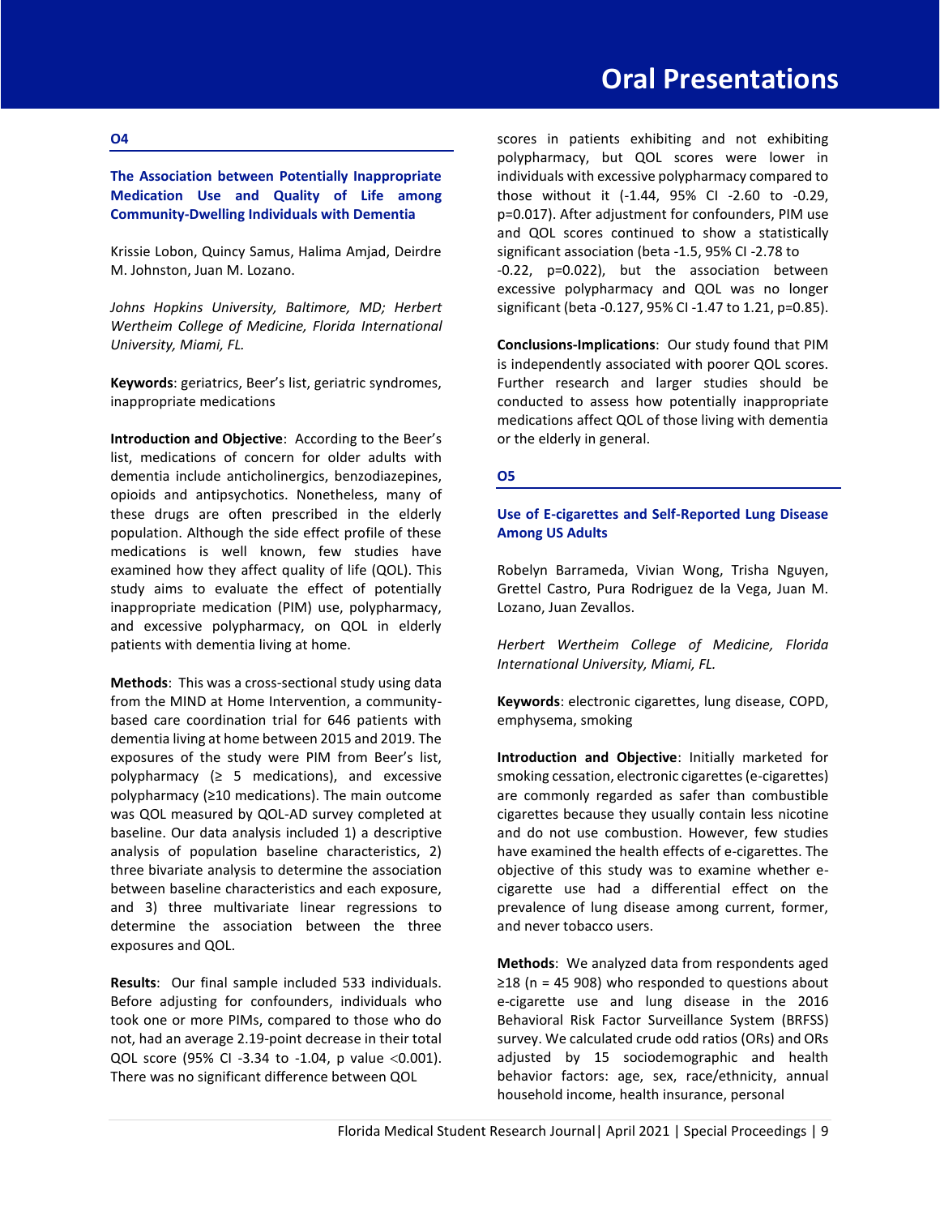## O4

### The Association between Potentially Inappropriate Medication Use and Quality of Life among Community-Dwelling Individuals with Dementia

Krissie Lobon, Quincy Samus, Halima Amjad, Deirdre M. Johnston, Juan M. Lozano.

*Johns Hopkins University, Baltimore, MD; Herbert Wertheim College of Medicine, Florida International University, Miami, FL.*

**Keywords**: geriatrics, Beer's list, geriatric syndromes, inappropriate medications

**Introduction and Objective**: According to the Beer's list, medications of concern for older adults with dementia include anticholinergics, benzodiazepines, opioids and antipsychotics. Nonetheless, many of these drugs are often prescribed in the elderly population. Although the side effect profile of these medications is well known, few studies have examined how they affect quality of life (QOL). This study aims to evaluate the effect of potentially inappropriate medication (PIM) use, polypharmacy, and excessive polypharmacy, on QOL in elderly patients with dementia living at home.

**Methods**: This was a cross-sectional study using data from the MIND at Home Intervention, a community-based care coordination trial for 646 patients with dementia living at home between 2015 and 2019. The exposures of the study were PIM from Beer's list, polypharmacy (≥ 5 medications), and excessive polypharmacy (≥10 medications). The main outcome was QOL measured by QOL-AD survey completed at baseline. Our data analysis included 1) a descriptive analysis of population baseline characteristics, 2) three bivariate analysis to determine the association between baseline characteristics and each exposure, and 3) three multivariate linear regressions to determine the association between the three exposures and QOL.

**Results**: Our final sample included 533 individuals. Before adjusting for confounders, individuals who took one or more PIMs, compared to those who do not, had an average 2.19-point decrease in their total QOL score (95% CI -3.34 to -1.04, p value <0.001). There was no significant difference between QOL scores in patients exhibiting and not exhibiting polypharmacy, but QOL scores were lower in individuals with excessive polypharmacy compared to those without it (-1.44, 95% CI -2.60 to -0.29, p=0.017). After adjustment for confounders, PIM use and QOL scores continued to show a statistically significant association (beta -1.5, 95% CI -2.78 to -0.22, p=0.022), but the association between excessive polypharmacy and QOL was no longer significant (beta -0.127, 95% CI -1.47 to 1.21, p=0.85).

**Conclusions-Implications**: Our study found that PIM is independently associated with poorer QOL scores. Further research and larger studies should be conducted to assess how potentially inappropriate medications affect QOL of those living with dementia or the elderly in general.

## O5

### Use of E-cigarettes and Self-Reported Lung Disease Among US Adults

Robelyn Barrameda, Vivian Wong, Trisha Nguyen, Grettel Castro, Pura Rodriguez de la Vega, Juan M. Lozano, Juan Zevallos.

*Herbert Wertheim College of Medicine, Florida International University, Miami, FL.*

**Keywords**: electronic cigarettes, lung disease, COPD, emphysema, smoking

**Introduction and Objective**: Initially marketed for smoking cessation, electronic cigarettes (e-cigarettes) are commonly regarded as safer than combustible cigarettes because they usually contain less nicotine and do not use combustion. However, few studies have examined the health effects of e-cigarettes. The objective of this study was to examine whether e-cigarette use had a differential effect on the prevalence of lung disease among current, former, and never tobacco users.

**Methods**: We analyzed data from respondents aged ≥18 (n = 45 908) who responded to questions about e-cigarette use and lung disease in the 2016 Behavioral Risk Factor Surveillance System (BRFSS) survey. We calculated crude odd ratios (ORs) and ORs adjusted by 15 sociodemographic and health behavior factors: age, sex, race/ethnicity, annual household income, health insurance, personal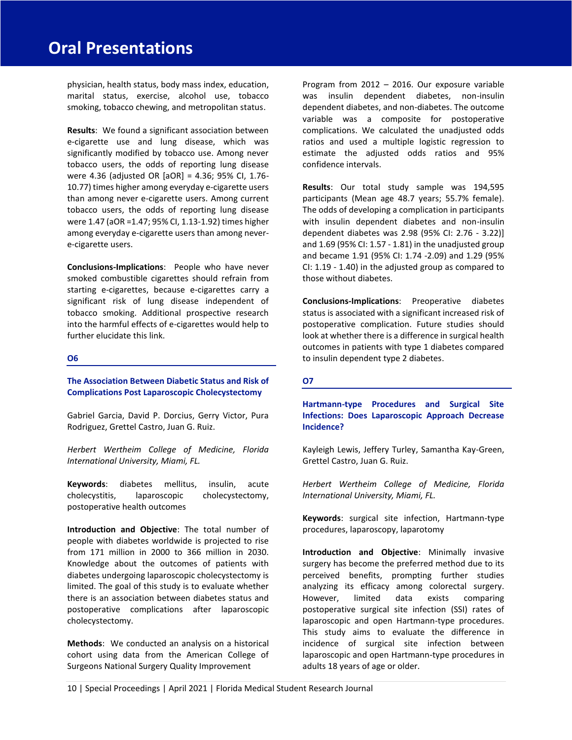physician, health status, body mass index, education, marital status, exercise, alcohol use, tobacco smoking, tobacco chewing, and metropolitan status.

**Results**: We found a significant association between e-cigarette use and lung disease, which was significantly modified by tobacco use. Among never tobacco users, the odds of reporting lung disease were 4.36 (adjusted OR [aOR] = 4.36; 95% CI, 1.76-10.77) times higher among everyday e-cigarette users than among never e-cigarette users. Among current tobacco users, the odds of reporting lung disease were 1.47 (aOR =1.47; 95% CI, 1.13-1.92) times higher among everyday e-cigarette users than among never-e-cigarette users.

**Conclusions-Implications**: People who have never smoked combustible cigarettes should refrain from starting e-cigarettes, because e-cigarettes carry a significant risk of lung disease independent of tobacco smoking. Additional prospective research into the harmful effects of e-cigarettes would help to further elucidate this link.

## O6

### The Association Between Diabetic Status and Risk of Complications Post Laparoscopic Cholecystectomy

Gabriel Garcia, David P. Dorcius, Gerry Victor, Pura Rodriguez, Grettel Castro, Juan G. Ruiz.

*Herbert Wertheim College of Medicine, Florida International University, Miami, FL.*

**Keywords**: diabetes mellitus, insulin, acute cholecystitis, laparoscopic cholecystectomy, postoperative health outcomes

**Introduction and Objective**: The total number of people with diabetes worldwide is projected to rise from 171 million in 2000 to 366 million in 2030. Knowledge about the outcomes of patients with diabetes undergoing laparoscopic cholecystectomy is limited. The goal of this study is to evaluate whether there is an association between diabetes status and postoperative complications after laparoscopic cholecystectomy.

**Methods**: We conducted an analysis on a historical cohort using data from the American College of Surgeons National Surgery Quality Improvement Program from 2012 – 2016. Our exposure variable was insulin dependent diabetes, non-insulin dependent diabetes, and non-diabetes. The outcome variable was a composite for postoperative complications. We calculated the unadjusted odds ratios and used a multiple logistic regression to estimate the adjusted odds ratios and 95% confidence intervals.

**Results**: Our total study sample was 194,595 participants (Mean age 48.7 years; 55.7% female). The odds of developing a complication in participants with insulin dependent diabetes and non-insulin dependent diabetes was 2.98 (95% CI: 2.76 - 3.22)] and 1.69 (95% CI: 1.57 - 1.81) in the unadjusted group and became 1.91 (95% CI: 1.74 -2.09) and 1.29 (95% CI: 1.19 - 1.40) in the adjusted group as compared to those without diabetes.

**Conclusions-Implications**: Preoperative diabetes status is associated with a significant increased risk of postoperative complication. Future studies should look at whether there is a difference in surgical health outcomes in patients with type 1 diabetes compared to insulin dependent type 2 diabetes.

## O7

### Hartmann-type Procedures and Surgical Site Infections: Does Laparoscopic Approach Decrease Incidence?

Kayleigh Lewis, Jeffery Turley, Samantha Kay-Green, Grettel Castro, Juan G. Ruiz.

*Herbert Wertheim College of Medicine, Florida International University, Miami, FL.*

**Keywords**: surgical site infection, Hartmann-type procedures, laparoscopy, laparotomy

**Introduction and Objective**: Minimally invasive surgery has become the preferred method due to its perceived benefits, prompting further studies analyzing its efficacy among colorectal surgery. However, limited data exists comparing postoperative surgical site infection (SSI) rates of laparoscopic and open Hartmann-type procedures. This study aims to evaluate the difference in incidence of surgical site infection between laparoscopic and open Hartmann-type procedures in adults 18 years of age or older.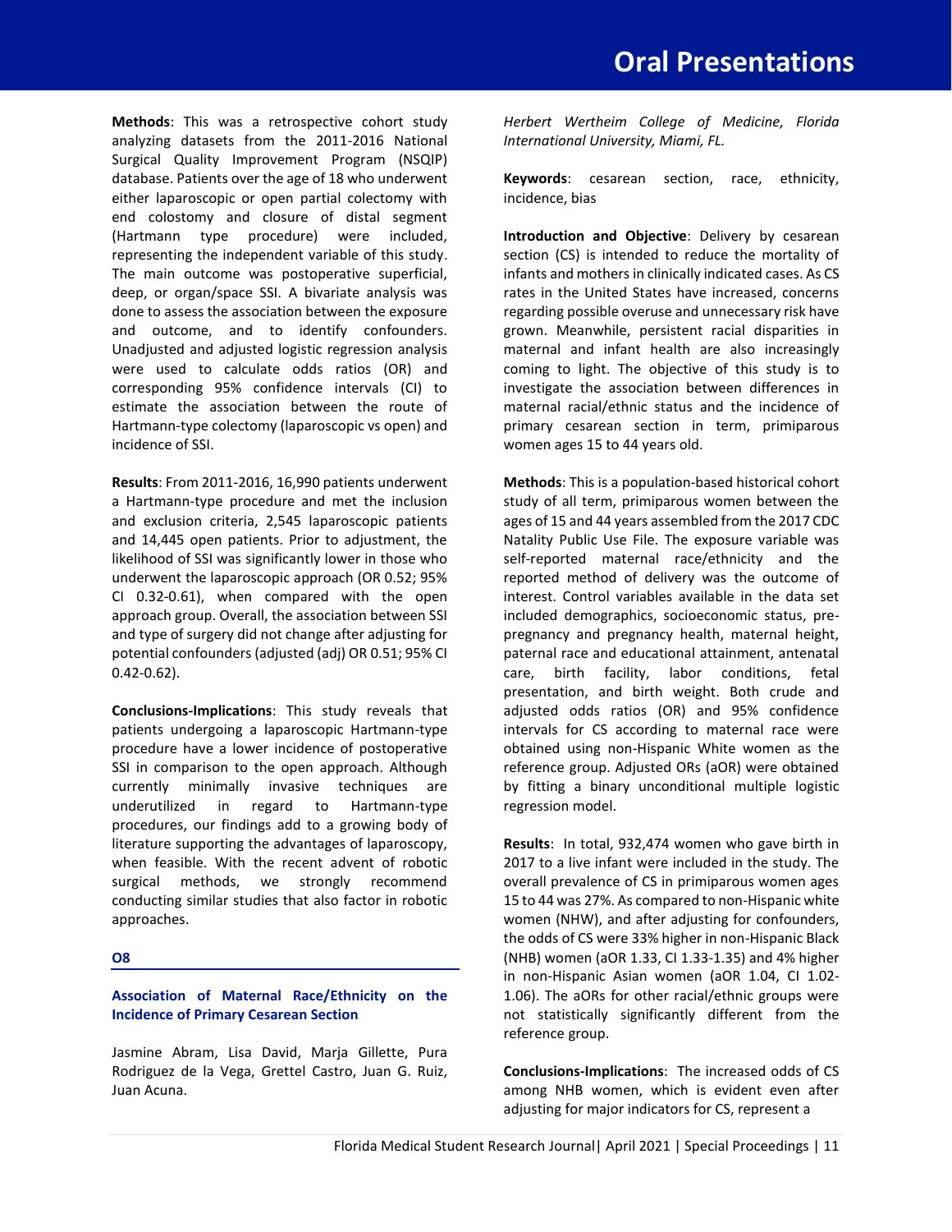**Methods**: This was a retrospective cohort study analyzing datasets from the 2011-2016 National Surgical Quality Improvement Program (NSQIP) database. Patients over the age of 18 who underwent either laparoscopic or open partial colectomy with end colostomy and closure of distal segment (Hartmann type procedure) were included, representing the independent variable of this study. The main outcome was postoperative superficial, deep, or organ/space SSI. A bivariate analysis was done to assess the association between the exposure and outcome, and to identify confounders. Unadjusted and adjusted logistic regression analysis were used to calculate odds ratios (OR) and corresponding 95% confidence intervals (CI) to estimate the association between the route of Hartmann-type colectomy (laparoscopic vs open) and incidence of SSI.

**Results**: From 2011-2016, 16,990 patients underwent a Hartmann-type procedure and met the inclusion and exclusion criteria, 2,545 laparoscopic patients and 14,445 open patients. Prior to adjustment, the likelihood of SSI was significantly lower in those who underwent the laparoscopic approach (OR 0.52; 95% CI 0.32-0.61), when compared with the open approach group. Overall, the association between SSI and type of surgery did not change after adjusting for potential confounders (adjusted (adj) OR 0.51; 95% CI 0.42-0.62).

**Conclusions-Implications**: This study reveals that patients undergoing a laparoscopic Hartmann-type procedure have a lower incidence of postoperative SSI in comparison to the open approach. Although currently minimally invasive techniques are underutilized in regard to Hartmann-type procedures, our findings add to a growing body of literature supporting the advantages of laparoscopy, when feasible. With the recent advent of robotic surgical methods, we strongly recommend conducting similar studies that also factor in robotic approaches.

## O8

### Association of Maternal Race/Ethnicity on the Incidence of Primary Cesarean Section

Jasmine Abram, Lisa David, Marja Gillette, Pura Rodriguez de la Vega, Grettel Castro, Juan G. Ruiz, Juan Acuna.

*Herbert Wertheim College of Medicine, Florida International University, Miami, FL.*

**Keywords**: cesarean section, race, ethnicity, incidence, bias

**Introduction and Objective**: Delivery by cesarean section (CS) is intended to reduce the mortality of infants and mothers in clinically indicated cases. As CS rates in the United States have increased, concerns regarding possible overuse and unnecessary risk have grown. Meanwhile, persistent racial disparities in maternal and infant health are also increasingly coming to light. The objective of this study is to investigate the association between differences in maternal racial/ethnic status and the incidence of primary cesarean section in term, primiparous women ages 15 to 44 years old.

**Methods**: This is a population-based historical cohort study of all term, primiparous women between the ages of 15 and 44 years assembled from the 2017 CDC Natality Public Use File. The exposure variable was self-reported maternal race/ethnicity and the reported method of delivery was the outcome of interest. Control variables available in the data set included demographics, socioeconomic status, pre-pregnancy and pregnancy health, maternal height, paternal race and educational attainment, antenatal care, birth facility, labor conditions, fetal presentation, and birth weight. Both crude and adjusted odds ratios (OR) and 95% confidence intervals for CS according to maternal race were obtained using non-Hispanic White women as the reference group. Adjusted ORs (aOR) were obtained by fitting a binary unconditional multiple logistic regression model.

**Results**: In total, 932,474 women who gave birth in 2017 to a live infant were included in the study. The overall prevalence of CS in primiparous women ages 15 to 44 was 27%. As compared to non-Hispanic white women (NHW), and after adjusting for confounders, the odds of CS were 33% higher in non-Hispanic Black (NHB) women (aOR 1.33, CI 1.33-1.35) and 4% higher in non-Hispanic Asian women (aOR 1.04, CI 1.02-1.06). The aORs for other racial/ethnic groups were not statistically significantly different from the reference group.

**Conclusions-Implications**: The increased odds of CS among NHB women, which is evident even after adjusting for major indicators for CS, represent a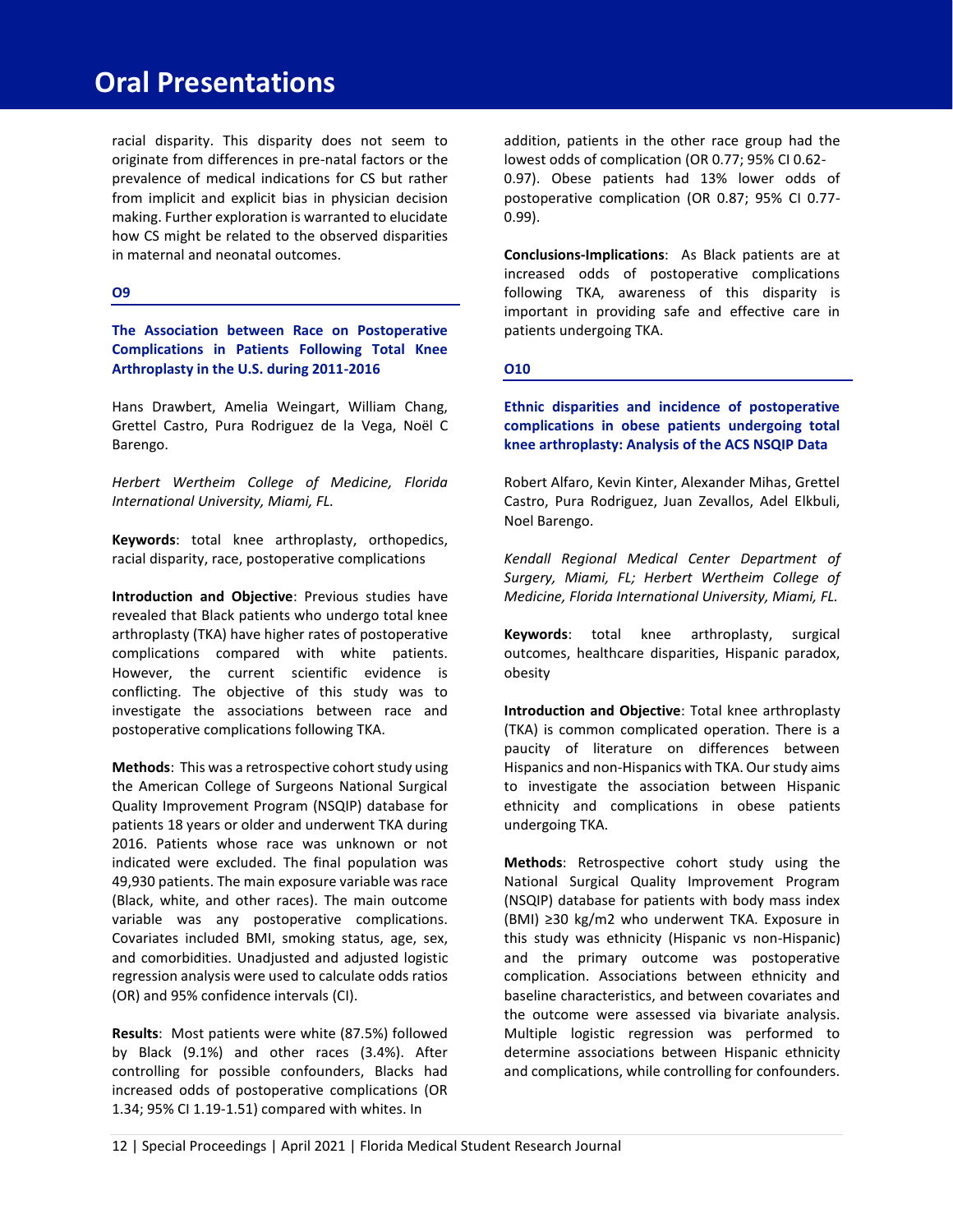racial disparity. This disparity does not seem to originate from differences in pre-natal factors or the prevalence of medical indications for CS but rather from implicit and explicit bias in physician decision making. Further exploration is warranted to elucidate how CS might be related to the observed disparities in maternal and neonatal outcomes.

## O9

### The Association between Race on Postoperative Complications in Patients Following Total Knee Arthroplasty in the U.S. during 2011-2016

Hans Drawbert, Amelia Weingart, William Chang, Grettel Castro, Pura Rodriguez de la Vega, Noël C Barengo.

*Herbert Wertheim College of Medicine, Florida International University, Miami, FL.*

**Keywords**: total knee arthroplasty, orthopedics, racial disparity, race, postoperative complications

**Introduction and Objective**: Previous studies have revealed that Black patients who undergo total knee arthroplasty (TKA) have higher rates of postoperative complications compared with white patients. However, the current scientific evidence is conflicting. The objective of this study was to investigate the associations between race and postoperative complications following TKA.

**Methods**: This was a retrospective cohort study using the American College of Surgeons National Surgical Quality Improvement Program (NSQIP) database for patients 18 years or older and underwent TKA during 2016. Patients whose race was unknown or not indicated were excluded. The final population was 49,930 patients. The main exposure variable was race (Black, white, and other races). The main outcome variable was any postoperative complications. Covariates included BMI, smoking status, age, sex, and comorbidities. Unadjusted and adjusted logistic regression analysis were used to calculate odds ratios (OR) and 95% confidence intervals (CI).

**Results**: Most patients were white (87.5%) followed by Black (9.1%) and other races (3.4%). After controlling for possible confounders, Blacks had increased odds of postoperative complications (OR 1.34; 95% CI 1.19-1.51) compared with whites. In addition, patients in the other race group had the lowest odds of complication (OR 0.77; 95% CI 0.62-0.97). Obese patients had 13% lower odds of postoperative complication (OR 0.87; 95% CI 0.77-0.99).

**Conclusions-Implications**: As Black patients are at increased odds of postoperative complications following TKA, awareness of this disparity is important in providing safe and effective care in patients undergoing TKA.

## O10

### Ethnic disparities and incidence of postoperative complications in obese patients undergoing total knee arthroplasty: Analysis of the ACS NSQIP Data

Robert Alfaro, Kevin Kinter, Alexander Mihas, Grettel Castro, Pura Rodriguez, Juan Zevallos, Adel Elkbuli, Noel Barengo.

*Kendall Regional Medical Center Department of Surgery, Miami, FL; Herbert Wertheim College of Medicine, Florida International University, Miami, FL.*

**Keywords**: total knee arthroplasty, surgical outcomes, healthcare disparities, Hispanic paradox, obesity

**Introduction and Objective**: Total knee arthroplasty (TKA) is common complicated operation. There is a paucity of literature on differences between Hispanics and non-Hispanics with TKA. Our study aims to investigate the association between Hispanic ethnicity and complications in obese patients undergoing TKA.

**Methods**: Retrospective cohort study using the National Surgical Quality Improvement Program (NSQIP) database for patients with body mass index (BMI) ≥30 kg/m2 who underwent TKA. Exposure in this study was ethnicity (Hispanic vs non-Hispanic) and the primary outcome was postoperative complication. Associations between ethnicity and baseline characteristics, and between covariates and the outcome were assessed via bivariate analysis. Multiple logistic regression was performed to determine associations between Hispanic ethnicity and complications, while controlling for confounders.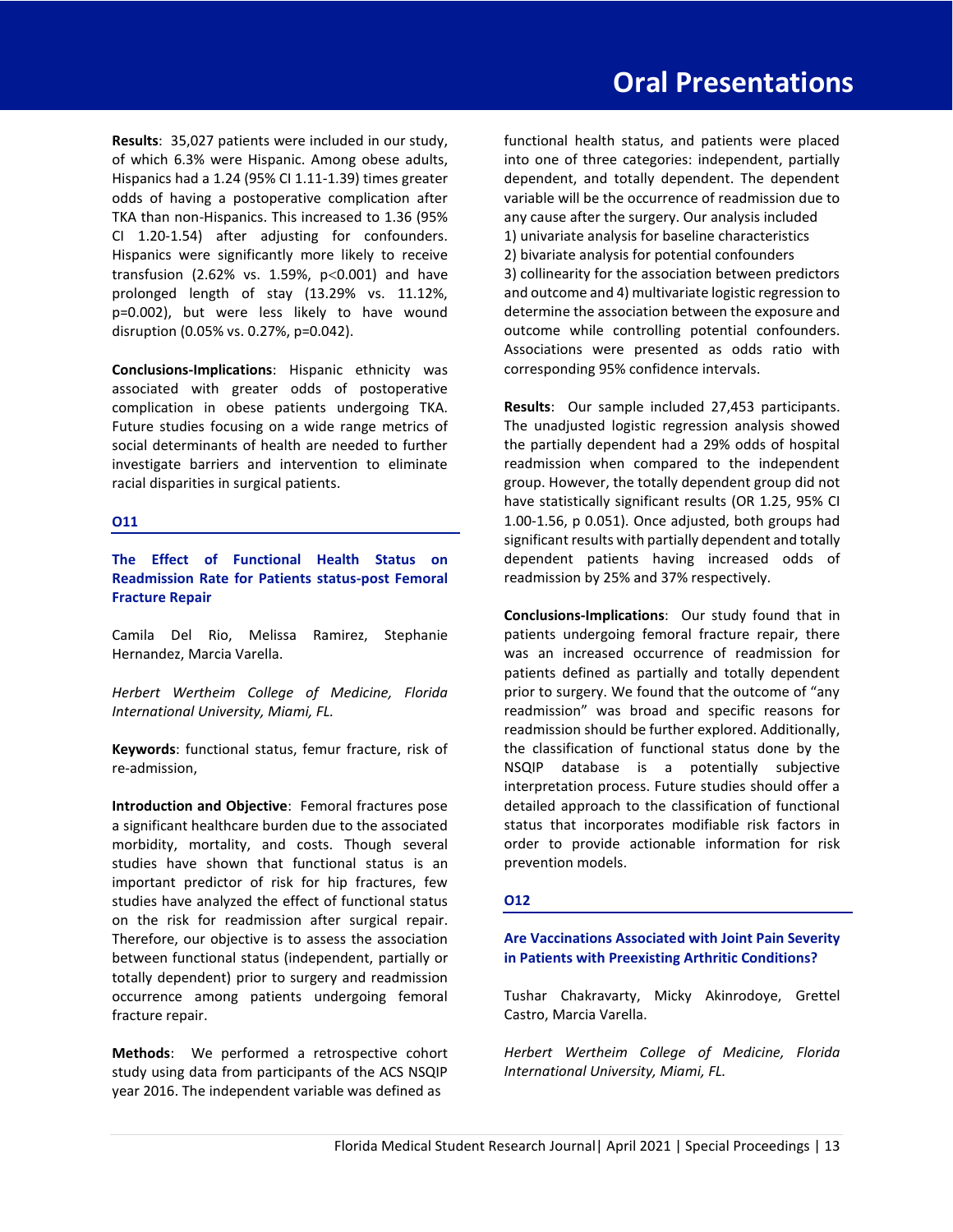**Results**: 35,027 patients were included in our study, of which 6.3% were Hispanic. Among obese adults, Hispanics had a 1.24 (95% CI 1.11-1.39) times greater odds of having a postoperative complication after TKA than non-Hispanics. This increased to 1.36 (95% CI 1.20-1.54) after adjusting for confounders. Hispanics were significantly more likely to receive transfusion (2.62% vs. 1.59%, $p<0.001$) and have prolonged length of stay (13.29% vs. 11.12%, p=0.002), but were less likely to have wound disruption (0.05% vs. 0.27%, p=0.042).

**Conclusions-Implications**: Hispanic ethnicity was associated with greater odds of postoperative complication in obese patients undergoing TKA. Future studies focusing on a wide range metrics of social determinants of health are needed to further investigate barriers and intervention to eliminate racial disparities in surgical patients.

## O11

### The Effect of Functional Health Status on Readmission Rate for Patients status-post Femoral Fracture Repair

Camila Del Rio, Melissa Ramirez, Stephanie Hernandez, Marcia Varella.

*Herbert Wertheim College of Medicine, Florida International University, Miami, FL.*

**Keywords**: functional status, femur fracture, risk of re-admission,

**Introduction and Objective**: Femoral fractures pose a significant healthcare burden due to the associated morbidity, mortality, and costs. Though several studies have shown that functional status is an important predictor of risk for hip fractures, few studies have analyzed the effect of functional status on the risk for readmission after surgical repair. Therefore, our objective is to assess the association between functional status (independent, partially or totally dependent) prior to surgery and readmission occurrence among patients undergoing femoral fracture repair.

**Methods**: We performed a retrospective cohort study using data from participants of the ACS NSQIP year 2016. The independent variable was defined as functional health status, and patients were placed into one of three categories: independent, partially dependent, and totally dependent. The dependent variable will be the occurrence of readmission due to any cause after the surgery. Our analysis included
1) univariate analysis for baseline characteristics
2) bivariate analysis for potential confounders
3) collinearity for the association between predictors and outcome and 4) multivariate logistic regression to determine the association between the exposure and outcome while controlling potential confounders. Associations were presented as odds ratio with corresponding 95% confidence intervals.

**Results**: Our sample included 27,453 participants. The unadjusted logistic regression analysis showed the partially dependent had a 29% odds of hospital readmission when compared to the independent group. However, the totally dependent group did not have statistically significant results (OR 1.25, 95% CI 1.00-1.56, p 0.051). Once adjusted, both groups had significant results with partially dependent and totally dependent patients having increased odds of readmission by 25% and 37% respectively.

**Conclusions-Implications**: Our study found that in patients undergoing femoral fracture repair, there was an increased occurrence of readmission for patients defined as partially and totally dependent prior to surgery. We found that the outcome of "any readmission" was broad and specific reasons for readmission should be further explored. Additionally, the classification of functional status done by the NSQIP database is a potentially subjective interpretation process. Future studies should offer a detailed approach to the classification of functional status that incorporates modifiable risk factors in order to provide actionable information for risk prevention models.

## O12

### Are Vaccinations Associated with Joint Pain Severity in Patients with Preexisting Arthritic Conditions?

Tushar Chakravarty, Micky Akinrodoye, Grettel Castro, Marcia Varella.

*Herbert Wertheim College of Medicine, Florida International University, Miami, FL.*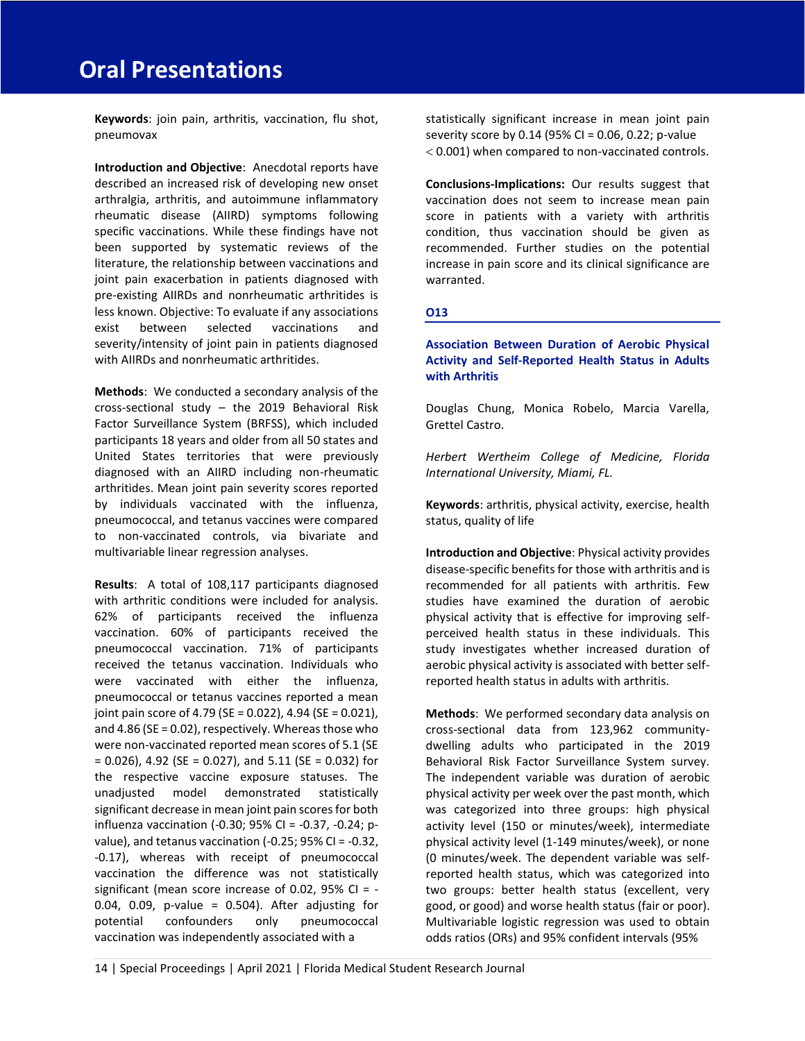**Keywords**: join pain, arthritis, vaccination, flu shot, pneumovax

**Introduction and Objective**: Anecdotal reports have described an increased risk of developing new onset arthralgia, arthritis, and autoimmune inflammatory rheumatic disease (AIIRD) symptoms following specific vaccinations. While these findings have not been supported by systematic reviews of the literature, the relationship between vaccinations and joint pain exacerbation in patients diagnosed with pre-existing AIIRDs and nonrheumatic arthritides is less known. Objective: To evaluate if any associations exist between selected vaccinations and severity/intensity of joint pain in patients diagnosed with AIIRDs and nonrheumatic arthritides.

**Methods**: We conducted a secondary analysis of the cross-sectional study – the 2019 Behavioral Risk Factor Surveillance System (BRFSS), which included participants 18 years and older from all 50 states and United States territories that were previously diagnosed with an AIIRD including non-rheumatic arthritides. Mean joint pain severity scores reported by individuals vaccinated with the influenza, pneumococcal, and tetanus vaccines were compared to non-vaccinated controls, via bivariate and multivariable linear regression analyses.

**Results**: A total of 108,117 participants diagnosed with arthritic conditions were included for analysis. 62% of participants received the influenza vaccination. 60% of participants received the pneumococcal vaccination. 71% of participants received the tetanus vaccination. Individuals who were vaccinated with either the influenza, pneumococcal or tetanus vaccines reported a mean joint pain score of 4.79 (SE = 0.022), 4.94 (SE = 0.021), and 4.86 (SE = 0.02), respectively. Whereas those who were non-vaccinated reported mean scores of 5.1 (SE = 0.026), 4.92 (SE = 0.027), and 5.11 (SE = 0.032) for the respective vaccine exposure statuses. The unadjusted model demonstrated statistically significant decrease in mean joint pain scores for both influenza vaccination (-0.30; 95% CI = -0.37, -0.24; p-value), and tetanus vaccination (-0.25; 95% CI = -0.32, -0.17), whereas with receipt of pneumococcal vaccination the difference was not statistically significant (mean score increase of 0.02, 95% CI = -0.04, 0.09, p-value = 0.504). After adjusting for potential confounders only pneumococcal vaccination was independently associated with a statistically significant increase in mean joint pain severity score by 0.14 (95% CI = 0.06, 0.22; p-value $< 0.001$) when compared to non-vaccinated controls.

**Conclusions-Implications:** Our results suggest that vaccination does not seem to increase mean pain score in patients with a variety with arthritis condition, thus vaccination should be given as recommended. Further studies on the potential increase in pain score and its clinical significance are warranted.

## O13

### Association Between Duration of Aerobic Physical Activity and Self-Reported Health Status in Adults with Arthritis

Douglas Chung, Monica Robelo, Marcia Varella, Grettel Castro.

*Herbert Wertheim College of Medicine, Florida International University, Miami, FL.*

**Keywords**: arthritis, physical activity, exercise, health status, quality of life

**Introduction and Objective**: Physical activity provides disease-specific benefits for those with arthritis and is recommended for all patients with arthritis. Few studies have examined the duration of aerobic physical activity that is effective for improving self-perceived health status in these individuals. This study investigates whether increased duration of aerobic physical activity is associated with better self-reported health status in adults with arthritis.

**Methods**: We performed secondary data analysis on cross-sectional data from 123,962 community-dwelling adults who participated in the 2019 Behavioral Risk Factor Surveillance System survey. The independent variable was duration of aerobic physical activity per week over the past month, which was categorized into three groups: high physical activity level (150 or minutes/week), intermediate physical activity level (1-149 minutes/week), or none (0 minutes/week. The dependent variable was self-reported health status, which was categorized into two groups: better health status (excellent, very good, or good) and worse health status (fair or poor). Multivariable logistic regression was used to obtain odds ratios (ORs) and 95% confident intervals (95%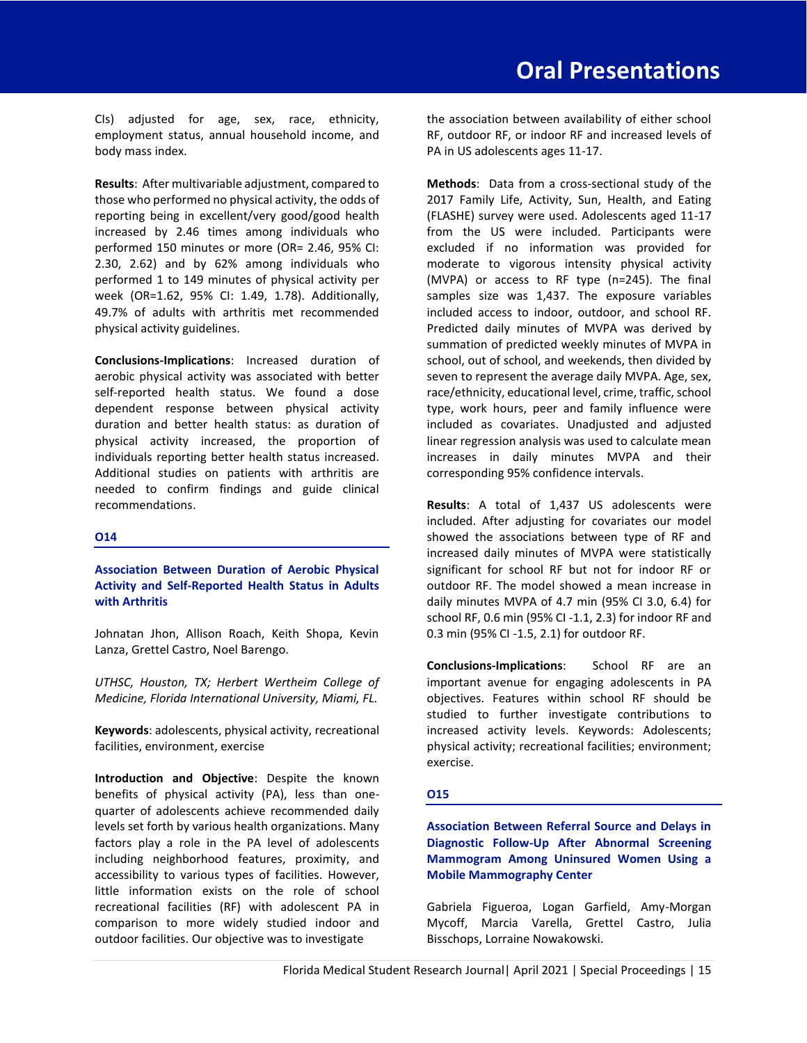CIs) adjusted for age, sex, race, ethnicity, employment status, annual household income, and body mass index.

**Results**: After multivariable adjustment, compared to those who performed no physical activity, the odds of reporting being in excellent/very good/good health increased by 2.46 times among individuals who performed 150 minutes or more (OR= 2.46, 95% CI: 2.30, 2.62) and by 62% among individuals who performed 1 to 149 minutes of physical activity per week (OR=1.62, 95% CI: 1.49, 1.78). Additionally, 49.7% of adults with arthritis met recommended physical activity guidelines.

**Conclusions-Implications**: Increased duration of aerobic physical activity was associated with better self-reported health status. We found a dose dependent response between physical activity duration and better health status: as duration of physical activity increased, the proportion of individuals reporting better health status increased. Additional studies on patients with arthritis are needed to confirm findings and guide clinical recommendations.

## O14

### Association Between Duration of Aerobic Physical Activity and Self-Reported Health Status in Adults with Arthritis

Johnatan Jhon, Allison Roach, Keith Shopa, Kevin Lanza, Grettel Castro, Noel Barengo.

*UTHSC, Houston, TX; Herbert Wertheim College of Medicine, Florida International University, Miami, FL.*

**Keywords**: adolescents, physical activity, recreational facilities, environment, exercise

**Introduction and Objective**: Despite the known benefits of physical activity (PA), less than one-quarter of adolescents achieve recommended daily levels set forth by various health organizations. Many factors play a role in the PA level of adolescents including neighborhood features, proximity, and accessibility to various types of facilities. However, little information exists on the role of school recreational facilities (RF) with adolescent PA in comparison to more widely studied indoor and outdoor facilities. Our objective was to investigate the association between availability of either school RF, outdoor RF, or indoor RF and increased levels of PA in US adolescents ages 11-17.

**Methods**: Data from a cross-sectional study of the 2017 Family Life, Activity, Sun, Health, and Eating (FLASHE) survey were used. Adolescents aged 11-17 from the US were included. Participants were excluded if no information was provided for moderate to vigorous intensity physical activity (MVPA) or access to RF type (n=245). The final samples size was 1,437. The exposure variables included access to indoor, outdoor, and school RF. Predicted daily minutes of MVPA was derived by summation of predicted weekly minutes of MVPA in school, out of school, and weekends, then divided by seven to represent the average daily MVPA. Age, sex, race/ethnicity, educational level, crime, traffic, school type, work hours, peer and family influence were included as covariates. Unadjusted and adjusted linear regression analysis was used to calculate mean increases in daily minutes MVPA and their corresponding 95% confidence intervals.

**Results**: A total of 1,437 US adolescents were included. After adjusting for covariates our model showed the associations between type of RF and increased daily minutes of MVPA were statistically significant for school RF but not for indoor RF or outdoor RF. The model showed a mean increase in daily minutes MVPA of 4.7 min (95% CI 3.0, 6.4) for school RF, 0.6 min (95% CI -1.1, 2.3) for indoor RF and 0.3 min (95% CI -1.5, 2.1) for outdoor RF.

**Conclusions-Implications**: School RF are an important avenue for engaging adolescents in PA objectives. Features within school RF should be studied to further investigate contributions to increased activity levels. Keywords: Adolescents; physical activity; recreational facilities; environment; exercise.

## O15

### Association Between Referral Source and Delays in Diagnostic Follow-Up After Abnormal Screening Mammogram Among Uninsured Women Using a Mobile Mammography Center

Gabriela Figueroa, Logan Garfield, Amy-Morgan Mycoff, Marcia Varella, Grettel Castro, Julia Bisschops, Lorraine Nowakowski.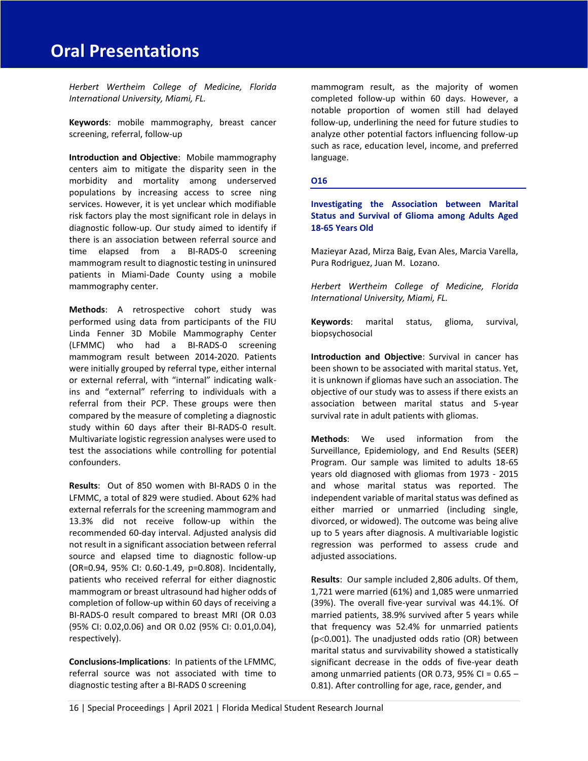*Herbert Wertheim College of Medicine, Florida International University, Miami, FL.*

**Keywords**: mobile mammography, breast cancer screening, referral, follow-up

**Introduction and Objective**: Mobile mammography centers aim to mitigate the disparity seen in the morbidity and mortality among underserved populations by increasing access to scree ning services. However, it is yet unclear which modifiable risk factors play the most significant role in delays in diagnostic follow-up. Our study aimed to identify if there is an association between referral source and time elapsed from a BI-RADS-0 screening mammogram result to diagnostic testing in uninsured patients in Miami-Dade County using a mobile mammography center.

**Methods**: A retrospective cohort study was performed using data from participants of the FIU Linda Fenner 3D Mobile Mammography Center (LFMMC) who had a BI-RADS-0 screening mammogram result between 2014-2020. Patients were initially grouped by referral type, either internal or external referral, with "internal" indicating walk-ins and "external" referring to individuals with a referral from their PCP. These groups were then compared by the measure of completing a diagnostic study within 60 days after their BI-RADS-0 result. Multivariate logistic regression analyses were used to test the associations while controlling for potential confounders.

**Results**: Out of 850 women with BI-RADS 0 in the LFMMC, a total of 829 were studied. About 62% had external referrals for the screening mammogram and 13.3% did not receive follow-up within the recommended 60-day interval. Adjusted analysis did not result in a significant association between referral source and elapsed time to diagnostic follow-up (OR=0.94, 95% CI: 0.60-1.49, p=0.808). Incidentally, patients who received referral for either diagnostic mammogram or breast ultrasound had higher odds of completion of follow-up within 60 days of receiving a BI-RADS-0 result compared to breast MRI (OR 0.03 (95% CI: 0.02,0.06) and OR 0.02 (95% CI: 0.01,0.04), respectively).

**Conclusions-Implications**: In patients of the LFMMC, referral source was not associated with time to diagnostic testing after a BI-RADS 0 screening mammogram result, as the majority of women completed follow-up within 60 days. However, a notable proportion of women still had delayed follow-up, underlining the need for future studies to analyze other potential factors influencing follow-up such as race, education level, income, and preferred language.

## O16

### Investigating the Association between Marital Status and Survival of Glioma among Adults Aged 18-65 Years Old

Mazieyar Azad, Mirza Baig, Evan Ales, Marcia Varella, Pura Rodriguez, Juan M. Lozano.

*Herbert Wertheim College of Medicine, Florida International University, Miami, FL.*

**Keywords**: marital status, glioma, survival, biopsychosocial

**Introduction and Objective**: Survival in cancer has been shown to be associated with marital status. Yet, it is unknown if gliomas have such an association. The objective of our study was to assess if there exists an association between marital status and 5-year survival rate in adult patients with gliomas.

**Methods**: We used information from the Surveillance, Epidemiology, and End Results (SEER) Program. Our sample was limited to adults 18-65 years old diagnosed with gliomas from 1973 - 2015 and whose marital status was reported. The independent variable of marital status was defined as either married or unmarried (including single, divorced, or widowed). The outcome was being alive up to 5 years after diagnosis. A multivariable logistic regression was performed to assess crude and adjusted associations.

**Results**: Our sample included 2,806 adults. Of them, 1,721 were married (61%) and 1,085 were unmarried (39%). The overall five-year survival was 44.1%. Of married patients, 38.9% survived after 5 years while that frequency was 52.4% for unmarried patients ($p<0.001$). The unadjusted odds ratio (OR) between marital status and survivability showed a statistically significant decrease in the odds of five-year death among unmarried patients (OR 0.73, 95% CI = 0.65 – 0.81). After controlling for age, race, gender, and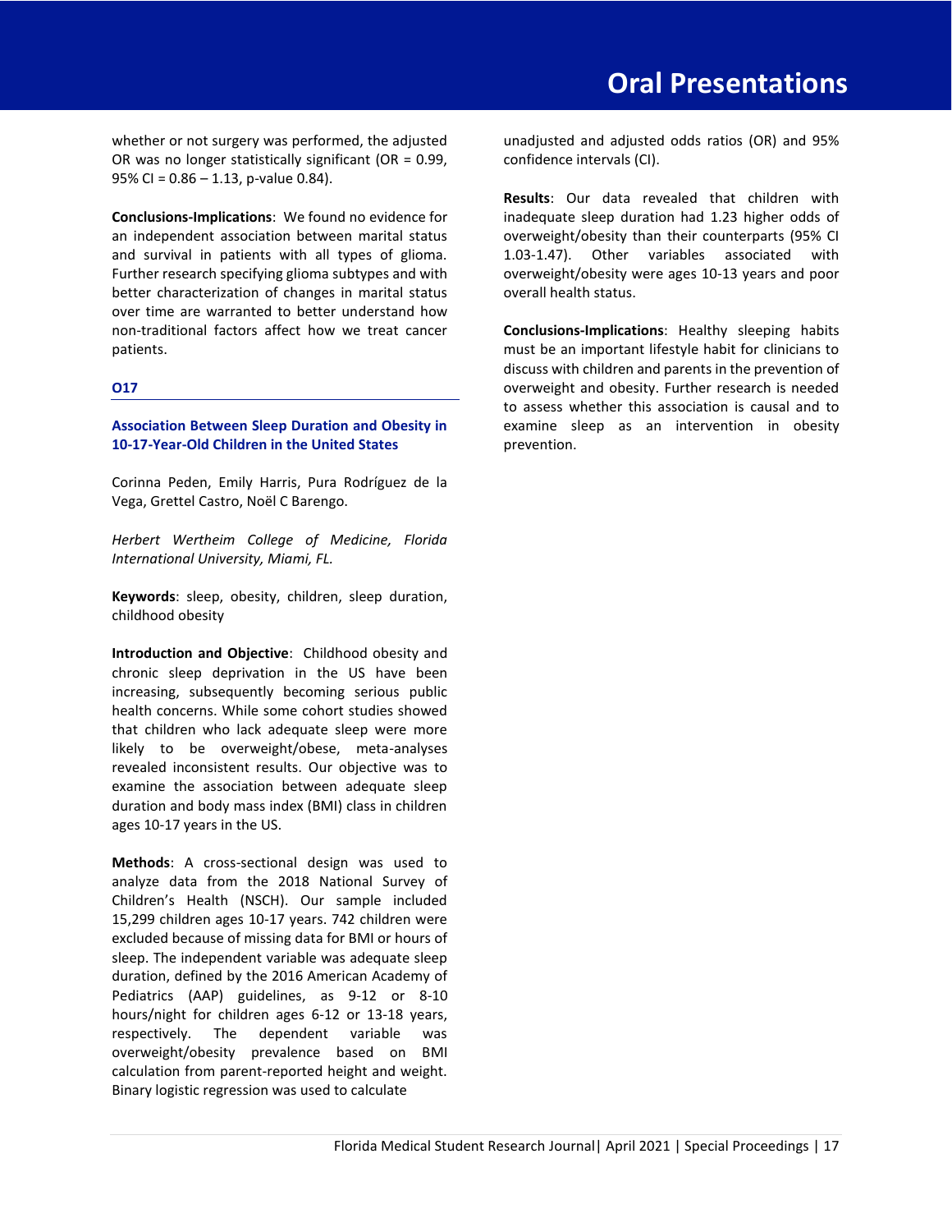whether or not surgery was performed, the adjusted OR was no longer statistically significant (OR = 0.99, 95% CI = 0.86 – 1.13, p-value 0.84).

**Conclusions-Implications**: We found no evidence for an independent association between marital status and survival in patients with all types of glioma. Further research specifying glioma subtypes and with better characterization of changes in marital status over time are warranted to better understand how non-traditional factors affect how we treat cancer patients.

### O17

### Association Between Sleep Duration and Obesity in 10-17-Year-Old Children in the United States

Corinna Peden, Emily Harris, Pura Rodríguez de la Vega, Grettel Castro, Noël C Barengo.

*Herbert Wertheim College of Medicine, Florida International University, Miami, FL.*

**Keywords**: sleep, obesity, children, sleep duration, childhood obesity

**Introduction and Objective**: Childhood obesity and chronic sleep deprivation in the US have been increasing, subsequently becoming serious public health concerns. While some cohort studies showed that children who lack adequate sleep were more likely to be overweight/obese, meta-analyses revealed inconsistent results. Our objective was to examine the association between adequate sleep duration and body mass index (BMI) class in children ages 10-17 years in the US.

**Methods**: A cross-sectional design was used to analyze data from the 2018 National Survey of Children's Health (NSCH). Our sample included 15,299 children ages 10-17 years. 742 children were excluded because of missing data for BMI or hours of sleep. The independent variable was adequate sleep duration, defined by the 2016 American Academy of Pediatrics (AAP) guidelines, as 9-12 or 8-10 hours/night for children ages 6-12 or 13-18 years, respectively. The dependent variable was overweight/obesity prevalence based on BMI calculation from parent-reported height and weight. Binary logistic regression was used to calculate unadjusted and adjusted odds ratios (OR) and 95% confidence intervals (CI).

**Results**: Our data revealed that children with inadequate sleep duration had 1.23 higher odds of overweight/obesity than their counterparts (95% CI 1.03-1.47). Other variables associated with overweight/obesity were ages 10-13 years and poor overall health status.

**Conclusions-Implications**: Healthy sleeping habits must be an important lifestyle habit for clinicians to discuss with children and parents in the prevention of overweight and obesity. Further research is needed to assess whether this association is causal and to examine sleep as an intervention in obesity prevention.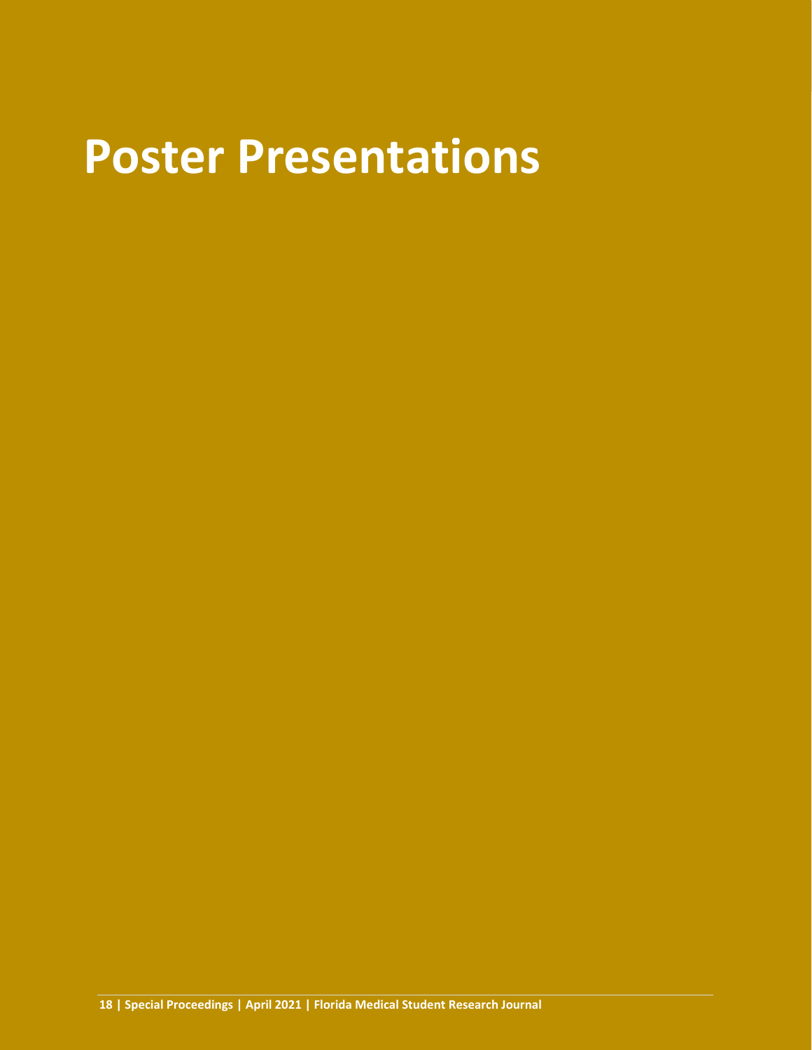# Poster Presentations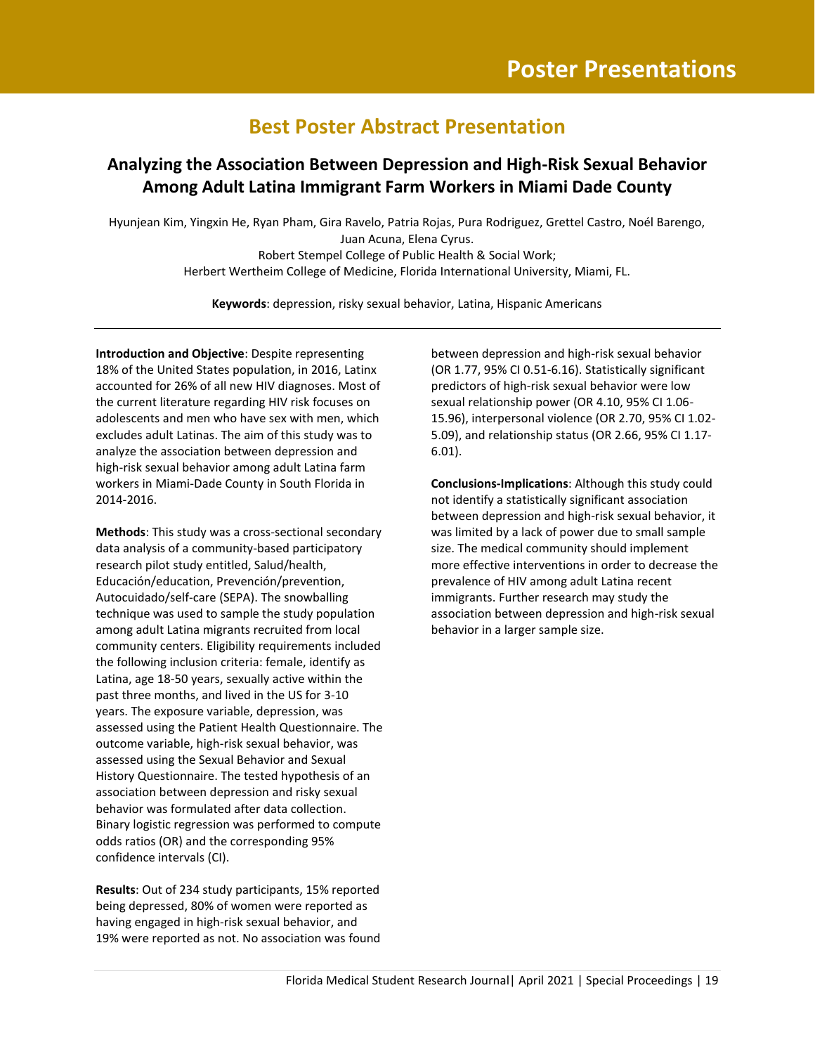# Poster Presentations

## Best Poster Abstract Presentation

### Analyzing the Association Between Depression and High-Risk Sexual Behavior Among Adult Latina Immigrant Farm Workers in Miami Dade County

Hyunjean Kim, Yingxin He, Ryan Pham, Gira Ravelo, Patria Rojas, Pura Rodriguez, Grettel Castro, Noél Barengo, Juan Acuna, Elena Cyrus.
Robert Stempel College of Public Health & Social Work;
Herbert Wertheim College of Medicine, Florida International University, Miami, FL.

**Keywords**: depression, risky sexual behavior, Latina, Hispanic Americans

---

**Introduction and Objective**: Despite representing 18% of the United States population, in 2016, Latinx accounted for 26% of all new HIV diagnoses. Most of the current literature regarding HIV risk focuses on adolescents and men who have sex with men, which excludes adult Latinas. The aim of this study was to analyze the association between depression and high-risk sexual behavior among adult Latina farm workers in Miami-Dade County in South Florida in 2014-2016.

**Methods**: This study was a cross-sectional secondary data analysis of a community-based participatory research pilot study entitled, Salud/health, Educación/education, Prevención/prevention, Autocuidado/self-care (SEPA). The snowballing technique was used to sample the study population among adult Latina migrants recruited from local community centers. Eligibility requirements included the following inclusion criteria: female, identify as Latina, age 18-50 years, sexually active within the past three months, and lived in the US for 3-10 years. The exposure variable, depression, was assessed using the Patient Health Questionnaire. The outcome variable, high-risk sexual behavior, was assessed using the Sexual Behavior and Sexual History Questionnaire. The tested hypothesis of an association between depression and risky sexual behavior was formulated after data collection. Binary logistic regression was performed to compute odds ratios (OR) and the corresponding 95% confidence intervals (CI).

**Results**: Out of 234 study participants, 15% reported being depressed, 80% of women were reported as having engaged in high-risk sexual behavior, and 19% were reported as not. No association was found between depression and high-risk sexual behavior (OR 1.77, 95% CI 0.51-6.16). Statistically significant predictors of high-risk sexual behavior were low sexual relationship power (OR 4.10, 95% CI 1.06-15.96), interpersonal violence (OR 2.70, 95% CI 1.02-5.09), and relationship status (OR 2.66, 95% CI 1.17-6.01).

**Conclusions-Implications**: Although this study could not identify a statistically significant association between depression and high-risk sexual behavior, it was limited by a lack of power due to small sample size. The medical community should implement more effective interventions in order to decrease the prevalence of HIV among adult Latina recent immigrants. Further research may study the association between depression and high-risk sexual behavior in a larger sample size.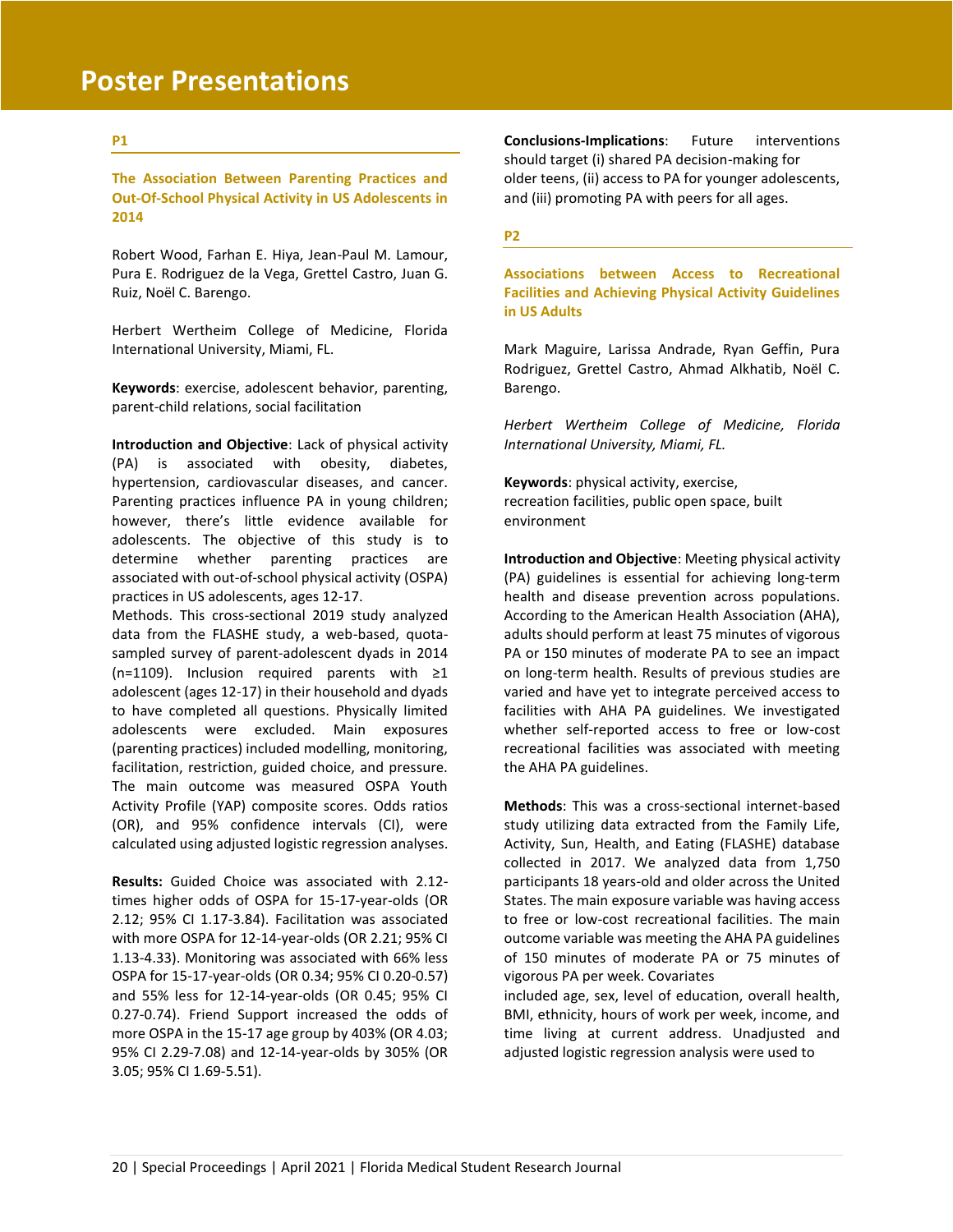# Poster Presentations

## P1

### The Association Between Parenting Practices and Out-Of-School Physical Activity in US Adolescents in 2014

Robert Wood, Farhan E. Hiya, Jean-Paul M. Lamour, Pura E. Rodriguez de la Vega, Grettel Castro, Juan G. Ruiz, Noël C. Barengo.

Herbert Wertheim College of Medicine, Florida International University, Miami, FL.

**Keywords**: exercise, adolescent behavior, parenting, parent-child relations, social facilitation

**Introduction and Objective**: Lack of physical activity (PA) is associated with obesity, diabetes, hypertension, cardiovascular diseases, and cancer. Parenting practices influence PA in young children; however, there's little evidence available for adolescents. The objective of this study is to determine whether parenting practices are associated with out-of-school physical activity (OSPA) practices in US adolescents, ages 12-17.

Methods. This cross-sectional 2019 study analyzed data from the FLASHE study, a web-based, quota-sampled survey of parent-adolescent dyads in 2014 (n=1109). Inclusion required parents with ≥1 adolescent (ages 12-17) in their household and dyads to have completed all questions. Physically limited adolescents were excluded. Main exposures (parenting practices) included modelling, monitoring, facilitation, restriction, guided choice, and pressure. The main outcome was measured OSPA Youth Activity Profile (YAP) composite scores. Odds ratios (OR), and 95% confidence intervals (CI), were calculated using adjusted logistic regression analyses.

**Results:** Guided Choice was associated with 2.12-times higher odds of OSPA for 15-17-year-olds (OR 2.12; 95% CI 1.17-3.84). Facilitation was associated with more OSPA for 12-14-year-olds (OR 2.21; 95% CI 1.13-4.33). Monitoring was associated with 66% less OSPA for 15-17-year-olds (OR 0.34; 95% CI 0.20-0.57) and 55% less for 12-14-year-olds (OR 0.45; 95% CI 0.27-0.74). Friend Support increased the odds of more OSPA in the 15-17 age group by 403% (OR 4.03; 95% CI 2.29-7.08) and 12-14-year-olds by 305% (OR 3.05; 95% CI 1.69-5.51).

**Conclusions-Implications**: Future interventions should target (i) shared PA decision-making for older teens, (ii) access to PA for younger adolescents, and (iii) promoting PA with peers for all ages.

## P2

### Associations between Access to Recreational Facilities and Achieving Physical Activity Guidelines in US Adults

Mark Maguire, Larissa Andrade, Ryan Geffin, Pura Rodriguez, Grettel Castro, Ahmad Alkhatib, Noël C. Barengo.

*Herbert Wertheim College of Medicine, Florida International University, Miami, FL.*

**Keywords**: physical activity, exercise, recreation facilities, public open space, built environment

**Introduction and Objective**: Meeting physical activity (PA) guidelines is essential for achieving long-term health and disease prevention across populations. According to the American Health Association (AHA), adults should perform at least 75 minutes of vigorous PA or 150 minutes of moderate PA to see an impact on long-term health. Results of previous studies are varied and have yet to integrate perceived access to facilities with AHA PA guidelines. We investigated whether self-reported access to free or low-cost recreational facilities was associated with meeting the AHA PA guidelines.

**Methods**: This was a cross-sectional internet-based study utilizing data extracted from the Family Life, Activity, Sun, Health, and Eating (FLASHE) database collected in 2017. We analyzed data from 1,750 participants 18 years-old and older across the United States. The main exposure variable was having access to free or low-cost recreational facilities. The main outcome variable was meeting the AHA PA guidelines of 150 minutes of moderate PA or 75 minutes of vigorous PA per week. Covariates included age, sex, level of education, overall health, BMI, ethnicity, hours of work per week, income, and time living at current address. Unadjusted and adjusted logistic regression analysis were used to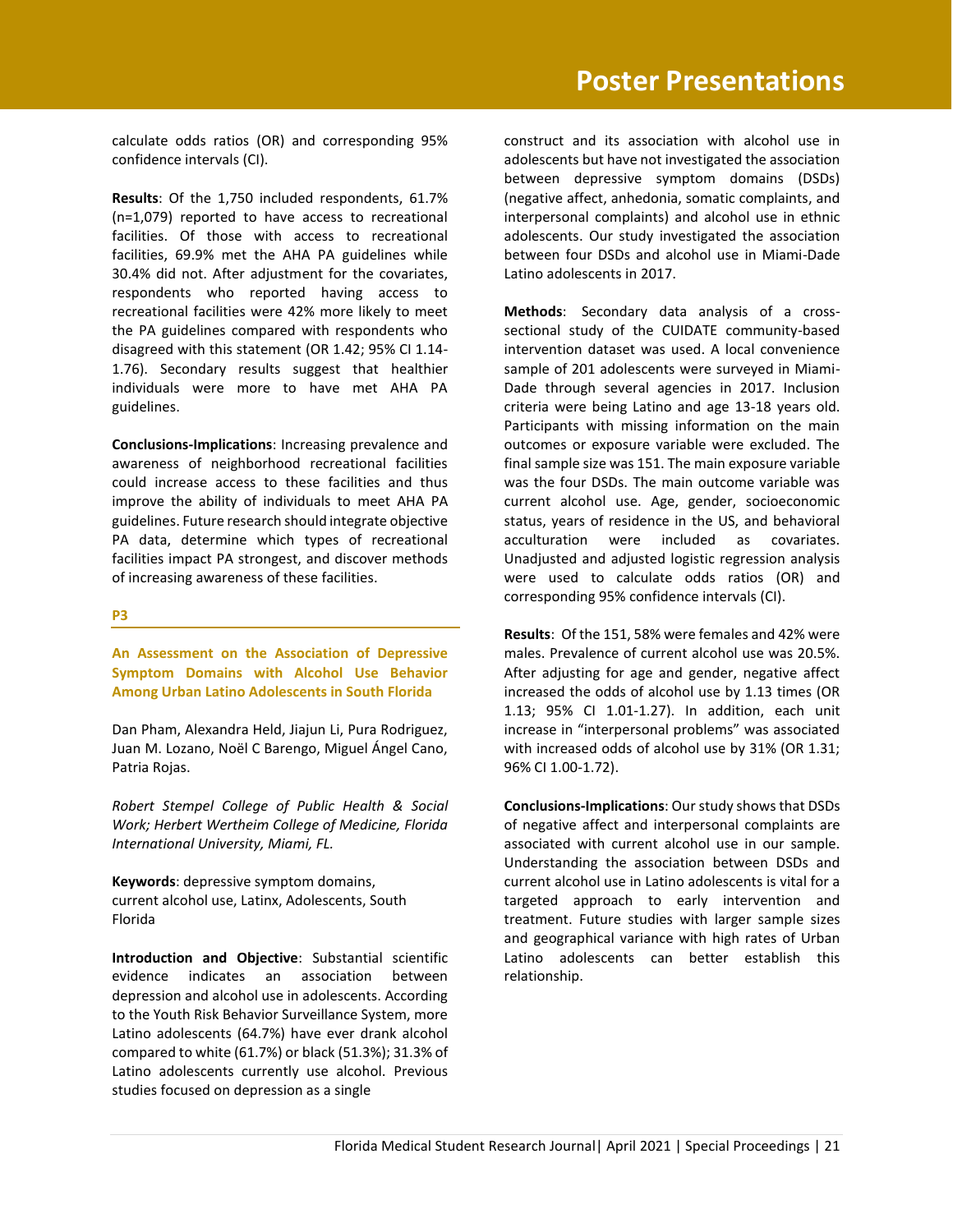calculate odds ratios (OR) and corresponding 95% confidence intervals (CI).

**Results**: Of the 1,750 included respondents, 61.7% (n=1,079) reported to have access to recreational facilities. Of those with access to recreational facilities, 69.9% met the AHA PA guidelines while 30.4% did not. After adjustment for the covariates, respondents who reported having access to recreational facilities were 42% more likely to meet the PA guidelines compared with respondents who disagreed with this statement (OR 1.42; 95% CI 1.14-1.76). Secondary results suggest that healthier individuals were more to have met AHA PA guidelines.

**Conclusions-Implications**: Increasing prevalence and awareness of neighborhood recreational facilities could increase access to these facilities and thus improve the ability of individuals to meet AHA PA guidelines. Future research should integrate objective PA data, determine which types of recreational facilities impact PA strongest, and discover methods of increasing awareness of these facilities.

**P3**

## An Assessment on the Association of Depressive Symptom Domains with Alcohol Use Behavior Among Urban Latino Adolescents in South Florida

Dan Pham, Alexandra Held, Jiajun Li, Pura Rodriguez, Juan M. Lozano, Noël C Barengo, Miguel Ángel Cano, Patria Rojas.

*Robert Stempel College of Public Health & Social Work; Herbert Wertheim College of Medicine, Florida International University, Miami, FL.*

**Keywords**: depressive symptom domains, current alcohol use, Latinx, Adolescents, South Florida

**Introduction and Objective**: Substantial scientific evidence indicates an association between depression and alcohol use in adolescents. According to the Youth Risk Behavior Surveillance System, more Latino adolescents (64.7%) have ever drank alcohol compared to white (61.7%) or black (51.3%); 31.3% of Latino adolescents currently use alcohol. Previous studies focused on depression as a single construct and its association with alcohol use in adolescents but have not investigated the association between depressive symptom domains (DSDs) (negative affect, anhedonia, somatic complaints, and interpersonal complaints) and alcohol use in ethnic adolescents. Our study investigated the association between four DSDs and alcohol use in Miami-Dade Latino adolescents in 2017.

**Methods**: Secondary data analysis of a cross-sectional study of the CUIDATE community-based intervention dataset was used. A local convenience sample of 201 adolescents were surveyed in Miami-Dade through several agencies in 2017. Inclusion criteria were being Latino and age 13-18 years old. Participants with missing information on the main outcomes or exposure variable were excluded. The final sample size was 151. The main exposure variable was the four DSDs. The main outcome variable was current alcohol use. Age, gender, socioeconomic status, years of residence in the US, and behavioral acculturation were included as covariates. Unadjusted and adjusted logistic regression analysis were used to calculate odds ratios (OR) and corresponding 95% confidence intervals (CI).

**Results**: Of the 151, 58% were females and 42% were males. Prevalence of current alcohol use was 20.5%. After adjusting for age and gender, negative affect increased the odds of alcohol use by 1.13 times (OR 1.13; 95% CI 1.01-1.27). In addition, each unit increase in "interpersonal problems" was associated with increased odds of alcohol use by 31% (OR 1.31; 96% CI 1.00-1.72).

**Conclusions-Implications**: Our study shows that DSDs of negative affect and interpersonal complaints are associated with current alcohol use in our sample. Understanding the association between DSDs and current alcohol use in Latino adolescents is vital for a targeted approach to early intervention and treatment. Future studies with larger sample sizes and geographical variance with high rates of Urban Latino adolescents can better establish this relationship.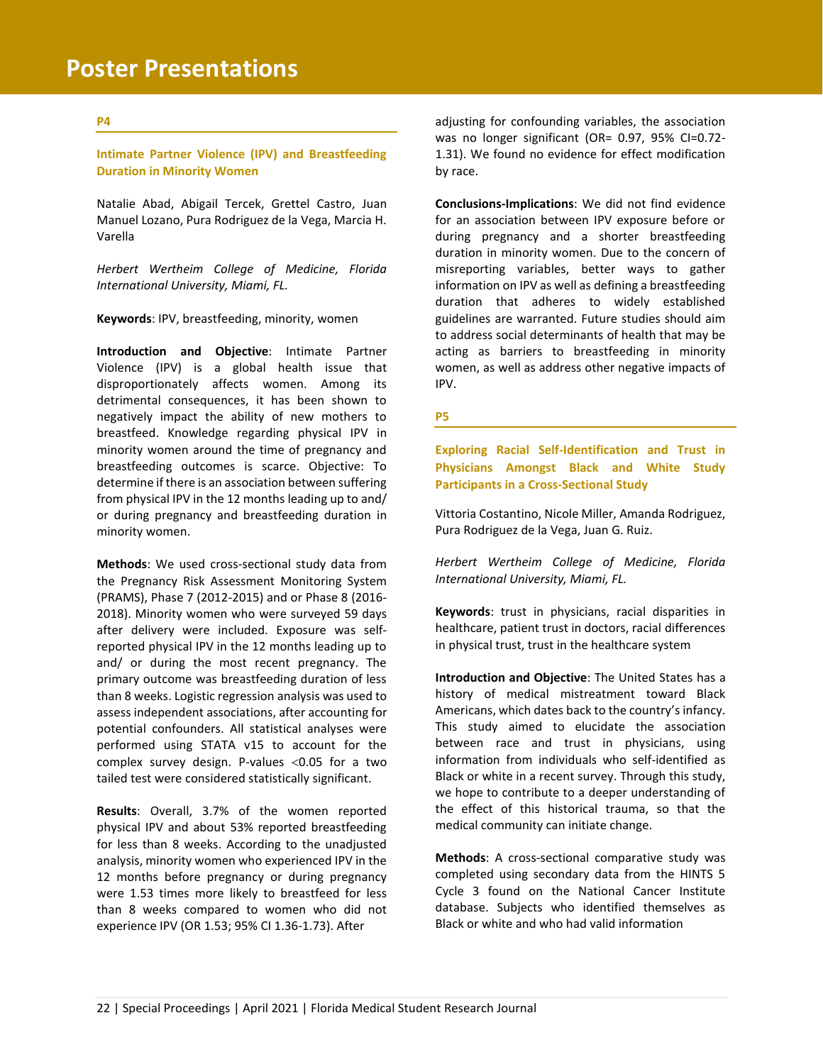# Poster Presentations

## P4

### Intimate Partner Violence (IPV) and Breastfeeding Duration in Minority Women

Natalie Abad, Abigail Tercek, Grettel Castro, Juan Manuel Lozano, Pura Rodriguez de la Vega, Marcia H. Varella

*Herbert Wertheim College of Medicine, Florida International University, Miami, FL.*

**Keywords**: IPV, breastfeeding, minority, women

**Introduction and Objective**: Intimate Partner Violence (IPV) is a global health issue that disproportionately affects women. Among its detrimental consequences, it has been shown to negatively impact the ability of new mothers to breastfeed. Knowledge regarding physical IPV in minority women around the time of pregnancy and breastfeeding outcomes is scarce. Objective: To determine if there is an association between suffering from physical IPV in the 12 months leading up to and/ or during pregnancy and breastfeeding duration in minority women.

**Methods**: We used cross-sectional study data from the Pregnancy Risk Assessment Monitoring System (PRAMS), Phase 7 (2012-2015) and or Phase 8 (2016-2018). Minority women who were surveyed 59 days after delivery were included. Exposure was self-reported physical IPV in the 12 months leading up to and/ or during the most recent pregnancy. The primary outcome was breastfeeding duration of less than 8 weeks. Logistic regression analysis was used to assess independent associations, after accounting for potential confounders. All statistical analyses were performed using STATA v15 to account for the complex survey design. P-values <0.05 for a two tailed test were considered statistically significant.

**Results**: Overall, 3.7% of the women reported physical IPV and about 53% reported breastfeeding for less than 8 weeks. According to the unadjusted analysis, minority women who experienced IPV in the 12 months before pregnancy or during pregnancy were 1.53 times more likely to breastfeed for less than 8 weeks compared to women who did not experience IPV (OR 1.53; 95% CI 1.36-1.73). After adjusting for confounding variables, the association was no longer significant (OR= 0.97, 95% CI=0.72-1.31). We found no evidence for effect modification by race.

**Conclusions-Implications**: We did not find evidence for an association between IPV exposure before or during pregnancy and a shorter breastfeeding duration in minority women. Due to the concern of misreporting variables, better ways to gather information on IPV as well as defining a breastfeeding duration that adheres to widely established guidelines are warranted. Future studies should aim to address social determinants of health that may be acting as barriers to breastfeeding in minority women, as well as address other negative impacts of IPV.

## P5

### Exploring Racial Self-Identification and Trust in Physicians Amongst Black and White Study Participants in a Cross-Sectional Study

Vittoria Costantino, Nicole Miller, Amanda Rodriguez, Pura Rodriguez de la Vega, Juan G. Ruiz.

*Herbert Wertheim College of Medicine, Florida International University, Miami, FL.*

**Keywords**: trust in physicians, racial disparities in healthcare, patient trust in doctors, racial differences in physical trust, trust in the healthcare system

**Introduction and Objective**: The United States has a history of medical mistreatment toward Black Americans, which dates back to the country's infancy. This study aimed to elucidate the association between race and trust in physicians, using information from individuals who self-identified as Black or white in a recent survey. Through this study, we hope to contribute to a deeper understanding of the effect of this historical trauma, so that the medical community can initiate change.

**Methods**: A cross-sectional comparative study was completed using secondary data from the HINTS 5 Cycle 3 found on the National Cancer Institute database. Subjects who identified themselves as Black or white and who had valid information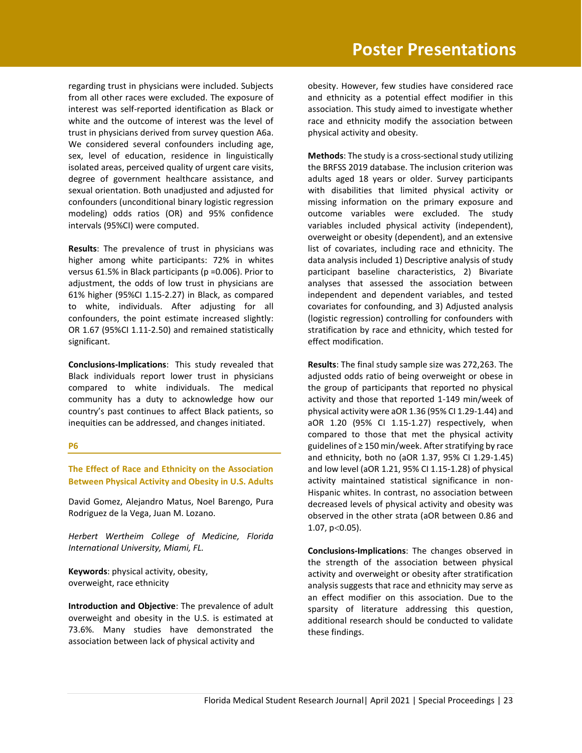regarding trust in physicians were included. Subjects from all other races were excluded. The exposure of interest was self-reported identification as Black or white and the outcome of interest was the level of trust in physicians derived from survey question A6a. We considered several confounders including age, sex, level of education, residence in linguistically isolated areas, perceived quality of urgent care visits, degree of government healthcare assistance, and sexual orientation. Both unadjusted and adjusted for confounders (unconditional binary logistic regression modeling) odds ratios (OR) and 95% confidence intervals (95%CI) were computed.

**Results**: The prevalence of trust in physicians was higher among white participants: 72% in whites versus 61.5% in Black participants (p =0.006). Prior to adjustment, the odds of low trust in physicians are 61% higher (95%CI 1.15-2.27) in Black, as compared to white, individuals. After adjusting for all confounders, the point estimate increased slightly: OR 1.67 (95%CI 1.11-2.50) and remained statistically significant.

**Conclusions-Implications**: This study revealed that Black individuals report lower trust in physicians compared to white individuals. The medical community has a duty to acknowledge how our country's past continues to affect Black patients, so inequities can be addressed, and changes initiated.

**P6**

### The Effect of Race and Ethnicity on the Association Between Physical Activity and Obesity in U.S. Adults

David Gomez, Alejandro Matus, Noel Barengo, Pura Rodriguez de la Vega, Juan M. Lozano.

*Herbert Wertheim College of Medicine, Florida International University, Miami, FL.*

**Keywords**: physical activity, obesity, overweight, race ethnicity

**Introduction and Objective**: The prevalence of adult overweight and obesity in the U.S. is estimated at 73.6%. Many studies have demonstrated the association between lack of physical activity and obesity. However, few studies have considered race and ethnicity as a potential effect modifier in this association. This study aimed to investigate whether race and ethnicity modify the association between physical activity and obesity.

**Methods**: The study is a cross-sectional study utilizing the BRFSS 2019 database. The inclusion criterion was adults aged 18 years or older. Survey participants with disabilities that limited physical activity or missing information on the primary exposure and outcome variables were excluded. The study variables included physical activity (independent), overweight or obesity (dependent), and an extensive list of covariates, including race and ethnicity. The data analysis included 1) Descriptive analysis of study participant baseline characteristics, 2) Bivariate analyses that assessed the association between independent and dependent variables, and tested covariates for confounding, and 3) Adjusted analysis (logistic regression) controlling for confounders with stratification by race and ethnicity, which tested for effect modification.

**Results**: The final study sample size was 272,263. The adjusted odds ratio of being overweight or obese in the group of participants that reported no physical activity and those that reported 1-149 min/week of physical activity were aOR 1.36 (95% CI 1.29-1.44) and aOR 1.20 (95% CI 1.15-1.27) respectively, when compared to those that met the physical activity guidelines of ≥ 150 min/week. After stratifying by race and ethnicity, both no (aOR 1.37, 95% CI 1.29-1.45) and low level (aOR 1.21, 95% CI 1.15-1.28) of physical activity maintained statistical significance in non-Hispanic whites. In contrast, no association between decreased levels of physical activity and obesity was observed in the other strata (aOR between 0.86 and 1.07, $p<0.05$).

**Conclusions-Implications**: The changes observed in the strength of the association between physical activity and overweight or obesity after stratification analysis suggests that race and ethnicity may serve as an effect modifier on this association. Due to the sparsity of literature addressing this question, additional research should be conducted to validate these findings.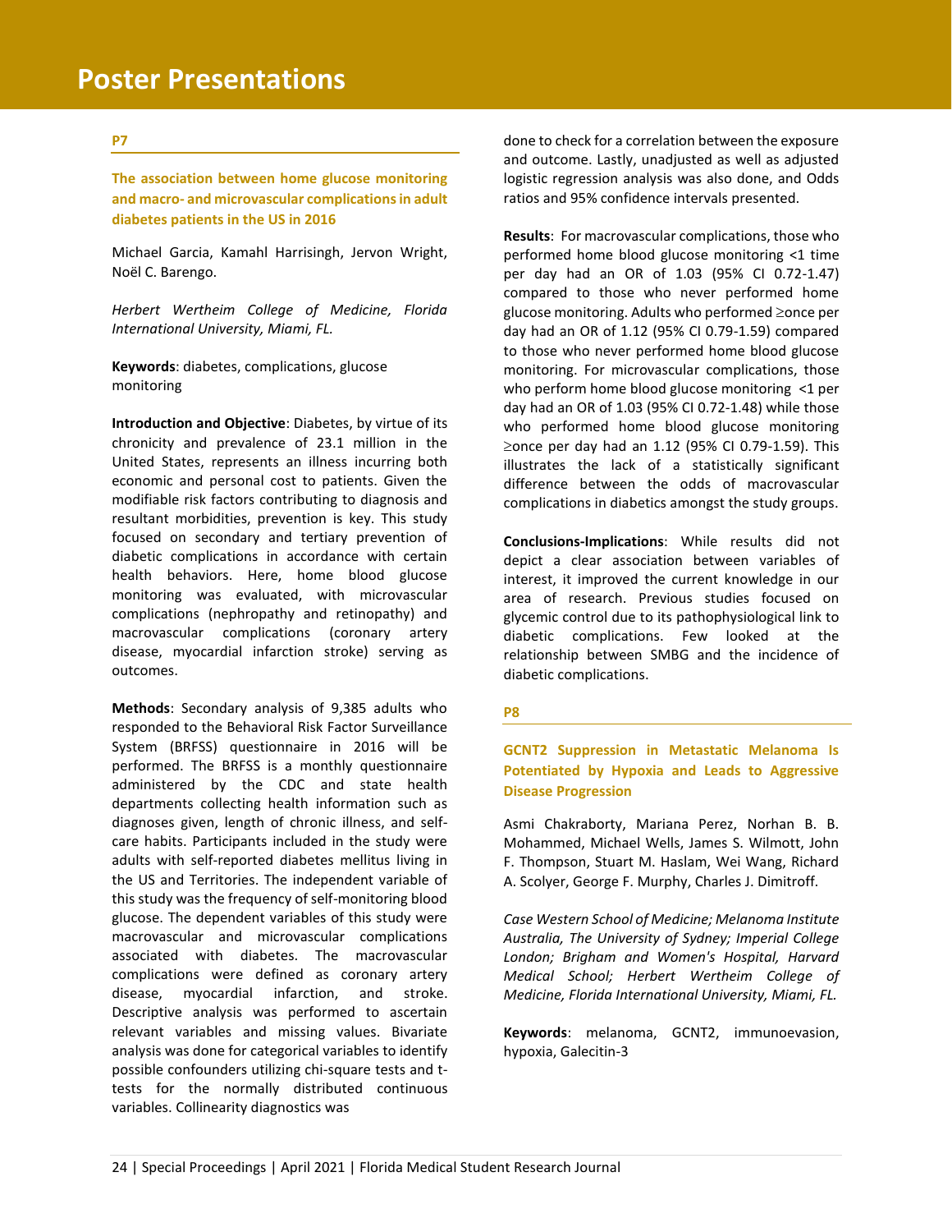# Poster Presentations

**P7**

### The association between home glucose monitoring and macro- and microvascular complications in adult diabetes patients in the US in 2016

Michael Garcia, Kamahl Harrisingh, Jervon Wright, Noël C. Barengo.

*Herbert Wertheim College of Medicine, Florida International University, Miami, FL.*

**Keywords**: diabetes, complications, glucose monitoring

**Introduction and Objective**: Diabetes, by virtue of its chronicity and prevalence of 23.1 million in the United States, represents an illness incurring both economic and personal cost to patients. Given the modifiable risk factors contributing to diagnosis and resultant morbidities, prevention is key. This study focused on secondary and tertiary prevention of diabetic complications in accordance with certain health behaviors. Here, home blood glucose monitoring was evaluated, with microvascular complications (nephropathy and retinopathy) and macrovascular complications (coronary artery disease, myocardial infarction stroke) serving as outcomes.

**Methods**: Secondary analysis of 9,385 adults who responded to the Behavioral Risk Factor Surveillance System (BRFSS) questionnaire in 2016 will be performed. The BRFSS is a monthly questionnaire administered by the CDC and state health departments collecting health information such as diagnoses given, length of chronic illness, and self-care habits. Participants included in the study were adults with self-reported diabetes mellitus living in the US and Territories. The independent variable of this study was the frequency of self-monitoring blood glucose. The dependent variables of this study were macrovascular and microvascular complications associated with diabetes. The macrovascular complications were defined as coronary artery disease, myocardial infarction, and stroke. Descriptive analysis was performed to ascertain relevant variables and missing values. Bivariate analysis was done for categorical variables to identify possible confounders utilizing chi-square tests and t-tests for the normally distributed continuous variables. Collinearity diagnostics was done to check for a correlation between the exposure and outcome. Lastly, unadjusted as well as adjusted logistic regression analysis was also done, and Odds ratios and 95% confidence intervals presented.

**Results**: For macrovascular complications, those who performed home blood glucose monitoring <1 time per day had an OR of 1.03 (95% CI 0.72-1.47) compared to those who never performed home glucose monitoring. Adults who performed ≥once per day had an OR of 1.12 (95% CI 0.79-1.59) compared to those who never performed home blood glucose monitoring. For microvascular complications, those who perform home blood glucose monitoring <1 per day had an OR of 1.03 (95% CI 0.72-1.48) while those who performed home blood glucose monitoring ≥once per day had an 1.12 (95% CI 0.79-1.59). This illustrates the lack of a statistically significant difference between the odds of macrovascular complications in diabetics amongst the study groups.

**Conclusions-Implications**: While results did not depict a clear association between variables of interest, it improved the current knowledge in our area of research. Previous studies focused on glycemic control due to its pathophysiological link to diabetic complications. Few looked at the relationship between SMBG and the incidence of diabetic complications.

**P8**

### GCNT2 Suppression in Metastatic Melanoma Is Potentiated by Hypoxia and Leads to Aggressive Disease Progression

Asmi Chakraborty, Mariana Perez, Norhan B. B. Mohammed, Michael Wells, James S. Wilmott, John F. Thompson, Stuart M. Haslam, Wei Wang, Richard A. Scolyer, George F. Murphy, Charles J. Dimitroff.

*Case Western School of Medicine; Melanoma Institute Australia, The University of Sydney; Imperial College London; Brigham and Women's Hospital, Harvard Medical School; Herbert Wertheim College of Medicine, Florida International University, Miami, FL.*

**Keywords**: melanoma, GCNT2, immunoevasion, hypoxia, Galecitin-3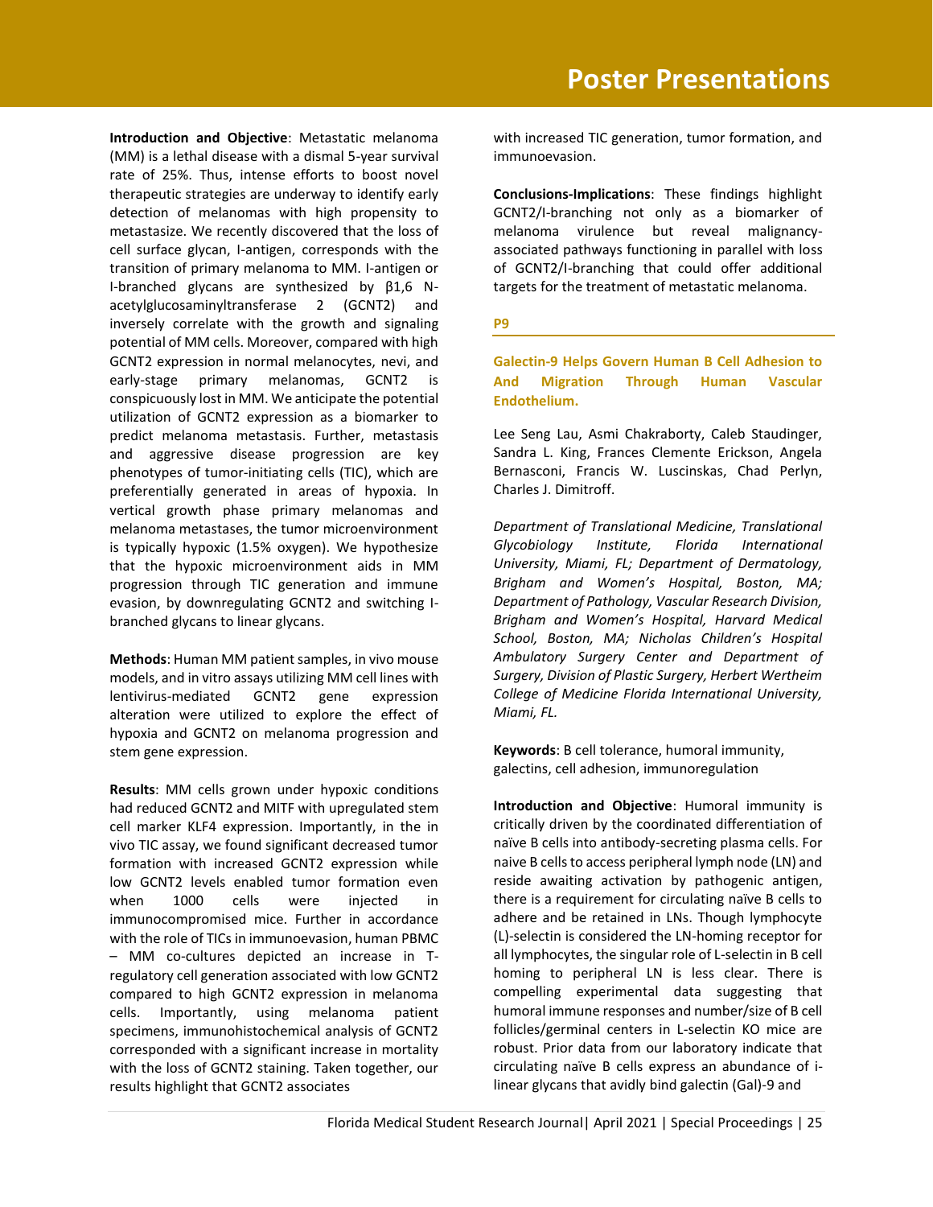**Introduction and Objective**: Metastatic melanoma (MM) is a lethal disease with a dismal 5-year survival rate of 25%. Thus, intense efforts to boost novel therapeutic strategies are underway to identify early detection of melanomas with high propensity to metastasize. We recently discovered that the loss of cell surface glycan, I-antigen, corresponds with the transition of primary melanoma to MM. I-antigen or I-branched glycans are synthesized by β1,6 N-acetylglucosaminyltransferase 2 (GCNT2) and inversely correlate with the growth and signaling potential of MM cells. Moreover, compared with high GCNT2 expression in normal melanocytes, nevi, and early-stage primary melanomas, GCNT2 is conspicuously lost in MM. We anticipate the potential utilization of GCNT2 expression as a biomarker to predict melanoma metastasis. Further, metastasis and aggressive disease progression are key phenotypes of tumor-initiating cells (TIC), which are preferentially generated in areas of hypoxia. In vertical growth phase primary melanomas and melanoma metastases, the tumor microenvironment is typically hypoxic (1.5% oxygen). We hypothesize that the hypoxic microenvironment aids in MM progression through TIC generation and immune evasion, by downregulating GCNT2 and switching I-branched glycans to linear glycans.

**Methods**: Human MM patient samples, in vivo mouse models, and in vitro assays utilizing MM cell lines with lentivirus-mediated GCNT2 gene expression alteration were utilized to explore the effect of hypoxia and GCNT2 on melanoma progression and stem gene expression.

**Results**: MM cells grown under hypoxic conditions had reduced GCNT2 and MITF with upregulated stem cell marker KLF4 expression. Importantly, in the in vivo TIC assay, we found significant decreased tumor formation with increased GCNT2 expression while low GCNT2 levels enabled tumor formation even when 1000 cells were injected in immunocompromised mice. Further in accordance with the role of TICs in immunoevasion, human PBMC – MM co-cultures depicted an increase in T-regulatory cell generation associated with low GCNT2 compared to high GCNT2 expression in melanoma cells. Importantly, using melanoma patient specimens, immunohistochemical analysis of GCNT2 corresponded with a significant increase in mortality with the loss of GCNT2 staining. Taken together, our results highlight that GCNT2 associates with increased TIC generation, tumor formation, and immunoevasion.

**Conclusions-Implications**: These findings highlight GCNT2/I-branching not only as a biomarker of melanoma virulence but reveal malignancy-associated pathways functioning in parallel with loss of GCNT2/I-branching that could offer additional targets for the treatment of metastatic melanoma.

## P9

### Galectin-9 Helps Govern Human B Cell Adhesion to And Migration Through Human Vascular Endothelium.

Lee Seng Lau, Asmi Chakraborty, Caleb Staudinger, Sandra L. King, Frances Clemente Erickson, Angela Bernasconi, Francis W. Luscinskas, Chad Perlyn, Charles J. Dimitroff.

*Department of Translational Medicine, Translational Glycobiology Institute, Florida International University, Miami, FL; Department of Dermatology, Brigham and Women's Hospital, Boston, MA; Department of Pathology, Vascular Research Division, Brigham and Women's Hospital, Harvard Medical School, Boston, MA; Nicholas Children's Hospital Ambulatory Surgery Center and Department of Surgery, Division of Plastic Surgery, Herbert Wertheim College of Medicine Florida International University, Miami, FL.*

**Keywords**: B cell tolerance, humoral immunity, galectins, cell adhesion, immunoregulation

**Introduction and Objective**: Humoral immunity is critically driven by the coordinated differentiation of naïve B cells into antibody-secreting plasma cells. For naive B cells to access peripheral lymph node (LN) and reside awaiting activation by pathogenic antigen, there is a requirement for circulating naïve B cells to adhere and be retained in LNs. Though lymphocyte (L)-selectin is considered the LN-homing receptor for all lymphocytes, the singular role of L-selectin in B cell homing to peripheral LN is less clear. There is compelling experimental data suggesting that humoral immune responses and number/size of B cell follicles/germinal centers in L-selectin KO mice are robust. Prior data from our laboratory indicate that circulating naïve B cells express an abundance of i-linear glycans that avidly bind galectin (Gal)-9 and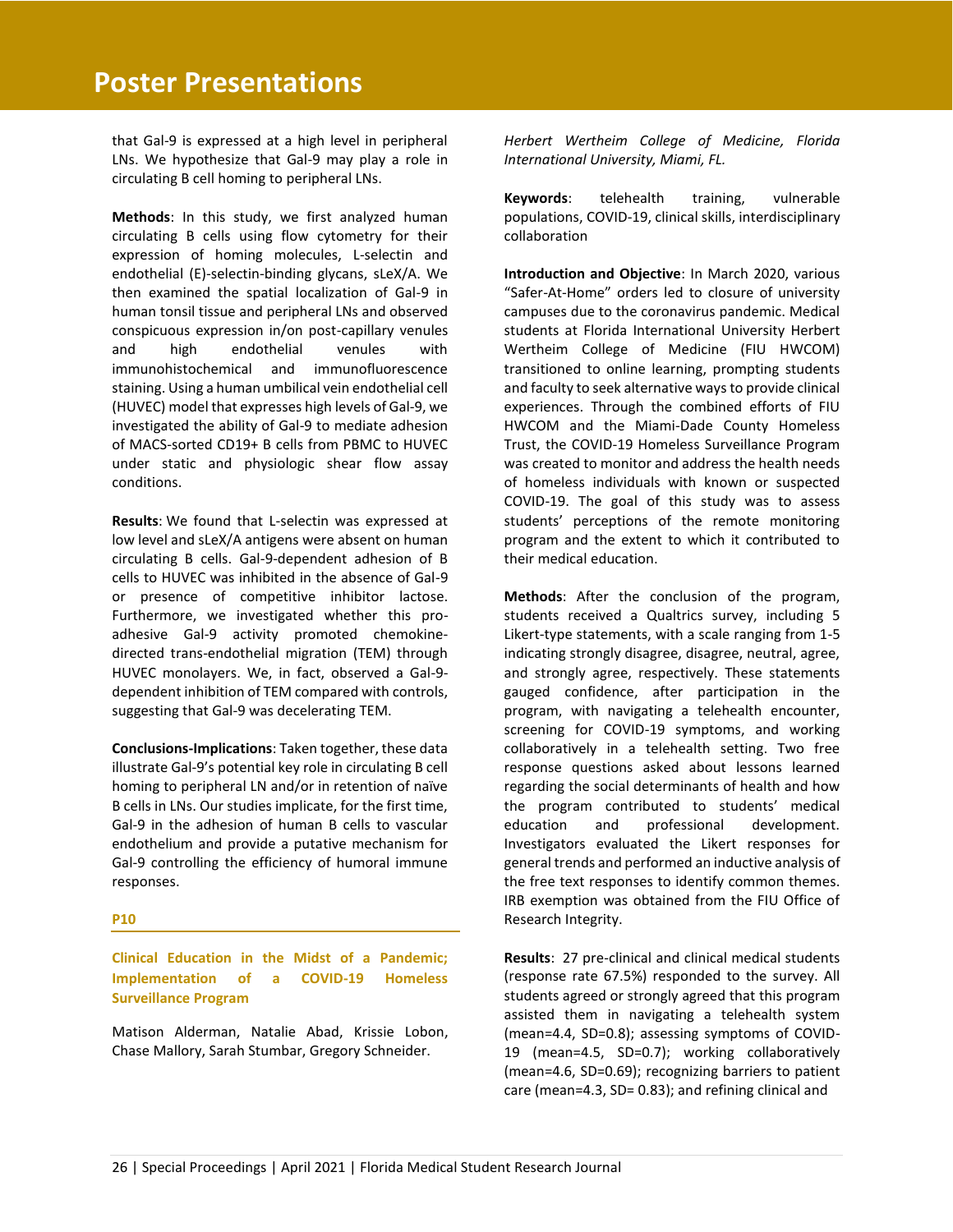that Gal-9 is expressed at a high level in peripheral LNs. We hypothesize that Gal-9 may play a role in circulating B cell homing to peripheral LNs.

**Methods**: In this study, we first analyzed human circulating B cells using flow cytometry for their expression of homing molecules, L-selectin and endothelial (E)-selectin-binding glycans, sLeX/A. We then examined the spatial localization of Gal-9 in human tonsil tissue and peripheral LNs and observed conspicuous expression in/on post-capillary venules and high endothelial venules with immunohistochemical and immunofluorescence staining. Using a human umbilical vein endothelial cell (HUVEC) model that expresses high levels of Gal-9, we investigated the ability of Gal-9 to mediate adhesion of MACS-sorted CD19+ B cells from PBMC to HUVEC under static and physiologic shear flow assay conditions.

**Results**: We found that L-selectin was expressed at low level and sLeX/A antigens were absent on human circulating B cells. Gal-9-dependent adhesion of B cells to HUVEC was inhibited in the absence of Gal-9 or presence of competitive inhibitor lactose. Furthermore, we investigated whether this pro-adhesive Gal-9 activity promoted chemokine-directed trans-endothelial migration (TEM) through HUVEC monolayers. We, in fact, observed a Gal-9-dependent inhibition of TEM compared with controls, suggesting that Gal-9 was decelerating TEM.

**Conclusions-Implications**: Taken together, these data illustrate Gal-9's potential key role in circulating B cell homing to peripheral LN and/or in retention of naïve B cells in LNs. Our studies implicate, for the first time, Gal-9 in the adhesion of human B cells to vascular endothelium and provide a putative mechanism for Gal-9 controlling the efficiency of humoral immune responses.

## P10

### Clinical Education in the Midst of a Pandemic; Implementation of a COVID-19 Homeless Surveillance Program

Matison Alderman, Natalie Abad, Krissie Lobon, Chase Mallory, Sarah Stumbar, Gregory Schneider.

*Herbert Wertheim College of Medicine, Florida International University, Miami, FL.*

**Keywords**: telehealth training, vulnerable populations, COVID-19, clinical skills, interdisciplinary collaboration

**Introduction and Objective**: In March 2020, various "Safer-At-Home" orders led to closure of university campuses due to the coronavirus pandemic. Medical students at Florida International University Herbert Wertheim College of Medicine (FIU HWCOM) transitioned to online learning, prompting students and faculty to seek alternative ways to provide clinical experiences. Through the combined efforts of FIU HWCOM and the Miami-Dade County Homeless Trust, the COVID-19 Homeless Surveillance Program was created to monitor and address the health needs of homeless individuals with known or suspected COVID-19. The goal of this study was to assess students' perceptions of the remote monitoring program and the extent to which it contributed to their medical education.

**Methods**: After the conclusion of the program, students received a Qualtrics survey, including 5 Likert-type statements, with a scale ranging from 1-5 indicating strongly disagree, disagree, neutral, agree, and strongly agree, respectively. These statements gauged confidence, after participation in the program, with navigating a telehealth encounter, screening for COVID-19 symptoms, and working collaboratively in a telehealth setting. Two free response questions asked about lessons learned regarding the social determinants of health and how the program contributed to students' medical education and professional development. Investigators evaluated the Likert responses for general trends and performed an inductive analysis of the free text responses to identify common themes. IRB exemption was obtained from the FIU Office of Research Integrity.

**Results**: 27 pre-clinical and clinical medical students (response rate 67.5%) responded to the survey. All students agreed or strongly agreed that this program assisted them in navigating a telehealth system (mean=4.4, SD=0.8); assessing symptoms of COVID-19 (mean=4.5, SD=0.7); working collaboratively (mean=4.6, SD=0.69); recognizing barriers to patient care (mean=4.3, SD= 0.83); and refining clinical and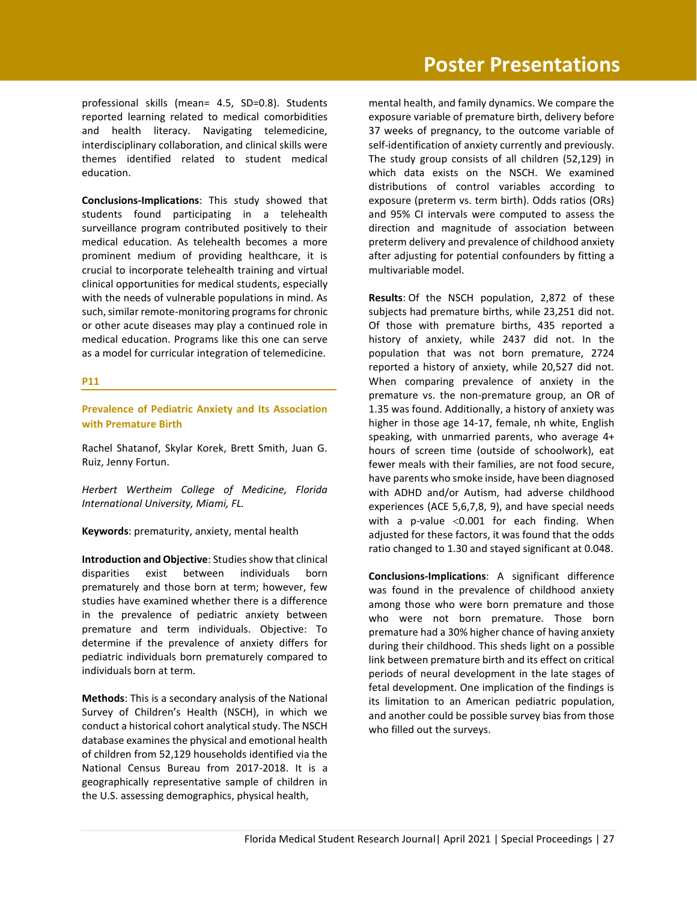professional skills (mean= 4.5, SD=0.8). Students reported learning related to medical comorbidities and health literacy. Navigating telemedicine, interdisciplinary collaboration, and clinical skills were themes identified related to student medical education.

**Conclusions-Implications**: This study showed that students found participating in a telehealth surveillance program contributed positively to their medical education. As telehealth becomes a more prominent medium of providing healthcare, it is crucial to incorporate telehealth training and virtual clinical opportunities for medical students, especially with the needs of vulnerable populations in mind. As such, similar remote-monitoring programs for chronic or other acute diseases may play a continued role in medical education. Programs like this one can serve as a model for curricular integration of telemedicine.

**P11**

## Prevalence of Pediatric Anxiety and Its Association with Premature Birth

Rachel Shatanof, Skylar Korek, Brett Smith, Juan G. Ruiz, Jenny Fortun.

*Herbert Wertheim College of Medicine, Florida International University, Miami, FL.*

**Keywords**: prematurity, anxiety, mental health

**Introduction and Objective**: Studies show that clinical disparities exist between individuals born prematurely and those born at term; however, few studies have examined whether there is a difference in the prevalence of pediatric anxiety between premature and term individuals. Objective: To determine if the prevalence of anxiety differs for pediatric individuals born prematurely compared to individuals born at term.

**Methods**: This is a secondary analysis of the National Survey of Children's Health (NSCH), in which we conduct a historical cohort analytical study. The NSCH database examines the physical and emotional health of children from 52,129 households identified via the National Census Bureau from 2017-2018. It is a geographically representative sample of children in the U.S. assessing demographics, physical health, mental health, and family dynamics. We compare the exposure variable of premature birth, delivery before 37 weeks of pregnancy, to the outcome variable of self-identification of anxiety currently and previously. The study group consists of all children (52,129) in which data exists on the NSCH. We examined distributions of control variables according to exposure (preterm vs. term birth). Odds ratios (ORs) and 95% CI intervals were computed to assess the direction and magnitude of association between preterm delivery and prevalence of childhood anxiety after adjusting for potential confounders by fitting a multivariable model.

**Results**: Of the NSCH population, 2,872 of these subjects had premature births, while 23,251 did not. Of those with premature births, 435 reported a history of anxiety, while 2437 did not. In the population that was not born premature, 2724 reported a history of anxiety, while 20,527 did not. When comparing prevalence of anxiety in the premature vs. the non-premature group, an OR of 1.35 was found. Additionally, a history of anxiety was higher in those age 14-17, female, nh white, English speaking, with unmarried parents, who average 4+ hours of screen time (outside of schoolwork), eat fewer meals with their families, are not food secure, have parents who smoke inside, have been diagnosed with ADHD and/or Autism, had adverse childhood experiences (ACE 5,6,7,8, 9), and have special needs with a p-value $<0.001$ for each finding. When adjusted for these factors, it was found that the odds ratio changed to 1.30 and stayed significant at 0.048.

**Conclusions-Implications**: A significant difference was found in the prevalence of childhood anxiety among those who were born premature and those who were not born premature. Those born premature had a 30% higher chance of having anxiety during their childhood. This sheds light on a possible link between premature birth and its effect on critical periods of neural development in the late stages of fetal development. One implication of the findings is its limitation to an American pediatric population, and another could be possible survey bias from those who filled out the surveys.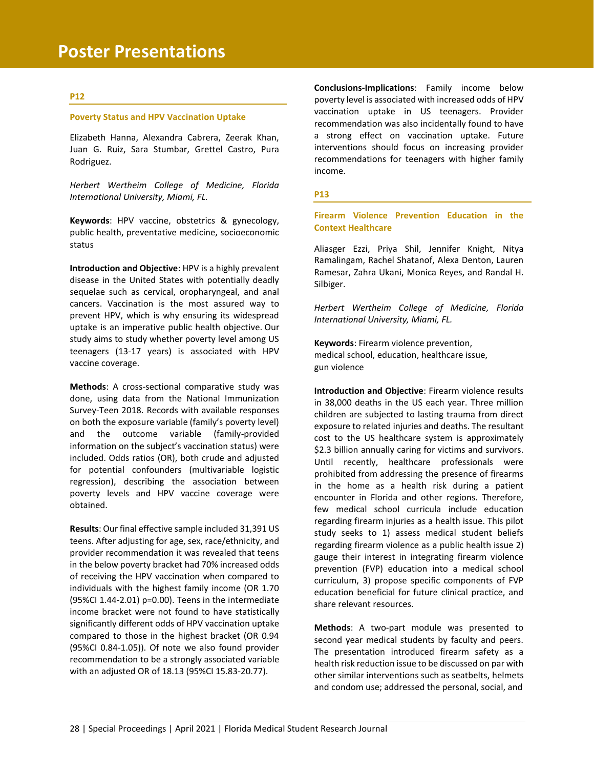# Poster Presentations

### P12

### Poverty Status and HPV Vaccination Uptake

Elizabeth Hanna, Alexandra Cabrera, Zeerak Khan, Juan G. Ruiz, Sara Stumbar, Grettel Castro, Pura Rodriguez.

*Herbert Wertheim College of Medicine, Florida International University, Miami, FL.*

**Keywords**: HPV vaccine, obstetrics & gynecology, public health, preventative medicine, socioeconomic status

**Introduction and Objective**: HPV is a highly prevalent disease in the United States with potentially deadly sequelae such as cervical, oropharyngeal, and anal cancers. Vaccination is the most assured way to prevent HPV, which is why ensuring its widespread uptake is an imperative public health objective. Our study aims to study whether poverty level among US teenagers (13-17 years) is associated with HPV vaccine coverage.

**Methods**: A cross-sectional comparative study was done, using data from the National Immunization Survey-Teen 2018. Records with available responses on both the exposure variable (family's poverty level) and the outcome variable (family-provided information on the subject's vaccination status) were included. Odds ratios (OR), both crude and adjusted for potential confounders (multivariable logistic regression), describing the association between poverty levels and HPV vaccine coverage were obtained.

**Results**: Our final effective sample included 31,391 US teens. After adjusting for age, sex, race/ethnicity, and provider recommendation it was revealed that teens in the below poverty bracket had 70% increased odds of receiving the HPV vaccination when compared to individuals with the highest family income (OR 1.70 (95%CI 1.44-2.01) p=0.00). Teens in the intermediate income bracket were not found to have statistically significantly different odds of HPV vaccination uptake compared to those in the highest bracket (OR 0.94 (95%CI 0.84-1.05)). Of note we also found provider recommendation to be a strongly associated variable with an adjusted OR of 18.13 (95%CI 15.83-20.77).

**Conclusions-Implications**: Family income below poverty level is associated with increased odds of HPV vaccination uptake in US teenagers. Provider recommendation was also incidentally found to have a strong effect on vaccination uptake. Future interventions should focus on increasing provider recommendations for teenagers with higher family income.

### P13

### Firearm Violence Prevention Education in the Context Healthcare

Aliasger Ezzi, Priya Shil, Jennifer Knight, Nitya Ramalingam, Rachel Shatanof, Alexa Denton, Lauren Ramesar, Zahra Ukani, Monica Reyes, and Randal H. Silbiger.

*Herbert Wertheim College of Medicine, Florida International University, Miami, FL.*

**Keywords**: Firearm violence prevention, medical school, education, healthcare issue, gun violence

**Introduction and Objective**: Firearm violence results in 38,000 deaths in the US each year. Three million children are subjected to lasting trauma from direct exposure to related injuries and deaths. The resultant cost to the US healthcare system is approximately $2.3 billion annually caring for victims and survivors. Until recently, healthcare professionals were prohibited from addressing the presence of firearms in the home as a health risk during a patient encounter in Florida and other regions. Therefore, few medical school curricula include education regarding firearm injuries as a health issue. This pilot study seeks to 1) assess medical student beliefs regarding firearm violence as a public health issue 2) gauge their interest in integrating firearm violence prevention (FVP) education into a medical school curriculum, 3) propose specific components of FVP education beneficial for future clinical practice, and share relevant resources.

**Methods**: A two-part module was presented to second year medical students by faculty and peers. The presentation introduced firearm safety as a health risk reduction issue to be discussed on par with other similar interventions such as seatbelts, helmets and condom use; addressed the personal, social, and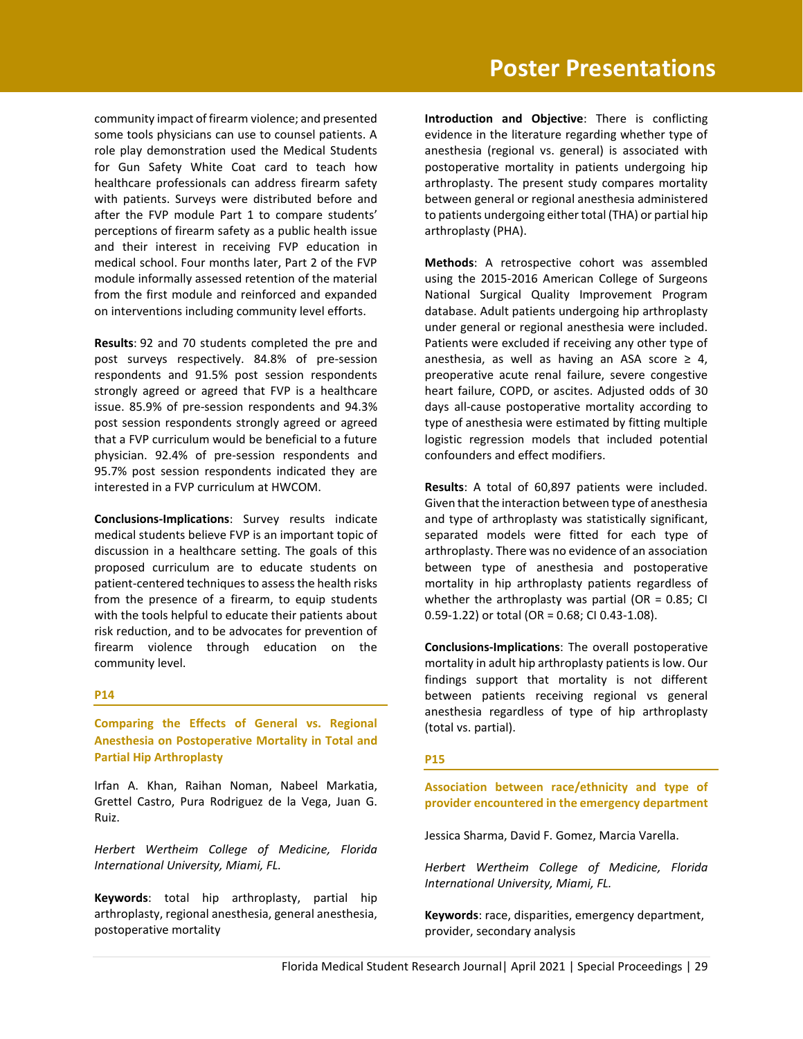community impact of firearm violence; and presented some tools physicians can use to counsel patients. A role play demonstration used the Medical Students for Gun Safety White Coat card to teach how healthcare professionals can address firearm safety with patients. Surveys were distributed before and after the FVP module Part 1 to compare students' perceptions of firearm safety as a public health issue and their interest in receiving FVP education in medical school. Four months later, Part 2 of the FVP module informally assessed retention of the material from the first module and reinforced and expanded on interventions including community level efforts.

**Results**: 92 and 70 students completed the pre and post surveys respectively. 84.8% of pre-session respondents and 91.5% post session respondents strongly agreed or agreed that FVP is a healthcare issue. 85.9% of pre-session respondents and 94.3% post session respondents strongly agreed or agreed that a FVP curriculum would be beneficial to a future physician. 92.4% of pre-session respondents and 95.7% post session respondents indicated they are interested in a FVP curriculum at HWCOM.

**Conclusions-Implications**: Survey results indicate medical students believe FVP is an important topic of discussion in a healthcare setting. The goals of this proposed curriculum are to educate students on patient-centered techniques to assess the health risks from the presence of a firearm, to equip students with the tools helpful to educate their patients about risk reduction, and to be advocates for prevention of firearm violence through education on the community level.

### P14

## Comparing the Effects of General vs. Regional Anesthesia on Postoperative Mortality in Total and Partial Hip Arthroplasty

Irfan A. Khan, Raihan Noman, Nabeel Markatia, Grettel Castro, Pura Rodriguez de la Vega, Juan G. Ruiz.

*Herbert Wertheim College of Medicine, Florida International University, Miami, FL.*

**Keywords**: total hip arthroplasty, partial hip arthroplasty, regional anesthesia, general anesthesia, postoperative mortality

**Introduction and Objective**: There is conflicting evidence in the literature regarding whether type of anesthesia (regional vs. general) is associated with postoperative mortality in patients undergoing hip arthroplasty. The present study compares mortality between general or regional anesthesia administered to patients undergoing either total (THA) or partial hip arthroplasty (PHA).

**Methods**: A retrospective cohort was assembled using the 2015-2016 American College of Surgeons National Surgical Quality Improvement Program database. Adult patients undergoing hip arthroplasty under general or regional anesthesia were included. Patients were excluded if receiving any other type of anesthesia, as well as having an ASA score ≥ 4, preoperative acute renal failure, severe congestive heart failure, COPD, or ascites. Adjusted odds of 30 days all-cause postoperative mortality according to type of anesthesia were estimated by fitting multiple logistic regression models that included potential confounders and effect modifiers.

**Results**: A total of 60,897 patients were included. Given that the interaction between type of anesthesia and type of arthroplasty was statistically significant, separated models were fitted for each type of arthroplasty. There was no evidence of an association between type of anesthesia and postoperative mortality in hip arthroplasty patients regardless of whether the arthroplasty was partial (OR = 0.85; CI 0.59-1.22) or total (OR = 0.68; CI 0.43-1.08).

**Conclusions-Implications**: The overall postoperative mortality in adult hip arthroplasty patients is low. Our findings support that mortality is not different between patients receiving regional vs general anesthesia regardless of type of hip arthroplasty (total vs. partial).

### P15

## Association between race/ethnicity and type of provider encountered in the emergency department

Jessica Sharma, David F. Gomez, Marcia Varella.

*Herbert Wertheim College of Medicine, Florida International University, Miami, FL.*

**Keywords**: race, disparities, emergency department, provider, secondary analysis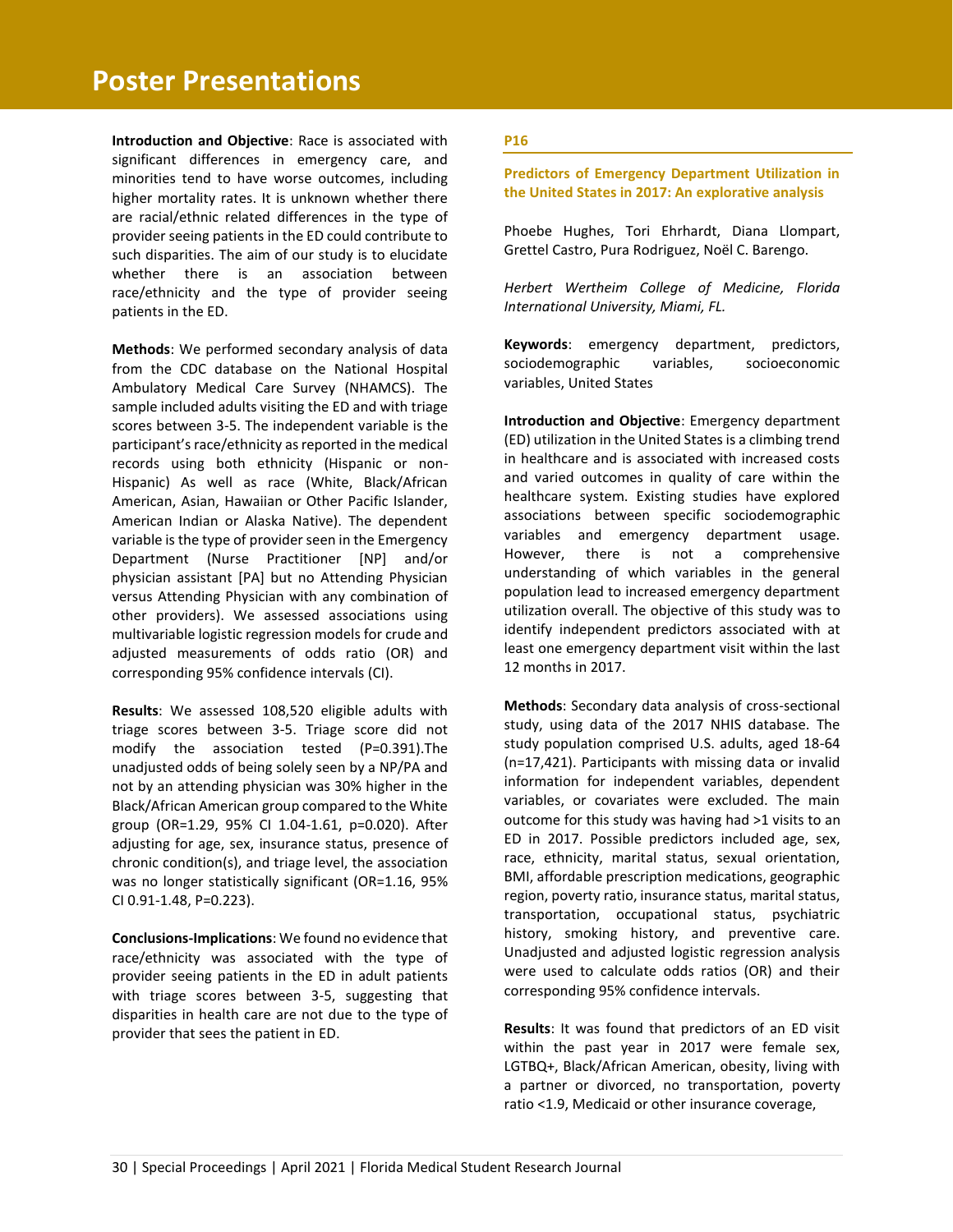**Introduction and Objective**: Race is associated with significant differences in emergency care, and minorities tend to have worse outcomes, including higher mortality rates. It is unknown whether there are racial/ethnic related differences in the type of provider seeing patients in the ED could contribute to such disparities. The aim of our study is to elucidate whether there is an association between race/ethnicity and the type of provider seeing patients in the ED.

**Methods**: We performed secondary analysis of data from the CDC database on the National Hospital Ambulatory Medical Care Survey (NHAMCS). The sample included adults visiting the ED and with triage scores between 3-5. The independent variable is the participant's race/ethnicity as reported in the medical records using both ethnicity (Hispanic or non-Hispanic) As well as race (White, Black/African American, Asian, Hawaiian or Other Pacific Islander, American Indian or Alaska Native). The dependent variable is the type of provider seen in the Emergency Department (Nurse Practitioner [NP] and/or physician assistant [PA] but no Attending Physician versus Attending Physician with any combination of other providers). We assessed associations using multivariable logistic regression models for crude and adjusted measurements of odds ratio (OR) and corresponding 95% confidence intervals (CI).

**Results**: We assessed 108,520 eligible adults with triage scores between 3-5. Triage score did not modify the association tested (P=0.391).The unadjusted odds of being solely seen by a NP/PA and not by an attending physician was 30% higher in the Black/African American group compared to the White group (OR=1.29, 95% CI 1.04-1.61, p=0.020). After adjusting for age, sex, insurance status, presence of chronic condition(s), and triage level, the association was no longer statistically significant (OR=1.16, 95% CI 0.91-1.48, P=0.223).

**Conclusions-Implications**: We found no evidence that race/ethnicity was associated with the type of provider seeing patients in the ED in adult patients with triage scores between 3-5, suggesting that disparities in health care are not due to the type of provider that sees the patient in ED.

## P16

### Predictors of Emergency Department Utilization in the United States in 2017: An explorative analysis

Phoebe Hughes, Tori Ehrhardt, Diana Llompart, Grettel Castro, Pura Rodriguez, Noël C. Barengo.

*Herbert Wertheim College of Medicine, Florida International University, Miami, FL.*

**Keywords**: emergency department, predictors, sociodemographic variables, socioeconomic variables, United States

**Introduction and Objective**: Emergency department (ED) utilization in the United States is a climbing trend in healthcare and is associated with increased costs and varied outcomes in quality of care within the healthcare system. Existing studies have explored associations between specific sociodemographic variables and emergency department usage. However, there is not a comprehensive understanding of which variables in the general population lead to increased emergency department utilization overall. The objective of this study was to identify independent predictors associated with at least one emergency department visit within the last 12 months in 2017.

**Methods**: Secondary data analysis of cross-sectional study, using data of the 2017 NHIS database. The study population comprised U.S. adults, aged 18-64 (n=17,421). Participants with missing data or invalid information for independent variables, dependent variables, or covariates were excluded. The main outcome for this study was having had >1 visits to an ED in 2017. Possible predictors included age, sex, race, ethnicity, marital status, sexual orientation, BMI, affordable prescription medications, geographic region, poverty ratio, insurance status, marital status, transportation, occupational status, psychiatric history, smoking history, and preventive care. Unadjusted and adjusted logistic regression analysis were used to calculate odds ratios (OR) and their corresponding 95% confidence intervals.

**Results**: It was found that predictors of an ED visit within the past year in 2017 were female sex, LGTBQ+, Black/African American, obesity, living with a partner or divorced, no transportation, poverty ratio <1.9, Medicaid or other insurance coverage,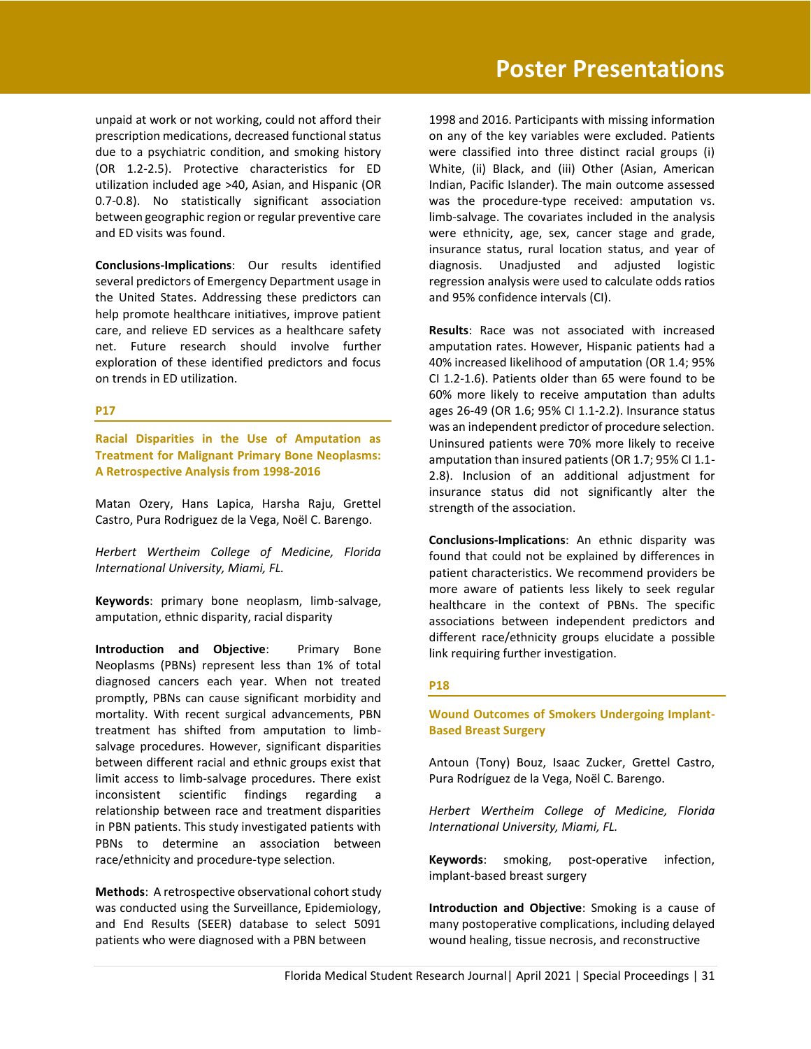unpaid at work or not working, could not afford their prescription medications, decreased functional status due to a psychiatric condition, and smoking history (OR 1.2-2.5). Protective characteristics for ED utilization included age >40, Asian, and Hispanic (OR 0.7-0.8). No statistically significant association between geographic region or regular preventive care and ED visits was found.

**Conclusions-Implications**: Our results identified several predictors of Emergency Department usage in the United States. Addressing these predictors can help promote healthcare initiatives, improve patient care, and relieve ED services as a healthcare safety net. Future research should involve further exploration of these identified predictors and focus on trends in ED utilization.

### P17

### Racial Disparities in the Use of Amputation as Treatment for Malignant Primary Bone Neoplasms: A Retrospective Analysis from 1998-2016

Matan Ozery, Hans Lapica, Harsha Raju, Grettel Castro, Pura Rodriguez de la Vega, Noël C. Barengo.

*Herbert Wertheim College of Medicine, Florida International University, Miami, FL.*

**Keywords**: primary bone neoplasm, limb-salvage, amputation, ethnic disparity, racial disparity

**Introduction and Objective**: Primary Bone Neoplasms (PBNs) represent less than 1% of total diagnosed cancers each year. When not treated promptly, PBNs can cause significant morbidity and mortality. With recent surgical advancements, PBN treatment has shifted from amputation to limb-salvage procedures. However, significant disparities between different racial and ethnic groups exist that limit access to limb-salvage procedures. There exist inconsistent scientific findings regarding a relationship between race and treatment disparities in PBN patients. This study investigated patients with PBNs to determine an association between race/ethnicity and procedure-type selection.

**Methods**: A retrospective observational cohort study was conducted using the Surveillance, Epidemiology, and End Results (SEER) database to select 5091 patients who were diagnosed with a PBN between 1998 and 2016. Participants with missing information on any of the key variables were excluded. Patients were classified into three distinct racial groups (i) White, (ii) Black, and (iii) Other (Asian, American Indian, Pacific Islander). The main outcome assessed was the procedure-type received: amputation vs. limb-salvage. The covariates included in the analysis were ethnicity, age, sex, cancer stage and grade, insurance status, rural location status, and year of diagnosis. Unadjusted and adjusted logistic regression analysis were used to calculate odds ratios and 95% confidence intervals (CI).

**Results**: Race was not associated with increased amputation rates. However, Hispanic patients had a 40% increased likelihood of amputation (OR 1.4; 95% CI 1.2-1.6). Patients older than 65 were found to be 60% more likely to receive amputation than adults ages 26-49 (OR 1.6; 95% CI 1.1-2.2). Insurance status was an independent predictor of procedure selection. Uninsured patients were 70% more likely to receive amputation than insured patients (OR 1.7; 95% CI 1.1-2.8). Inclusion of an additional adjustment for insurance status did not significantly alter the strength of the association.

**Conclusions-Implications**: An ethnic disparity was found that could not be explained by differences in patient characteristics. We recommend providers be more aware of patients less likely to seek regular healthcare in the context of PBNs. The specific associations between independent predictors and different race/ethnicity groups elucidate a possible link requiring further investigation.

### P18

### Wound Outcomes of Smokers Undergoing Implant-Based Breast Surgery

Antoun (Tony) Bouz, Isaac Zucker, Grettel Castro, Pura Rodríguez de la Vega, Noël C. Barengo.

*Herbert Wertheim College of Medicine, Florida International University, Miami, FL.*

**Keywords**: smoking, post-operative infection, implant-based breast surgery

**Introduction and Objective**: Smoking is a cause of many postoperative complications, including delayed wound healing, tissue necrosis, and reconstructive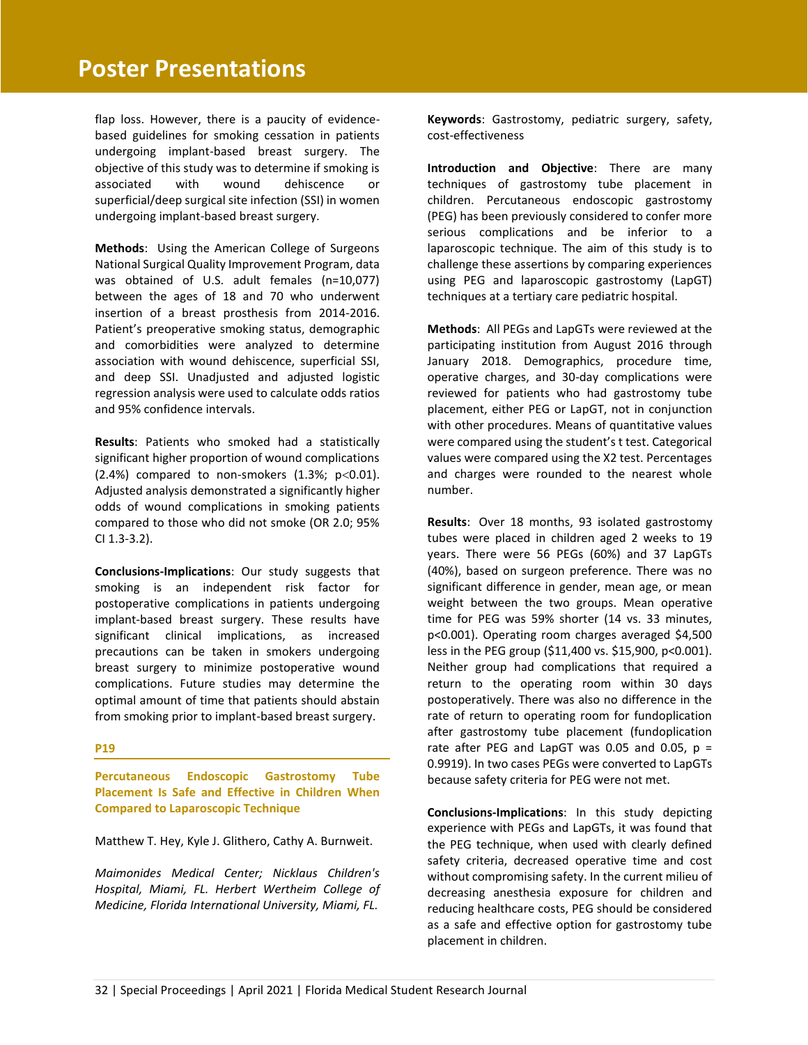flap loss. However, there is a paucity of evidence-based guidelines for smoking cessation in patients undergoing implant-based breast surgery. The objective of this study was to determine if smoking is associated with wound dehiscence or superficial/deep surgical site infection (SSI) in women undergoing implant-based breast surgery.

**Methods**: Using the American College of Surgeons National Surgical Quality Improvement Program, data was obtained of U.S. adult females (n=10,077) between the ages of 18 and 70 who underwent insertion of a breast prosthesis from 2014-2016. Patient's preoperative smoking status, demographic and comorbidities were analyzed to determine association with wound dehiscence, superficial SSI, and deep SSI. Unadjusted and adjusted logistic regression analysis were used to calculate odds ratios and 95% confidence intervals.

**Results**: Patients who smoked had a statistically significant higher proportion of wound complications (2.4%) compared to non-smokers (1.3%; $p<0.01$). Adjusted analysis demonstrated a significantly higher odds of wound complications in smoking patients compared to those who did not smoke (OR 2.0; 95% CI 1.3-3.2).

**Conclusions-Implications**: Our study suggests that smoking is an independent risk factor for postoperative complications in patients undergoing implant-based breast surgery. These results have significant clinical implications, as increased precautions can be taken in smokers undergoing breast surgery to minimize postoperative wound complications. Future studies may determine the optimal amount of time that patients should abstain from smoking prior to implant-based breast surgery.

## P19

### Percutaneous Endoscopic Gastrostomy Tube Placement Is Safe and Effective in Children When Compared to Laparoscopic Technique

Matthew T. Hey, Kyle J. Glithero, Cathy A. Burnweit.

*Maimonides Medical Center; Nicklaus Children's Hospital, Miami, FL. Herbert Wertheim College of Medicine, Florida International University, Miami, FL.*

**Keywords**: Gastrostomy, pediatric surgery, safety, cost-effectiveness

**Introduction and Objective**: There are many techniques of gastrostomy tube placement in children. Percutaneous endoscopic gastrostomy (PEG) has been previously considered to confer more serious complications and be inferior to a laparoscopic technique. The aim of this study is to challenge these assertions by comparing experiences using PEG and laparoscopic gastrostomy (LapGT) techniques at a tertiary care pediatric hospital.

**Methods**: All PEGs and LapGTs were reviewed at the participating institution from August 2016 through January 2018. Demographics, procedure time, operative charges, and 30-day complications were reviewed for patients who had gastrostomy tube placement, either PEG or LapGT, not in conjunction with other procedures. Means of quantitative values were compared using the student's t test. Categorical values were compared using the X2 test. Percentages and charges were rounded to the nearest whole number.

**Results**: Over 18 months, 93 isolated gastrostomy tubes were placed in children aged 2 weeks to 19 years. There were 56 PEGs (60%) and 37 LapGTs (40%), based on surgeon preference. There was no significant difference in gender, mean age, or mean weight between the two groups. Mean operative time for PEG was 59% shorter (14 vs. 33 minutes, $p<0.001$). Operating room charges averaged $4,500 less in the PEG group ($11,400 vs. $15,900, $p<0.001$). Neither group had complications that required a return to the operating room within 30 days postoperatively. There was also no difference in the rate of return to operating room for fundoplication after gastrostomy tube placement (fundoplication rate after PEG and LapGT was 0.05 and 0.05, $p = 0.9919$). In two cases PEGs were converted to LapGTs because safety criteria for PEG were not met.

**Conclusions-Implications**: In this study depicting experience with PEGs and LapGTs, it was found that the PEG technique, when used with clearly defined safety criteria, decreased operative time and cost without compromising safety. In the current milieu of decreasing anesthesia exposure for children and reducing healthcare costs, PEG should be considered as a safe and effective option for gastrostomy tube placement in children.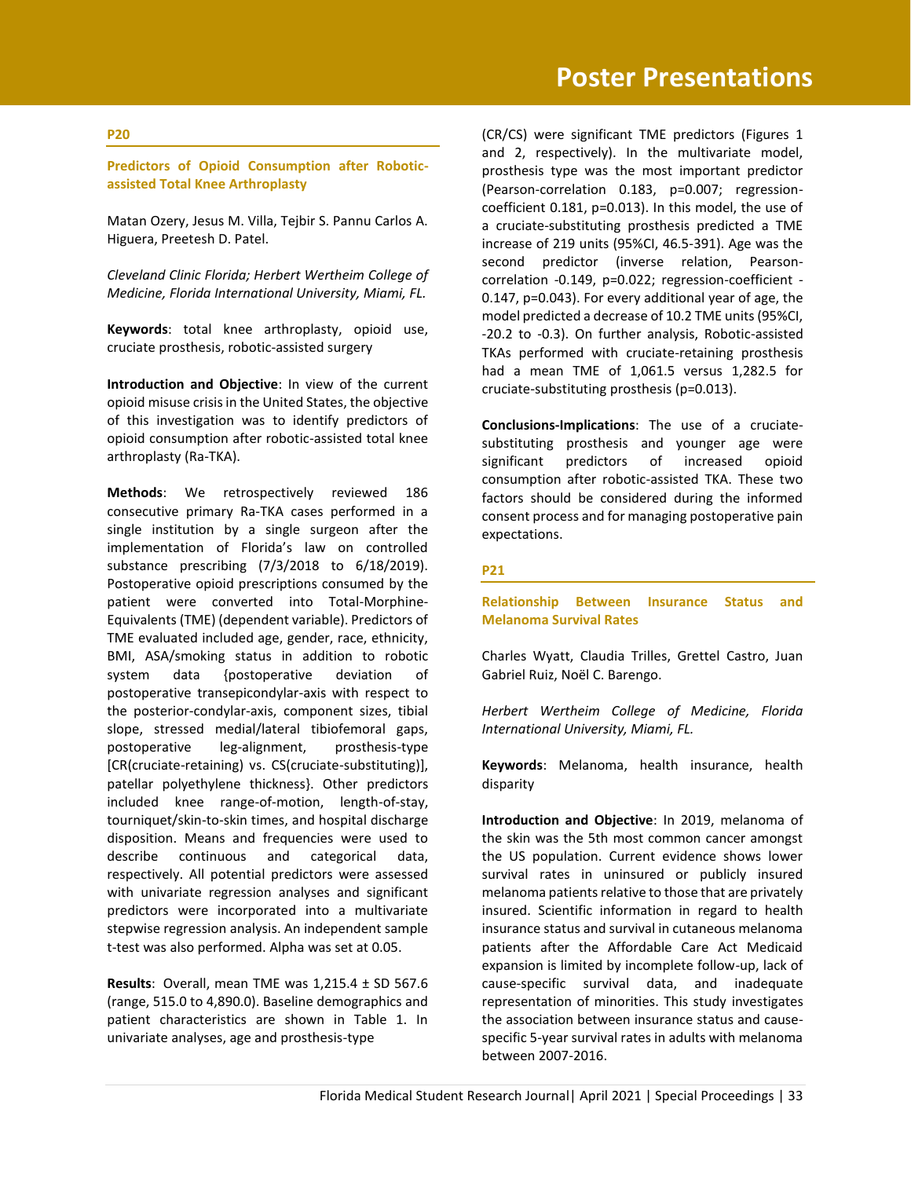## P20

### Predictors of Opioid Consumption after Robotic-assisted Total Knee Arthroplasty

Matan Ozery, Jesus M. Villa, Tejbir S. Pannu Carlos A. Higuera, Preetesh D. Patel.

*Cleveland Clinic Florida; Herbert Wertheim College of Medicine, Florida International University, Miami, FL.*

**Keywords**: total knee arthroplasty, opioid use, cruciate prosthesis, robotic-assisted surgery

**Introduction and Objective**: In view of the current opioid misuse crisis in the United States, the objective of this investigation was to identify predictors of opioid consumption after robotic-assisted total knee arthroplasty (Ra-TKA).

**Methods**: We retrospectively reviewed 186 consecutive primary Ra-TKA cases performed in a single institution by a single surgeon after the implementation of Florida's law on controlled substance prescribing (7/3/2018 to 6/18/2019). Postoperative opioid prescriptions consumed by the patient were converted into Total-Morphine-Equivalents (TME) (dependent variable). Predictors of TME evaluated included age, gender, race, ethnicity, BMI, ASA/smoking status in addition to robotic system data {postoperative deviation of postoperative transepicondylar-axis with respect to the posterior-condylar-axis, component sizes, tibial slope, stressed medial/lateral tibiofemoral gaps, postoperative leg-alignment, prosthesis-type [CR(cruciate-retaining) vs. CS(cruciate-substituting)], patellar polyethylene thickness}. Other predictors included knee range-of-motion, length-of-stay, tourniquet/skin-to-skin times, and hospital discharge disposition. Means and frequencies were used to describe continuous and categorical data, respectively. All potential predictors were assessed with univariate regression analyses and significant predictors were incorporated into a multivariate stepwise regression analysis. An independent sample t-test was also performed. Alpha was set at 0.05.

**Results**: Overall, mean TME was 1,215.4 ± SD 567.6 (range, 515.0 to 4,890.0). Baseline demographics and patient characteristics are shown in Table 1. In univariate analyses, age and prosthesis-type (CR/CS) were significant TME predictors (Figures 1 and 2, respectively). In the multivariate model, prosthesis type was the most important predictor (Pearson-correlation 0.183, p=0.007; regression-coefficient 0.181, p=0.013). In this model, the use of a cruciate-substituting prosthesis predicted a TME increase of 219 units (95%CI, 46.5-391). Age was the second predictor (inverse relation, Pearson-correlation -0.149, p=0.022; regression-coefficient -0.147, p=0.043). For every additional year of age, the model predicted a decrease of 10.2 TME units (95%CI, -20.2 to -0.3). On further analysis, Robotic-assisted TKAs performed with cruciate-retaining prosthesis had a mean TME of 1,061.5 versus 1,282.5 for cruciate-substituting prosthesis (p=0.013).

**Conclusions-Implications**: The use of a cruciate-substituting prosthesis and younger age were significant predictors of increased opioid consumption after robotic-assisted TKA. These two factors should be considered during the informed consent process and for managing postoperative pain expectations.

## P21

### Relationship Between Insurance Status and Melanoma Survival Rates

Charles Wyatt, Claudia Trilles, Grettel Castro, Juan Gabriel Ruiz, Noël C. Barengo.

*Herbert Wertheim College of Medicine, Florida International University, Miami, FL.*

**Keywords**: Melanoma, health insurance, health disparity

**Introduction and Objective**: In 2019, melanoma of the skin was the 5th most common cancer amongst the US population. Current evidence shows lower survival rates in uninsured or publicly insured melanoma patients relative to those that are privately insured. Scientific information in regard to health insurance status and survival in cutaneous melanoma patients after the Affordable Care Act Medicaid expansion is limited by incomplete follow-up, lack of cause-specific survival data, and inadequate representation of minorities. This study investigates the association between insurance status and cause-specific 5-year survival rates in adults with melanoma between 2007-2016.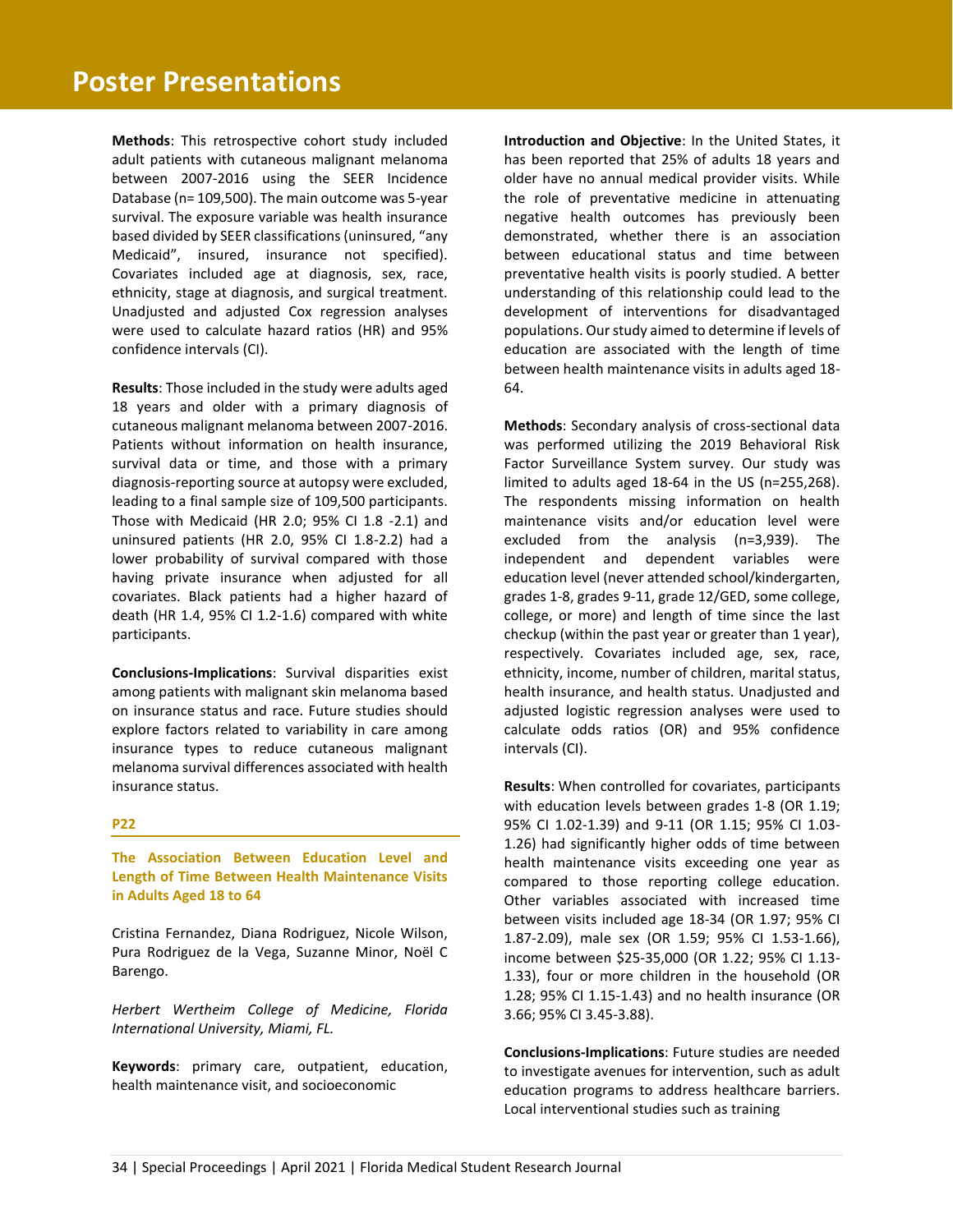**Methods**: This retrospective cohort study included adult patients with cutaneous malignant melanoma between 2007-2016 using the SEER Incidence Database (n= 109,500). The main outcome was 5-year survival. The exposure variable was health insurance based divided by SEER classifications (uninsured, "any Medicaid", insured, insurance not specified). Covariates included age at diagnosis, sex, race, ethnicity, stage at diagnosis, and surgical treatment. Unadjusted and adjusted Cox regression analyses were used to calculate hazard ratios (HR) and 95% confidence intervals (CI).

**Results**: Those included in the study were adults aged 18 years and older with a primary diagnosis of cutaneous malignant melanoma between 2007-2016. Patients without information on health insurance, survival data or time, and those with a primary diagnosis-reporting source at autopsy were excluded, leading to a final sample size of 109,500 participants. Those with Medicaid (HR 2.0; 95% CI 1.8 -2.1) and uninsured patients (HR 2.0, 95% CI 1.8-2.2) had a lower probability of survival compared with those having private insurance when adjusted for all covariates. Black patients had a higher hazard of death (HR 1.4, 95% CI 1.2-1.6) compared with white participants.

**Conclusions-Implications**: Survival disparities exist among patients with malignant skin melanoma based on insurance status and race. Future studies should explore factors related to variability in care among insurance types to reduce cutaneous malignant melanoma survival differences associated with health insurance status.

**P22**

## The Association Between Education Level and Length of Time Between Health Maintenance Visits in Adults Aged 18 to 64

Cristina Fernandez, Diana Rodriguez, Nicole Wilson, Pura Rodriguez de la Vega, Suzanne Minor, Noël C Barengo.

*Herbert Wertheim College of Medicine, Florida International University, Miami, FL.*

**Keywords**: primary care, outpatient, education, health maintenance visit, and socioeconomic

**Introduction and Objective**: In the United States, it has been reported that 25% of adults 18 years and older have no annual medical provider visits. While the role of preventative medicine in attenuating negative health outcomes has previously been demonstrated, whether there is an association between educational status and time between preventative health visits is poorly studied. A better understanding of this relationship could lead to the development of interventions for disadvantaged populations. Our study aimed to determine if levels of education are associated with the length of time between health maintenance visits in adults aged 18-64.

**Methods**: Secondary analysis of cross-sectional data was performed utilizing the 2019 Behavioral Risk Factor Surveillance System survey. Our study was limited to adults aged 18-64 in the US (n=255,268). The respondents missing information on health maintenance visits and/or education level were excluded from the analysis (n=3,939). The independent and dependent variables were education level (never attended school/kindergarten, grades 1-8, grades 9-11, grade 12/GED, some college, college, or more) and length of time since the last checkup (within the past year or greater than 1 year), respectively. Covariates included age, sex, race, ethnicity, income, number of children, marital status, health insurance, and health status. Unadjusted and adjusted logistic regression analyses were used to calculate odds ratios (OR) and 95% confidence intervals (CI).

**Results**: When controlled for covariates, participants with education levels between grades 1-8 (OR 1.19; 95% CI 1.02-1.39) and 9-11 (OR 1.15; 95% CI 1.03-1.26) had significantly higher odds of time between health maintenance visits exceeding one year as compared to those reporting college education. Other variables associated with increased time between visits included age 18-34 (OR 1.97; 95% CI 1.87-2.09), male sex (OR 1.59; 95% CI 1.53-1.66), income between $25-35,000 (OR 1.22; 95% CI 1.13-1.33), four or more children in the household (OR 1.28; 95% CI 1.15-1.43) and no health insurance (OR 3.66; 95% CI 3.45-3.88).

**Conclusions-Implications**: Future studies are needed to investigate avenues for intervention, such as adult education programs to address healthcare barriers. Local interventional studies such as training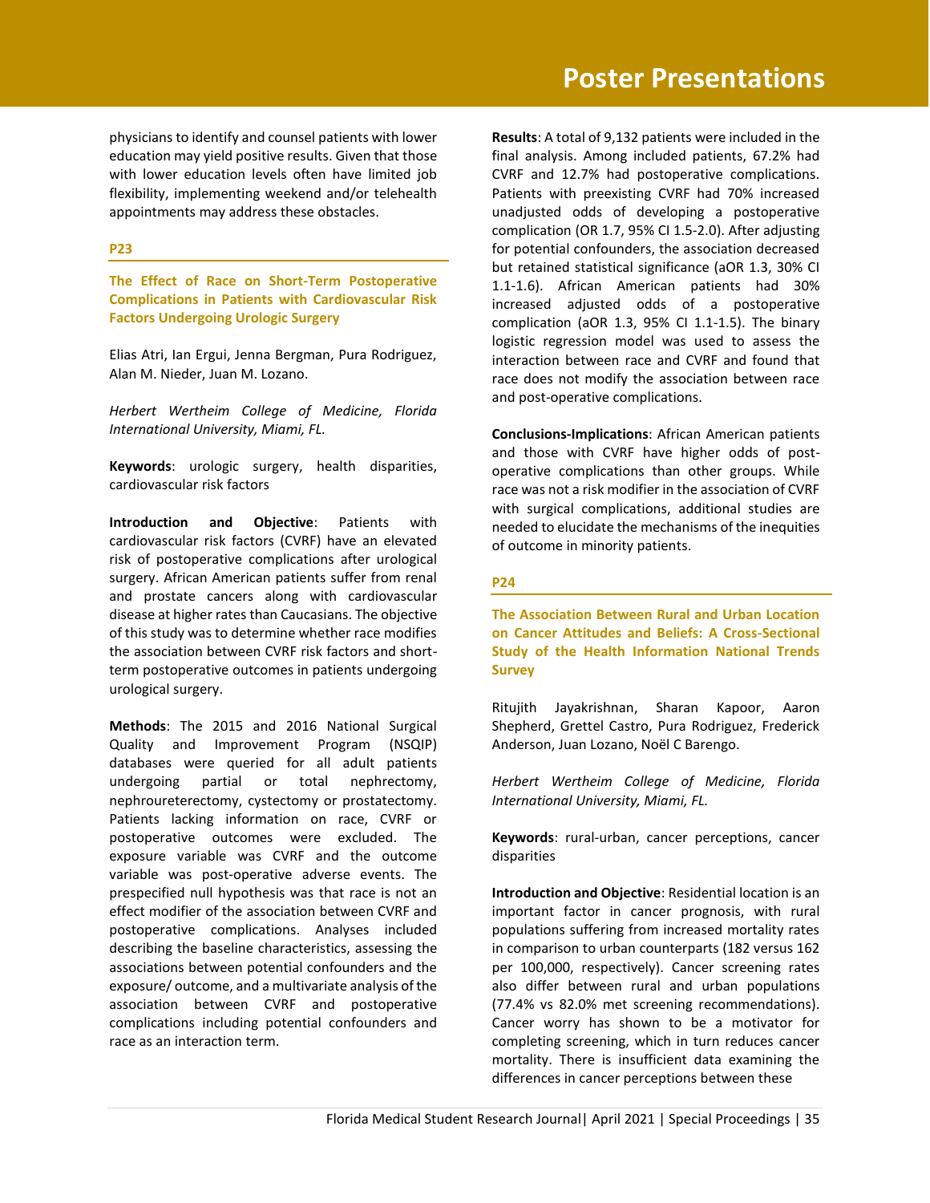physicians to identify and counsel patients with lower education may yield positive results. Given that those with lower education levels often have limited job flexibility, implementing weekend and/or telehealth appointments may address these obstacles.

**P23**

### The Effect of Race on Short-Term Postoperative Complications in Patients with Cardiovascular Risk Factors Undergoing Urologic Surgery

Elias Atri, Ian Ergui, Jenna Bergman, Pura Rodriguez, Alan M. Nieder, Juan M. Lozano.

*Herbert Wertheim College of Medicine, Florida International University, Miami, FL.*

**Keywords**: urologic surgery, health disparities, cardiovascular risk factors

**Introduction and Objective**: Patients with cardiovascular risk factors (CVRF) have an elevated risk of postoperative complications after urological surgery. African American patients suffer from renal and prostate cancers along with cardiovascular disease at higher rates than Caucasians. The objective of this study was to determine whether race modifies the association between CVRF risk factors and short-term postoperative outcomes in patients undergoing urological surgery.

**Methods**: The 2015 and 2016 National Surgical Quality and Improvement Program (NSQIP) databases were queried for all adult patients undergoing partial or total nephrectomy, nephroureterectomy, cystectomy or prostatectomy. Patients lacking information on race, CVRF or postoperative outcomes were excluded. The exposure variable was CVRF and the outcome variable was post-operative adverse events. The prespecified null hypothesis was that race is not an effect modifier of the association between CVRF and postoperative complications. Analyses included describing the baseline characteristics, assessing the associations between potential confounders and the exposure/ outcome, and a multivariate analysis of the association between CVRF and postoperative complications including potential confounders and race as an interaction term.

**Results**: A total of 9,132 patients were included in the final analysis. Among included patients, 67.2% had CVRF and 12.7% had postoperative complications. Patients with preexisting CVRF had 70% increased unadjusted odds of developing a postoperative complication (OR 1.7, 95% CI 1.5-2.0). After adjusting for potential confounders, the association decreased but retained statistical significance (aOR 1.3, 30% CI 1.1-1.6). African American patients had 30% increased adjusted odds of a postoperative complication (aOR 1.3, 95% CI 1.1-1.5). The binary logistic regression model was used to assess the interaction between race and CVRF and found that race does not modify the association between race and post-operative complications.

**Conclusions-Implications**: African American patients and those with CVRF have higher odds of post-operative complications than other groups. While race was not a risk modifier in the association of CVRF with surgical complications, additional studies are needed to elucidate the mechanisms of the inequities of outcome in minority patients.

**P24**

### The Association Between Rural and Urban Location on Cancer Attitudes and Beliefs: A Cross-Sectional Study of the Health Information National Trends Survey

Ritujith Jayakrishnan, Sharan Kapoor, Aaron Shepherd, Grettel Castro, Pura Rodriguez, Frederick Anderson, Juan Lozano, Noël C Barengo.

*Herbert Wertheim College of Medicine, Florida International University, Miami, FL.*

**Keywords**: rural-urban, cancer perceptions, cancer disparities

**Introduction and Objective**: Residential location is an important factor in cancer prognosis, with rural populations suffering from increased mortality rates in comparison to urban counterparts (182 versus 162 per 100,000, respectively). Cancer screening rates also differ between rural and urban populations (77.4% vs 82.0% met screening recommendations). Cancer worry has shown to be a motivator for completing screening, which in turn reduces cancer mortality. There is insufficient data examining the differences in cancer perceptions between these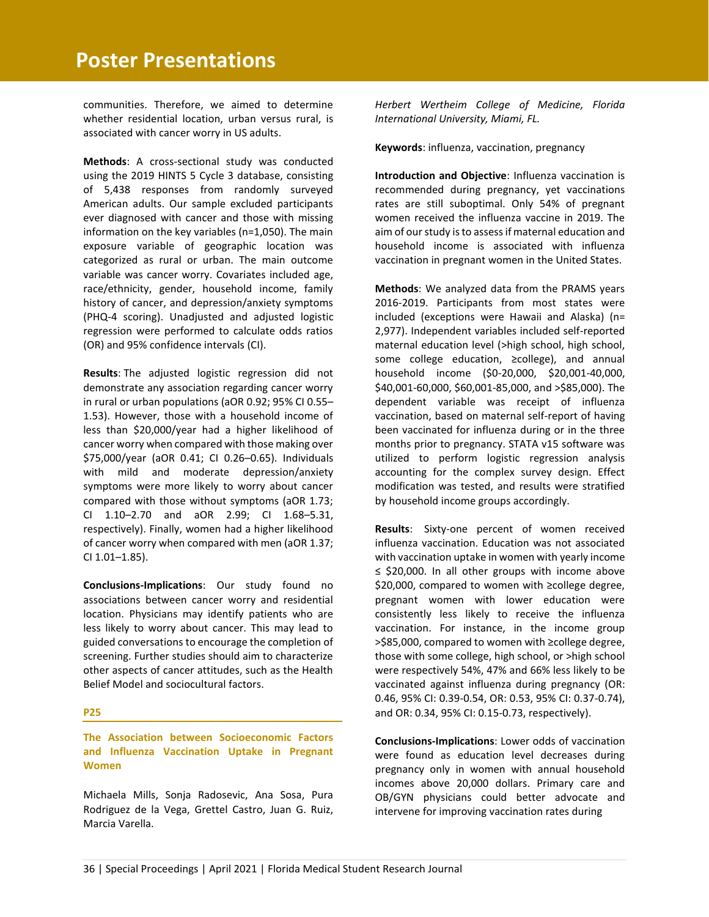communities. Therefore, we aimed to determine whether residential location, urban versus rural, is associated with cancer worry in US adults.

**Methods**: A cross-sectional study was conducted using the 2019 HINTS 5 Cycle 3 database, consisting of 5,438 responses from randomly surveyed American adults. Our sample excluded participants ever diagnosed with cancer and those with missing information on the key variables (n=1,050). The main exposure variable of geographic location was categorized as rural or urban. The main outcome variable was cancer worry. Covariates included age, race/ethnicity, gender, household income, family history of cancer, and depression/anxiety symptoms (PHQ-4 scoring). Unadjusted and adjusted logistic regression were performed to calculate odds ratios (OR) and 95% confidence intervals (CI).

**Results**: The adjusted logistic regression did not demonstrate any association regarding cancer worry in rural or urban populations (aOR 0.92; 95% CI 0.55–1.53). However, those with a household income of less than $20,000/year had a higher likelihood of cancer worry when compared with those making over $75,000/year (aOR 0.41; CI 0.26–0.65). Individuals with mild and moderate depression/anxiety symptoms were more likely to worry about cancer compared with those without symptoms (aOR 1.73; CI 1.10–2.70 and aOR 2.99; CI 1.68–5.31, respectively). Finally, women had a higher likelihood of cancer worry when compared with men (aOR 1.37; CI 1.01–1.85).

**Conclusions-Implications**: Our study found no associations between cancer worry and residential location. Physicians may identify patients who are less likely to worry about cancer. This may lead to guided conversations to encourage the completion of screening. Further studies should aim to characterize other aspects of cancer attitudes, such as the Health Belief Model and sociocultural factors.

**P25**

### The Association between Socioeconomic Factors and Influenza Vaccination Uptake in Pregnant Women

Michaela Mills, Sonja Radosevic, Ana Sosa, Pura Rodriguez de la Vega, Grettel Castro, Juan G. Ruiz, Marcia Varella.

*Herbert Wertheim College of Medicine, Florida International University, Miami, FL.*

**Keywords**: influenza, vaccination, pregnancy

**Introduction and Objective**: Influenza vaccination is recommended during pregnancy, yet vaccinations rates are still suboptimal. Only 54% of pregnant women received the influenza vaccine in 2019. The aim of our study is to assess if maternal education and household income is associated with influenza vaccination in pregnant women in the United States.

**Methods**: We analyzed data from the PRAMS years 2016-2019. Participants from most states were included (exceptions were Hawaii and Alaska) (n= 2,977). Independent variables included self-reported maternal education level (>high school, high school, some college education, ≥college), and annual household income ($0-20,000, $20,001-40,000, $40,001-60,000, $60,001-85,000, and >$85,000). The dependent variable was receipt of influenza vaccination, based on maternal self-report of having been vaccinated for influenza during or in the three months prior to pregnancy. STATA v15 software was utilized to perform logistic regression analysis accounting for the complex survey design. Effect modification was tested, and results were stratified by household income groups accordingly.

**Results**: Sixty-one percent of women received influenza vaccination. Education was not associated with vaccination uptake in women with yearly income ≤ $20,000. In all other groups with income above $20,000, compared to women with ≥college degree, pregnant women with lower education were consistently less likely to receive the influenza vaccination. For instance, in the income group >$85,000, compared to women with ≥college degree, those with some college, high school, or >high school were respectively 54%, 47% and 66% less likely to be vaccinated against influenza during pregnancy (OR: 0.46, 95% CI: 0.39-0.54, OR: 0.53, 95% CI: 0.37-0.74), and OR: 0.34, 95% CI: 0.15-0.73, respectively).

**Conclusions-Implications**: Lower odds of vaccination were found as education level decreases during pregnancy only in women with annual household incomes above 20,000 dollars. Primary care and OB/GYN physicians could better advocate and intervene for improving vaccination rates during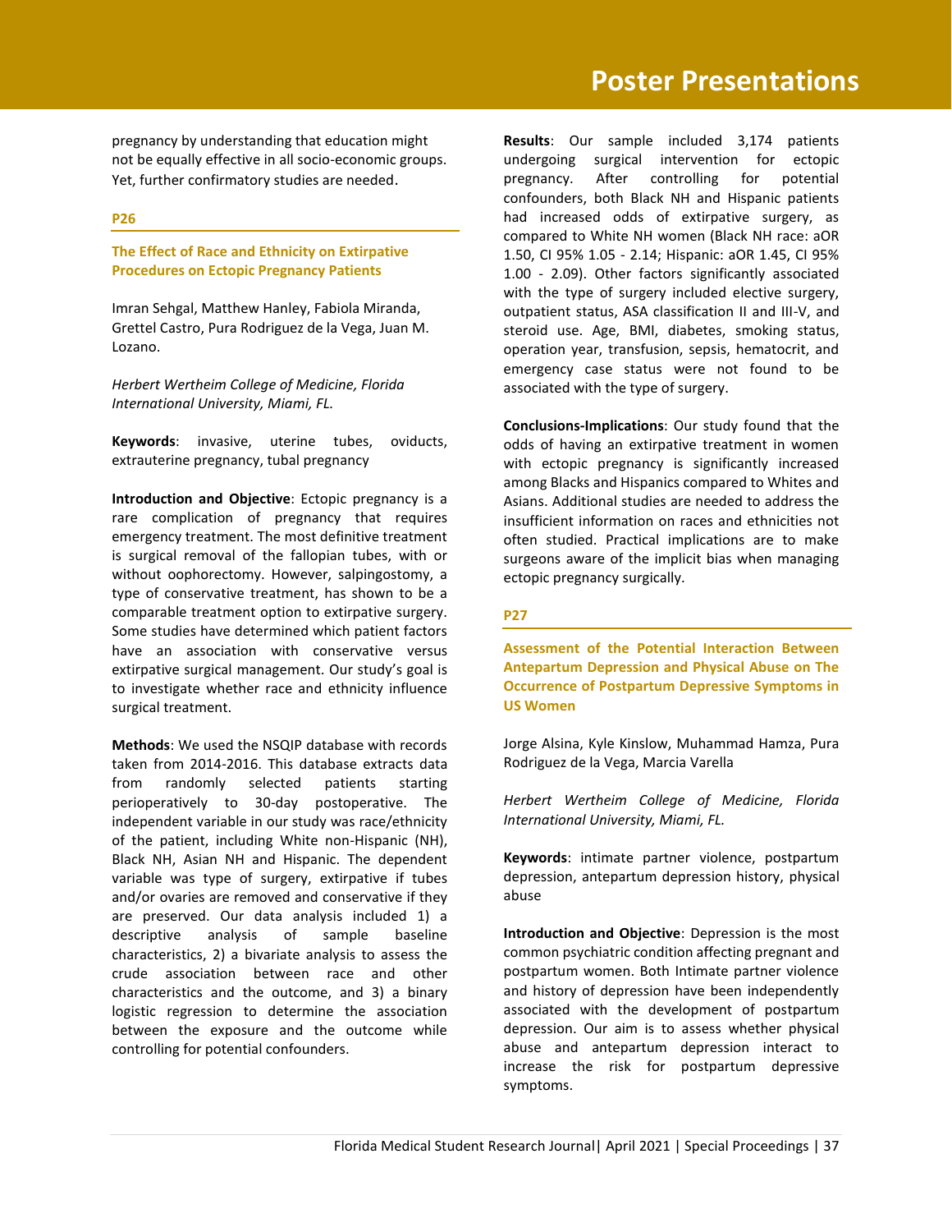pregnancy by understanding that education might not be equally effective in all socio-economic groups. Yet, further confirmatory studies are needed.

## P26

### The Effect of Race and Ethnicity on Extirpative Procedures on Ectopic Pregnancy Patients

Imran Sehgal, Matthew Hanley, Fabiola Miranda, Grettel Castro, Pura Rodriguez de la Vega, Juan M. Lozano.

*Herbert Wertheim College of Medicine, Florida International University, Miami, FL.*

**Keywords**: invasive, uterine tubes, oviducts, extrauterine pregnancy, tubal pregnancy

**Introduction and Objective**: Ectopic pregnancy is a rare complication of pregnancy that requires emergency treatment. The most definitive treatment is surgical removal of the fallopian tubes, with or without oophorectomy. However, salpingostomy, a type of conservative treatment, has shown to be a comparable treatment option to extirpative surgery. Some studies have determined which patient factors have an association with conservative versus extirpative surgical management. Our study's goal is to investigate whether race and ethnicity influence surgical treatment.

**Methods**: We used the NSQIP database with records taken from 2014-2016. This database extracts data from randomly selected patients starting perioperatively to 30-day postoperative. The independent variable in our study was race/ethnicity of the patient, including White non-Hispanic (NH), Black NH, Asian NH and Hispanic. The dependent variable was type of surgery, extirpative if tubes and/or ovaries are removed and conservative if they are preserved. Our data analysis included 1) a descriptive analysis of sample baseline characteristics, 2) a bivariate analysis to assess the crude association between race and other characteristics and the outcome, and 3) a binary logistic regression to determine the association between the exposure and the outcome while controlling for potential confounders.

**Results**: Our sample included 3,174 patients undergoing surgical intervention for ectopic pregnancy. After controlling for potential confounders, both Black NH and Hispanic patients had increased odds of extirpative surgery, as compared to White NH women (Black NH race: aOR 1.50, CI 95% 1.05 - 2.14; Hispanic: aOR 1.45, CI 95% 1.00 - 2.09). Other factors significantly associated with the type of surgery included elective surgery, outpatient status, ASA classification II and III-V, and steroid use. Age, BMI, diabetes, smoking status, operation year, transfusion, sepsis, hematocrit, and emergency case status were not found to be associated with the type of surgery.

**Conclusions-Implications**: Our study found that the odds of having an extirpative treatment in women with ectopic pregnancy is significantly increased among Blacks and Hispanics compared to Whites and Asians. Additional studies are needed to address the insufficient information on races and ethnicities not often studied. Practical implications are to make surgeons aware of the implicit bias when managing ectopic pregnancy surgically.

## P27

### Assessment of the Potential Interaction Between Antepartum Depression and Physical Abuse on The Occurrence of Postpartum Depressive Symptoms in US Women

Jorge Alsina, Kyle Kinslow, Muhammad Hamza, Pura Rodriguez de la Vega, Marcia Varella

*Herbert Wertheim College of Medicine, Florida International University, Miami, FL.*

**Keywords**: intimate partner violence, postpartum depression, antepartum depression history, physical abuse

**Introduction and Objective**: Depression is the most common psychiatric condition affecting pregnant and postpartum women. Both Intimate partner violence and history of depression have been independently associated with the development of postpartum depression. Our aim is to assess whether physical abuse and antepartum depression interact to increase the risk for postpartum depressive symptoms.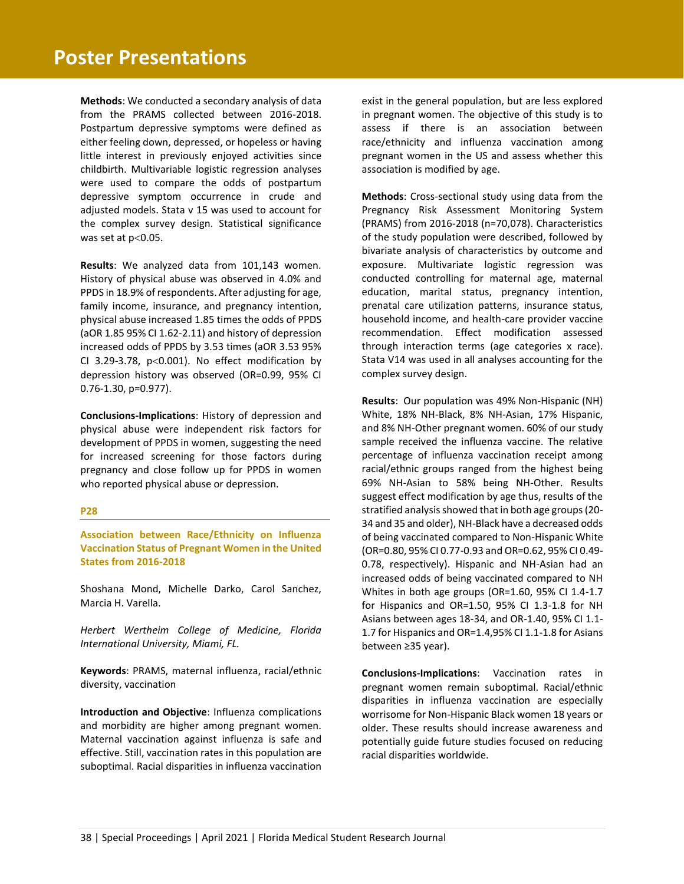**Methods**: We conducted a secondary analysis of data from the PRAMS collected between 2016-2018. Postpartum depressive symptoms were defined as either feeling down, depressed, or hopeless or having little interest in previously enjoyed activities since childbirth. Multivariable logistic regression analyses were used to compare the odds of postpartum depressive symptom occurrence in crude and adjusted models. Stata v 15 was used to account for the complex survey design. Statistical significance was set at $p<0.05$.

**Results**: We analyzed data from 101,143 women. History of physical abuse was observed in 4.0% and PPDS in 18.9% of respondents. After adjusting for age, family income, insurance, and pregnancy intention, physical abuse increased 1.85 times the odds of PPDS (aOR 1.85 95% CI 1.62-2.11) and history of depression increased odds of PPDS by 3.53 times (aOR 3.53 95% CI 3.29-3.78, $p<0.001$). No effect modification by depression history was observed (OR=0.99, 95% CI 0.76-1.30, p=0.977).

**Conclusions-Implications**: History of depression and physical abuse were independent risk factors for development of PPDS in women, suggesting the need for increased screening for those factors during pregnancy and close follow up for PPDS in women who reported physical abuse or depression.

### P28

### Association between Race/Ethnicity on Influenza Vaccination Status of Pregnant Women in the United States from 2016-2018

Shoshana Mond, Michelle Darko, Carol Sanchez, Marcia H. Varella.

*Herbert Wertheim College of Medicine, Florida International University, Miami, FL.*

**Keywords**: PRAMS, maternal influenza, racial/ethnic diversity, vaccination

**Introduction and Objective**: Influenza complications and morbidity are higher among pregnant women. Maternal vaccination against influenza is safe and effective. Still, vaccination rates in this population are suboptimal. Racial disparities in influenza vaccination exist in the general population, but are less explored in pregnant women. The objective of this study is to assess if there is an association between race/ethnicity and influenza vaccination among pregnant women in the US and assess whether this association is modified by age.

**Methods**: Cross-sectional study using data from the Pregnancy Risk Assessment Monitoring System (PRAMS) from 2016-2018 (n=70,078). Characteristics of the study population were described, followed by bivariate analysis of characteristics by outcome and exposure. Multivariate logistic regression was conducted controlling for maternal age, maternal education, marital status, pregnancy intention, prenatal care utilization patterns, insurance status, household income, and health-care provider vaccine recommendation. Effect modification assessed through interaction terms (age categories x race). Stata V14 was used in all analyses accounting for the complex survey design.

**Results**: Our population was 49% Non-Hispanic (NH) White, 18% NH-Black, 8% NH-Asian, 17% Hispanic, and 8% NH-Other pregnant women. 60% of our study sample received the influenza vaccine. The relative percentage of influenza vaccination receipt among racial/ethnic groups ranged from the highest being 69% NH-Asian to 58% being NH-Other. Results suggest effect modification by age thus, results of the stratified analysis showed that in both age groups (20-34 and 35 and older), NH-Black have a decreased odds of being vaccinated compared to Non-Hispanic White (OR=0.80, 95% CI 0.77-0.93 and OR=0.62, 95% CI 0.49-0.78, respectively). Hispanic and NH-Asian had an increased odds of being vaccinated compared to NH Whites in both age groups (OR=1.60, 95% CI 1.4-1.7 for Hispanics and OR=1.50, 95% CI 1.3-1.8 for NH Asians between ages 18-34, and OR-1.40, 95% CI 1.1-1.7 for Hispanics and OR=1.4,95% CI 1.1-1.8 for Asians between ≥35 year).

**Conclusions-Implications**: Vaccination rates in pregnant women remain suboptimal. Racial/ethnic disparities in influenza vaccination are especially worrisome for Non-Hispanic Black women 18 years or older. These results should increase awareness and potentially guide future studies focused on reducing racial disparities worldwide.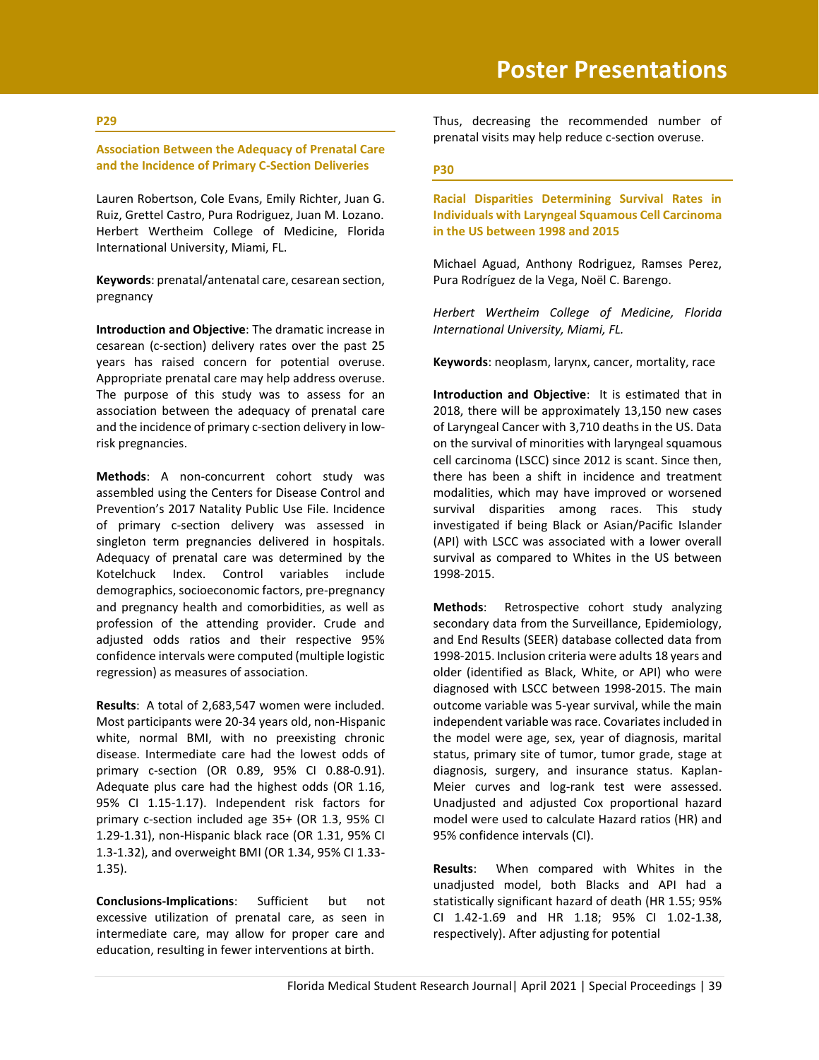## P29

### Association Between the Adequacy of Prenatal Care and the Incidence of Primary C-Section Deliveries

Lauren Robertson, Cole Evans, Emily Richter, Juan G. Ruiz, Grettel Castro, Pura Rodriguez, Juan M. Lozano. Herbert Wertheim College of Medicine, Florida International University, Miami, FL.

**Keywords**: prenatal/antenatal care, cesarean section, pregnancy

**Introduction and Objective**: The dramatic increase in cesarean (c-section) delivery rates over the past 25 years has raised concern for potential overuse. Appropriate prenatal care may help address overuse. The purpose of this study was to assess for an association between the adequacy of prenatal care and the incidence of primary c-section delivery in low-risk pregnancies.

**Methods**: A non-concurrent cohort study was assembled using the Centers for Disease Control and Prevention's 2017 Natality Public Use File. Incidence of primary c-section delivery was assessed in singleton term pregnancies delivered in hospitals. Adequacy of prenatal care was determined by the Kotelchuck Index. Control variables include demographics, socioeconomic factors, pre-pregnancy and pregnancy health and comorbidities, as well as profession of the attending provider. Crude and adjusted odds ratios and their respective 95% confidence intervals were computed (multiple logistic regression) as measures of association.

**Results**: A total of 2,683,547 women were included. Most participants were 20-34 years old, non-Hispanic white, normal BMI, with no preexisting chronic disease. Intermediate care had the lowest odds of primary c-section (OR 0.89, 95% CI 0.88-0.91). Adequate plus care had the highest odds (OR 1.16, 95% CI 1.15-1.17). Independent risk factors for primary c-section included age 35+ (OR 1.3, 95% CI 1.29-1.31), non-Hispanic black race (OR 1.31, 95% CI 1.3-1.32), and overweight BMI (OR 1.34, 95% CI 1.33-1.35).

**Conclusions-Implications**: Sufficient but not excessive utilization of prenatal care, as seen in intermediate care, may allow for proper care and education, resulting in fewer interventions at birth. Thus, decreasing the recommended number of prenatal visits may help reduce c-section overuse.

## P30

### Racial Disparities Determining Survival Rates in Individuals with Laryngeal Squamous Cell Carcinoma in the US between 1998 and 2015

Michael Aguad, Anthony Rodriguez, Ramses Perez, Pura Rodríguez de la Vega, Noël C. Barengo.

*Herbert Wertheim College of Medicine, Florida International University, Miami, FL.*

**Keywords**: neoplasm, larynx, cancer, mortality, race

**Introduction and Objective**: It is estimated that in 2018, there will be approximately 13,150 new cases of Laryngeal Cancer with 3,710 deaths in the US. Data on the survival of minorities with laryngeal squamous cell carcinoma (LSCC) since 2012 is scant. Since then, there has been a shift in incidence and treatment modalities, which may have improved or worsened survival disparities among races. This study investigated if being Black or Asian/Pacific Islander (API) with LSCC was associated with a lower overall survival as compared to Whites in the US between 1998-2015.

**Methods**: Retrospective cohort study analyzing secondary data from the Surveillance, Epidemiology, and End Results (SEER) database collected data from 1998-2015. Inclusion criteria were adults 18 years and older (identified as Black, White, or API) who were diagnosed with LSCC between 1998-2015. The main outcome variable was 5-year survival, while the main independent variable was race. Covariates included in the model were age, sex, year of diagnosis, marital status, primary site of tumor, tumor grade, stage at diagnosis, surgery, and insurance status. Kaplan-Meier curves and log-rank test were assessed. Unadjusted and adjusted Cox proportional hazard model were used to calculate Hazard ratios (HR) and 95% confidence intervals (CI).

**Results**: When compared with Whites in the unadjusted model, both Blacks and API had a statistically significant hazard of death (HR 1.55; 95% CI 1.42-1.69 and HR 1.18; 95% CI 1.02-1.38, respectively). After adjusting for potential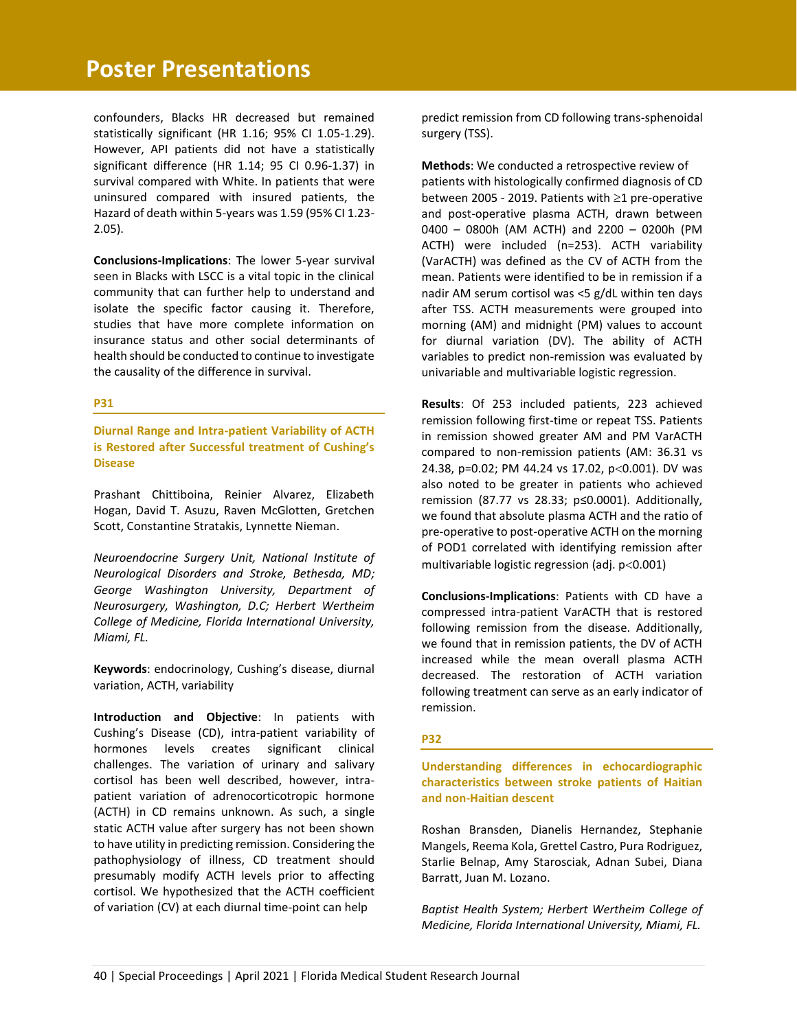confounders, Blacks HR decreased but remained statistically significant (HR 1.16; 95% CI 1.05-1.29). However, API patients did not have a statistically significant difference (HR 1.14; 95 CI 0.96-1.37) in survival compared with White. In patients that were uninsured compared with insured patients, the Hazard of death within 5-years was 1.59 (95% CI 1.23-2.05).

**Conclusions-Implications**: The lower 5-year survival seen in Blacks with LSCC is a vital topic in the clinical community that can further help to understand and isolate the specific factor causing it. Therefore, studies that have more complete information on insurance status and other social determinants of health should be conducted to continue to investigate the causality of the difference in survival.

### P31

### Diurnal Range and Intra-patient Variability of ACTH is Restored after Successful treatment of Cushing's Disease

Prashant Chittiboina, Reinier Alvarez, Elizabeth Hogan, David T. Asuzu, Raven McGlotten, Gretchen Scott, Constantine Stratakis, Lynnette Nieman.

*Neuroendocrine Surgery Unit, National Institute of Neurological Disorders and Stroke, Bethesda, MD; George Washington University, Department of Neurosurgery, Washington, D.C; Herbert Wertheim College of Medicine, Florida International University, Miami, FL.*

**Keywords**: endocrinology, Cushing's disease, diurnal variation, ACTH, variability

**Introduction and Objective**: In patients with Cushing's Disease (CD), intra-patient variability of hormones levels creates significant clinical challenges. The variation of urinary and salivary cortisol has been well described, however, intra-patient variation of adrenocorticotropic hormone (ACTH) in CD remains unknown. As such, a single static ACTH value after surgery has not been shown to have utility in predicting remission. Considering the pathophysiology of illness, CD treatment should presumably modify ACTH levels prior to affecting cortisol. We hypothesized that the ACTH coefficient of variation (CV) at each diurnal time-point can help predict remission from CD following trans-sphenoidal surgery (TSS).

**Methods**: We conducted a retrospective review of patients with histologically confirmed diagnosis of CD between 2005 - 2019. Patients with ≥1 pre-operative and post-operative plasma ACTH, drawn between 0400 – 0800h (AM ACTH) and 2200 – 0200h (PM ACTH) were included (n=253). ACTH variability (VarACTH) was defined as the CV of ACTH from the mean. Patients were identified to be in remission if a nadir AM serum cortisol was <5 g/dL within ten days after TSS. ACTH measurements were grouped into morning (AM) and midnight (PM) values to account for diurnal variation (DV). The ability of ACTH variables to predict non-remission was evaluated by univariable and multivariable logistic regression.

**Results**: Of 253 included patients, 223 achieved remission following first-time or repeat TSS. Patients in remission showed greater AM and PM VarACTH compared to non-remission patients (AM: 36.31 vs 24.38, p=0.02; PM 44.24 vs 17.02, p<0.001). DV was also noted to be greater in patients who achieved remission (87.77 vs 28.33; p≤0.0001). Additionally, we found that absolute plasma ACTH and the ratio of pre-operative to post-operative ACTH on the morning of POD1 correlated with identifying remission after multivariable logistic regression (adj. p<0.001)

**Conclusions-Implications**: Patients with CD have a compressed intra-patient VarACTH that is restored following remission from the disease. Additionally, we found that in remission patients, the DV of ACTH increased while the mean overall plasma ACTH decreased. The restoration of ACTH variation following treatment can serve as an early indicator of remission.

### P32

### Understanding differences in echocardiographic characteristics between stroke patients of Haitian and non-Haitian descent

Roshan Bransden, Dianelis Hernandez, Stephanie Mangels, Reema Kola, Grettel Castro, Pura Rodriguez, Starlie Belnap, Amy Starosciak, Adnan Subei, Diana Barratt, Juan M. Lozano.

*Baptist Health System; Herbert Wertheim College of Medicine, Florida International University, Miami, FL.*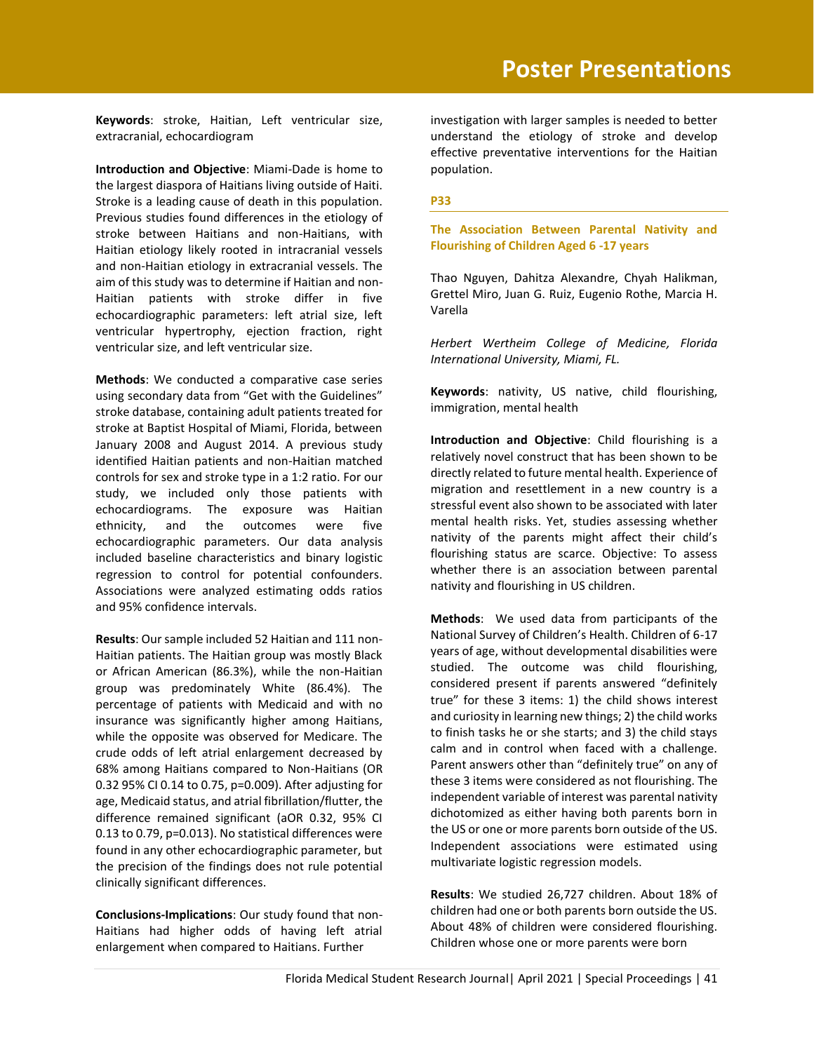**Keywords**: stroke, Haitian, Left ventricular size, extracranial, echocardiogram

**Introduction and Objective**: Miami-Dade is home to the largest diaspora of Haitians living outside of Haiti. Stroke is a leading cause of death in this population. Previous studies found differences in the etiology of stroke between Haitians and non-Haitians, with Haitian etiology likely rooted in intracranial vessels and non-Haitian etiology in extracranial vessels. The aim of this study was to determine if Haitian and non-Haitian patients with stroke differ in five echocardiographic parameters: left atrial size, left ventricular hypertrophy, ejection fraction, right ventricular size, and left ventricular size.

**Methods**: We conducted a comparative case series using secondary data from "Get with the Guidelines" stroke database, containing adult patients treated for stroke at Baptist Hospital of Miami, Florida, between January 2008 and August 2014. A previous study identified Haitian patients and non-Haitian matched controls for sex and stroke type in a 1:2 ratio. For our study, we included only those patients with echocardiograms. The exposure was Haitian ethnicity, and the outcomes were five echocardiographic parameters. Our data analysis included baseline characteristics and binary logistic regression to control for potential confounders. Associations were analyzed estimating odds ratios and 95% confidence intervals.

**Results**: Our sample included 52 Haitian and 111 non-Haitian patients. The Haitian group was mostly Black or African American (86.3%), while the non-Haitian group was predominately White (86.4%). The percentage of patients with Medicaid and with no insurance was significantly higher among Haitians, while the opposite was observed for Medicare. The crude odds of left atrial enlargement decreased by 68% among Haitians compared to Non-Haitians (OR 0.32 95% CI 0.14 to 0.75, p=0.009). After adjusting for age, Medicaid status, and atrial fibrillation/flutter, the difference remained significant (aOR 0.32, 95% CI 0.13 to 0.79, p=0.013). No statistical differences were found in any other echocardiographic parameter, but the precision of the findings does not rule potential clinically significant differences.

**Conclusions-Implications**: Our study found that non-Haitians had higher odds of having left atrial enlargement when compared to Haitians. Further investigation with larger samples is needed to better understand the etiology of stroke and develop effective preventative interventions for the Haitian population.

## P33

### The Association Between Parental Nativity and Flourishing of Children Aged 6 -17 years

Thao Nguyen, Dahitza Alexandre, Chyah Halikman, Grettel Miro, Juan G. Ruiz, Eugenio Rothe, Marcia H. Varella

*Herbert Wertheim College of Medicine, Florida International University, Miami, FL.*

**Keywords**: nativity, US native, child flourishing, immigration, mental health

**Introduction and Objective**: Child flourishing is a relatively novel construct that has been shown to be directly related to future mental health. Experience of migration and resettlement in a new country is a stressful event also shown to be associated with later mental health risks. Yet, studies assessing whether nativity of the parents might affect their child's flourishing status are scarce. Objective: To assess whether there is an association between parental nativity and flourishing in US children.

**Methods**: We used data from participants of the National Survey of Children's Health. Children of 6-17 years of age, without developmental disabilities were studied. The outcome was child flourishing, considered present if parents answered "definitely true" for these 3 items: 1) the child shows interest and curiosity in learning new things; 2) the child works to finish tasks he or she starts; and 3) the child stays calm and in control when faced with a challenge. Parent answers other than "definitely true" on any of these 3 items were considered as not flourishing. The independent variable of interest was parental nativity dichotomized as either having both parents born in the US or one or more parents born outside of the US. Independent associations were estimated using multivariate logistic regression models.

**Results**: We studied 26,727 children. About 18% of children had one or both parents born outside the US. About 48% of children were considered flourishing. Children whose one or more parents were born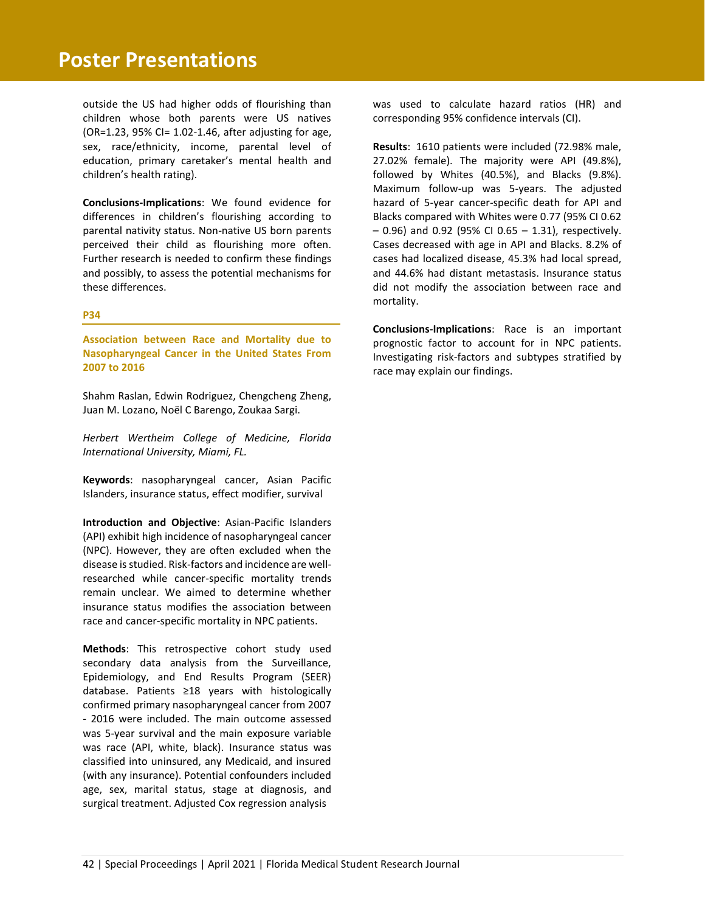outside the US had higher odds of flourishing than children whose both parents were US natives (OR=1.23, 95% CI= 1.02-1.46, after adjusting for age, sex, race/ethnicity, income, parental level of education, primary caretaker's mental health and children's health rating).

**Conclusions-Implications**: We found evidence for differences in children's flourishing according to parental nativity status. Non-native US born parents perceived their child as flourishing more often. Further research is needed to confirm these findings and possibly, to assess the potential mechanisms for these differences.

**P34**

### Association between Race and Mortality due to Nasopharyngeal Cancer in the United States From 2007 to 2016

Shahm Raslan, Edwin Rodriguez, Chengcheng Zheng, Juan M. Lozano, Noël C Barengo, Zoukaa Sargi.

*Herbert Wertheim College of Medicine, Florida International University, Miami, FL.*

**Keywords**: nasopharyngeal cancer, Asian Pacific Islanders, insurance status, effect modifier, survival

**Introduction and Objective**: Asian-Pacific Islanders (API) exhibit high incidence of nasopharyngeal cancer (NPC). However, they are often excluded when the disease is studied. Risk-factors and incidence are well-researched while cancer-specific mortality trends remain unclear. We aimed to determine whether insurance status modifies the association between race and cancer-specific mortality in NPC patients.

**Methods**: This retrospective cohort study used secondary data analysis from the Surveillance, Epidemiology, and End Results Program (SEER) database. Patients ≥18 years with histologically confirmed primary nasopharyngeal cancer from 2007 - 2016 were included. The main outcome assessed was 5-year survival and the main exposure variable was race (API, white, black). Insurance status was classified into uninsured, any Medicaid, and insured (with any insurance). Potential confounders included age, sex, marital status, stage at diagnosis, and surgical treatment. Adjusted Cox regression analysis was used to calculate hazard ratios (HR) and corresponding 95% confidence intervals (CI).

**Results**: 1610 patients were included (72.98% male, 27.02% female). The majority were API (49.8%), followed by Whites (40.5%), and Blacks (9.8%). Maximum follow-up was 5-years. The adjusted hazard of 5-year cancer-specific death for API and Blacks compared with Whites were 0.77 (95% CI 0.62 – 0.96) and 0.92 (95% CI 0.65 – 1.31), respectively. Cases decreased with age in API and Blacks. 8.2% of cases had localized disease, 45.3% had local spread, and 44.6% had distant metastasis. Insurance status did not modify the association between race and mortality.

**Conclusions-Implications**: Race is an important prognostic factor to account for in NPC patients. Investigating risk-factors and subtypes stratified by race may explain our findings.